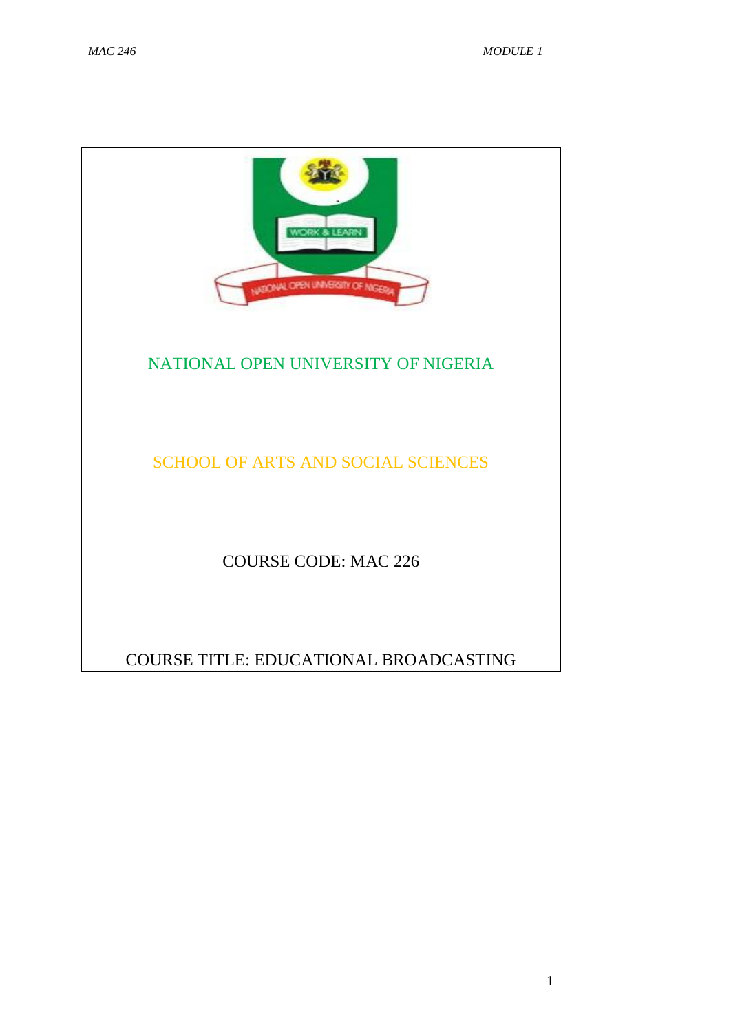NATIONAL OPEN UNIVERSITY OF NIGERIA

SCHOOL OF ARTS AND SOCIAL SCIENCES

COURSE CODE: MAC 226

COURSE TITLE: EDUCATIONAL BROADCASTING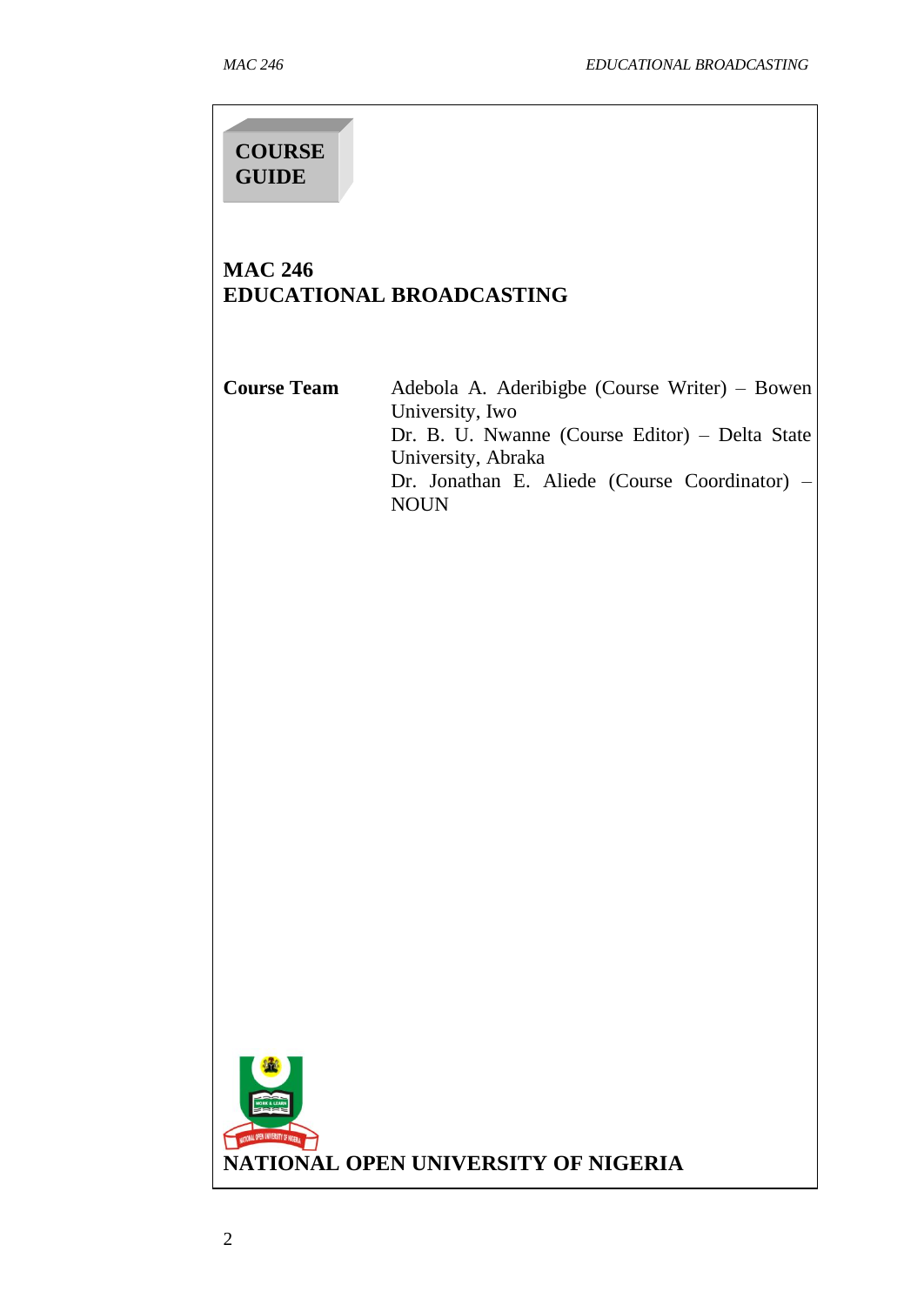**COURSE GUIDE**

# MAC 246
# EDUCATIONAL BROADCASTING

**Course Team**

Adebola A. Aderibigbe (Course Writer) – Bowen University, Iwo

Dr. B. U. Nwanne (Course Editor) – Delta State University, Abraka

Dr. Jonathan E. Aliede (Course Coordinator) – NOUN

**NATIONAL OPEN UNIVERSITY OF NIGERIA**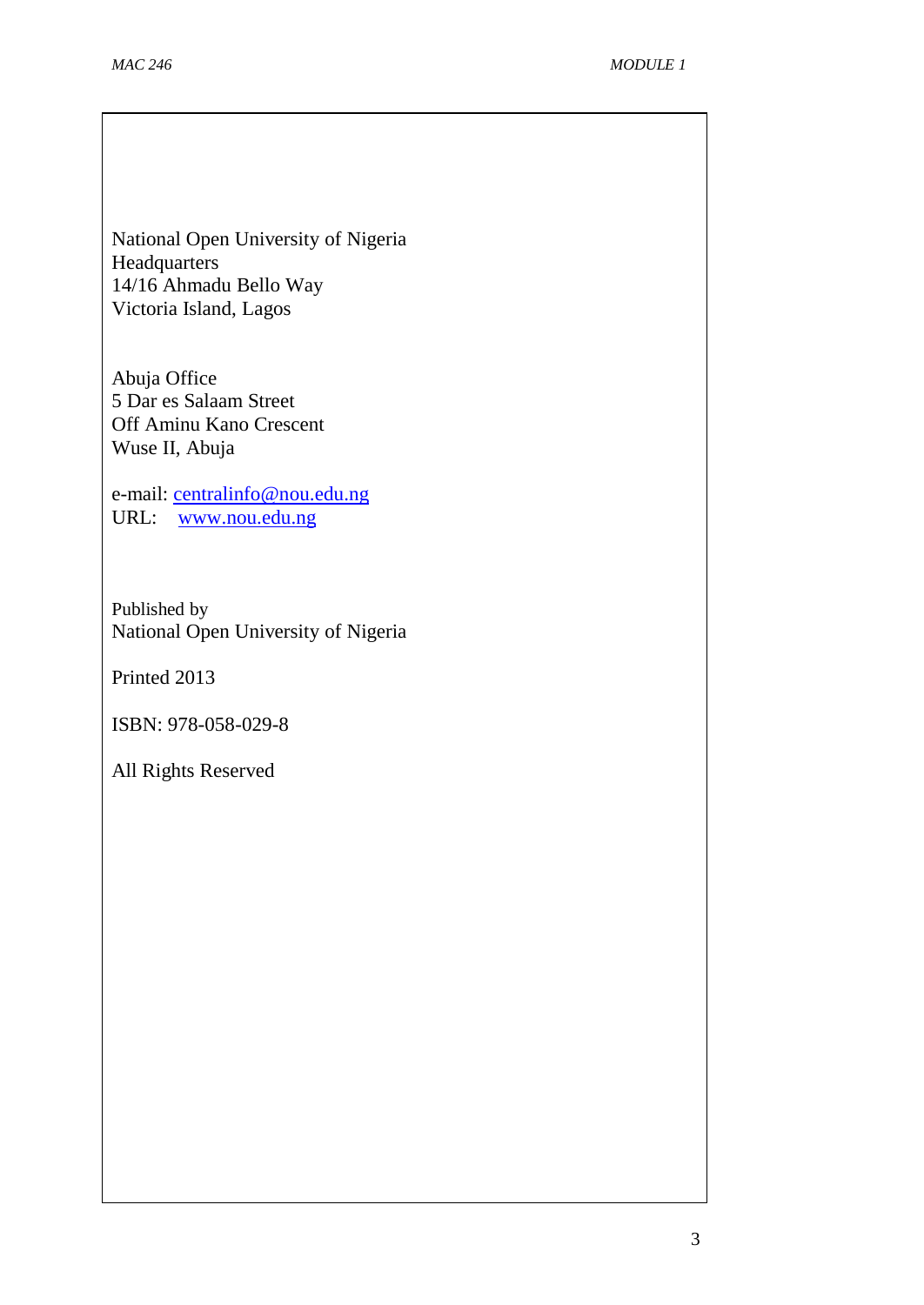National Open University of Nigeria
Headquarters
14/16 Ahmadu Bello Way
Victoria Island, Lagos

Abuja Office
5 Dar es Salaam Street
Off Aminu Kano Crescent
Wuse II, Abuja

e-mail: centralinfo@nou.edu.ng
URL: www.nou.edu.ng

Published by
National Open University of Nigeria

Printed 2013

ISBN: 978-058-029-8

All Rights Reserved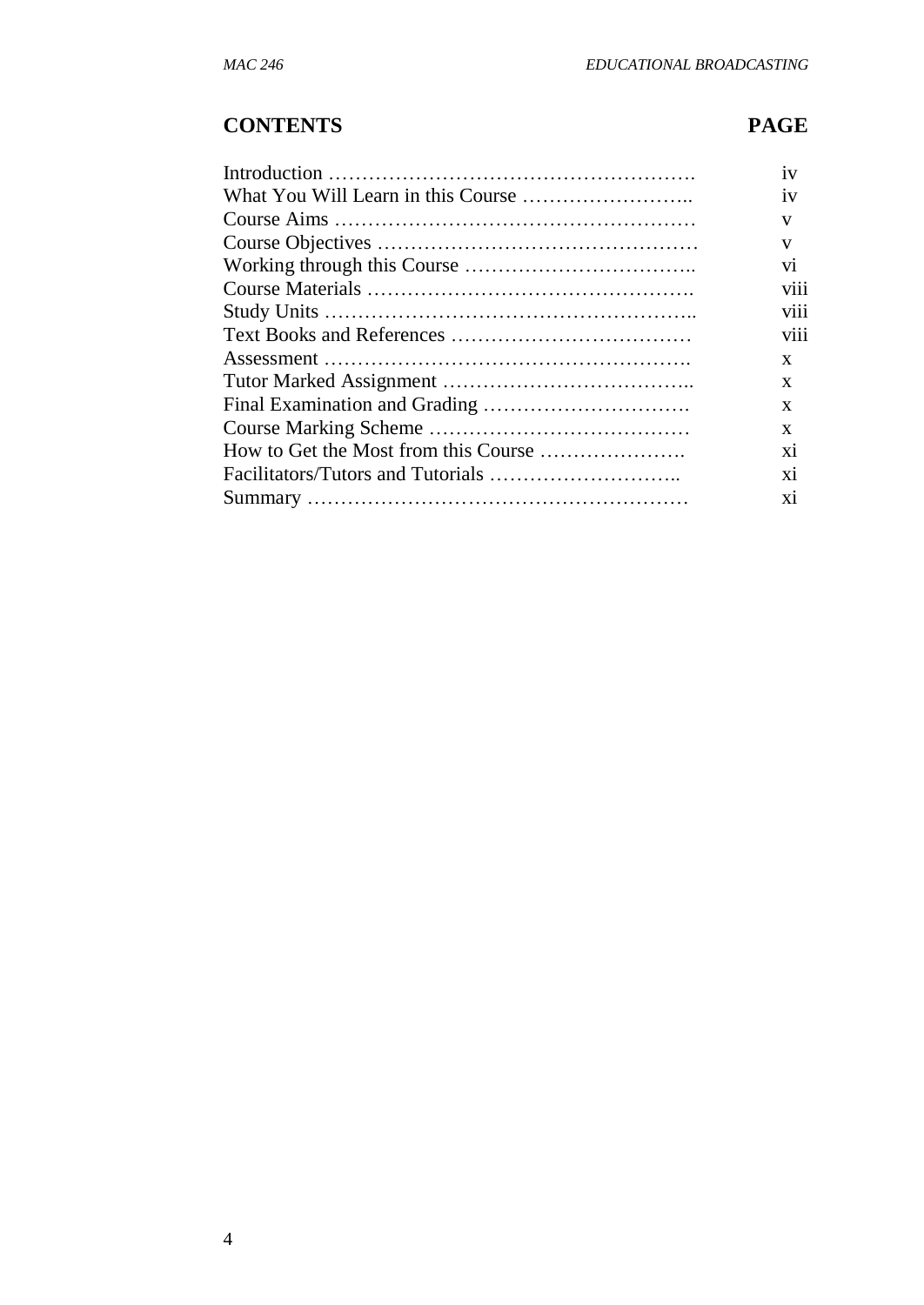## CONTENTS

| CONTENTS | PAGE |
|---|---|
| Introduction ………………………………………………. | iv |
| What You Will Learn in this Course …………………….. | iv |
| Course Aims ……………………………………………… | v |
| Course Objectives ………………………………………… | v |
| Working through this Course …………………………….. | vi |
| Course Materials …………………………………………. | viii |
| Study Units ……………………………………………….. | viii |
| Text Books and References ……………………………… | viii |
| Assessment ………………………………………………. | x |
| Tutor Marked Assignment ……………………………….. | x |
| Final Examination and Grading …………………………. | x |
| Course Marking Scheme ………………………………… | x |
| How to Get the Most from this Course …………………. | xi |
| Facilitators/Tutors and Tutorials ……………………….. | xi |
| Summary ………………………………………………… | xi |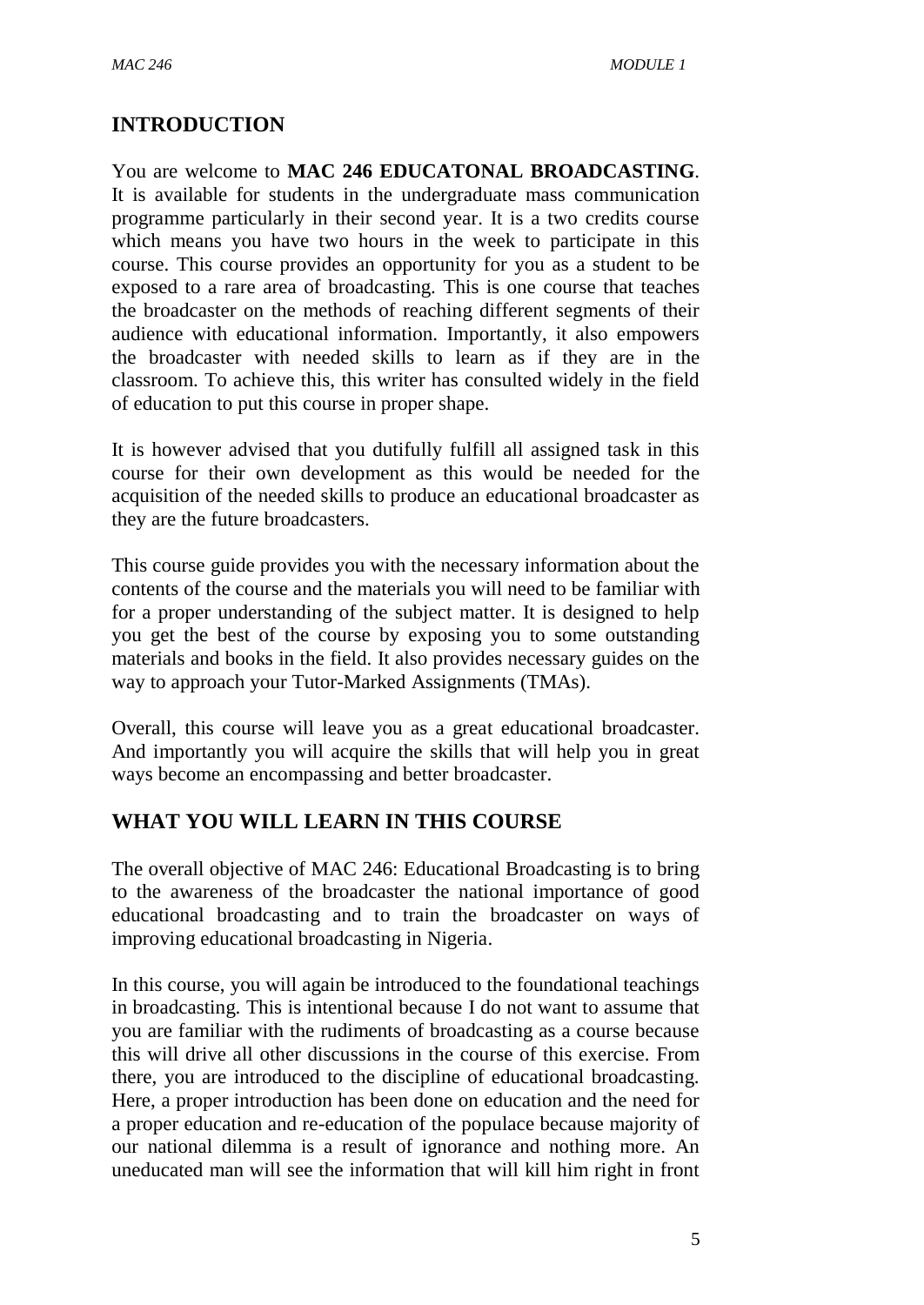## INTRODUCTION

You are welcome to **MAC 246 EDUCATONAL BROADCASTING**. It is available for students in the undergraduate mass communication programme particularly in their second year. It is a two credits course which means you have two hours in the week to participate in this course. This course provides an opportunity for you as a student to be exposed to a rare area of broadcasting. This is one course that teaches the broadcaster on the methods of reaching different segments of their audience with educational information. Importantly, it also empowers the broadcaster with needed skills to learn as if they are in the classroom. To achieve this, this writer has consulted widely in the field of education to put this course in proper shape.

It is however advised that you dutifully fulfill all assigned task in this course for their own development as this would be needed for the acquisition of the needed skills to produce an educational broadcaster as they are the future broadcasters.

This course guide provides you with the necessary information about the contents of the course and the materials you will need to be familiar with for a proper understanding of the subject matter. It is designed to help you get the best of the course by exposing you to some outstanding materials and books in the field. It also provides necessary guides on the way to approach your Tutor-Marked Assignments (TMAs).

Overall, this course will leave you as a great educational broadcaster. And importantly you will acquire the skills that will help you in great ways become an encompassing and better broadcaster.

## WHAT YOU WILL LEARN IN THIS COURSE

The overall objective of MAC 246: Educational Broadcasting is to bring to the awareness of the broadcaster the national importance of good educational broadcasting and to train the broadcaster on ways of improving educational broadcasting in Nigeria.

In this course, you will again be introduced to the foundational teachings in broadcasting. This is intentional because I do not want to assume that you are familiar with the rudiments of broadcasting as a course because this will drive all other discussions in the course of this exercise. From there, you are introduced to the discipline of educational broadcasting. Here, a proper introduction has been done on education and the need for a proper education and re-education of the populace because majority of our national dilemma is a result of ignorance and nothing more. An uneducated man will see the information that will kill him right in front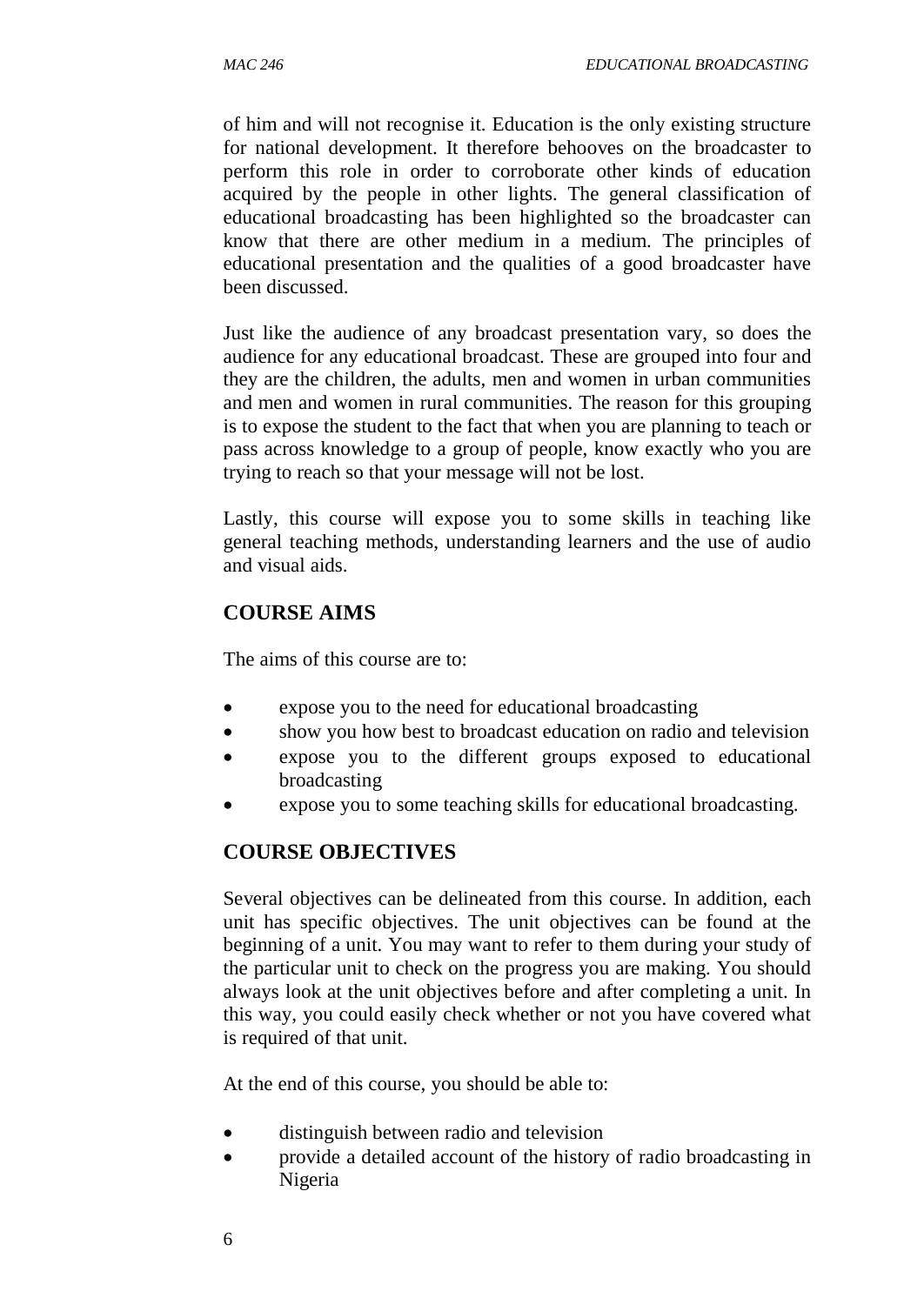of him and will not recognise it. Education is the only existing structure for national development. It therefore behooves on the broadcaster to perform this role in order to corroborate other kinds of education acquired by the people in other lights. The general classification of educational broadcasting has been highlighted so the broadcaster can know that there are other medium in a medium. The principles of educational presentation and the qualities of a good broadcaster have been discussed.

Just like the audience of any broadcast presentation vary, so does the audience for any educational broadcast. These are grouped into four and they are the children, the adults, men and women in urban communities and men and women in rural communities. The reason for this grouping is to expose the student to the fact that when you are planning to teach or pass across knowledge to a group of people, know exactly who you are trying to reach so that your message will not be lost.

Lastly, this course will expose you to some skills in teaching like general teaching methods, understanding learners and the use of audio and visual aids.

## COURSE AIMS

The aims of this course are to:

- expose you to the need for educational broadcasting
- show you how best to broadcast education on radio and television
- expose you to the different groups exposed to educational broadcasting
- expose you to some teaching skills for educational broadcasting.

## COURSE OBJECTIVES

Several objectives can be delineated from this course. In addition, each unit has specific objectives. The unit objectives can be found at the beginning of a unit. You may want to refer to them during your study of the particular unit to check on the progress you are making. You should always look at the unit objectives before and after completing a unit. In this way, you could easily check whether or not you have covered what is required of that unit.

At the end of this course, you should be able to:

- distinguish between radio and television
- provide a detailed account of the history of radio broadcasting in Nigeria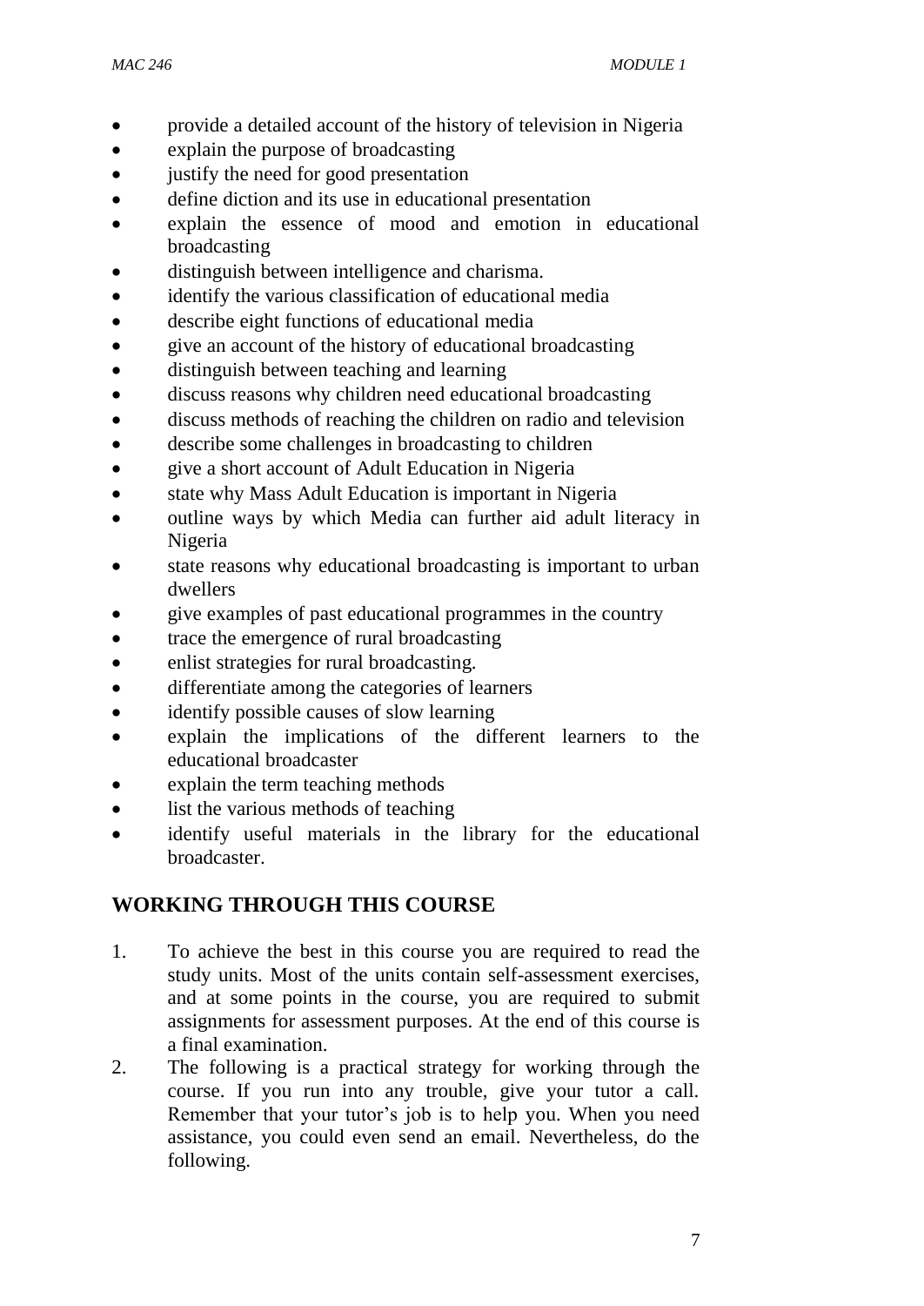- provide a detailed account of the history of television in Nigeria
- explain the purpose of broadcasting
- justify the need for good presentation
- define diction and its use in educational presentation
- explain the essence of mood and emotion in educational broadcasting
- distinguish between intelligence and charisma.
- identify the various classification of educational media
- describe eight functions of educational media
- give an account of the history of educational broadcasting
- distinguish between teaching and learning
- discuss reasons why children need educational broadcasting
- discuss methods of reaching the children on radio and television
- describe some challenges in broadcasting to children
- give a short account of Adult Education in Nigeria
- state why Mass Adult Education is important in Nigeria
- outline ways by which Media can further aid adult literacy in Nigeria
- state reasons why educational broadcasting is important to urban dwellers
- give examples of past educational programmes in the country
- trace the emergence of rural broadcasting
- enlist strategies for rural broadcasting.
- differentiate among the categories of learners
- identify possible causes of slow learning
- explain the implications of the different learners to the educational broadcaster
- explain the term teaching methods
- list the various methods of teaching
- identify useful materials in the library for the educational broadcaster.

## WORKING THROUGH THIS COURSE

1. To achieve the best in this course you are required to read the study units. Most of the units contain self-assessment exercises, and at some points in the course, you are required to submit assignments for assessment purposes. At the end of this course is a final examination.
2. The following is a practical strategy for working through the course. If you run into any trouble, give your tutor a call. Remember that your tutor's job is to help you. When you need assistance, you could even send an email. Nevertheless, do the following.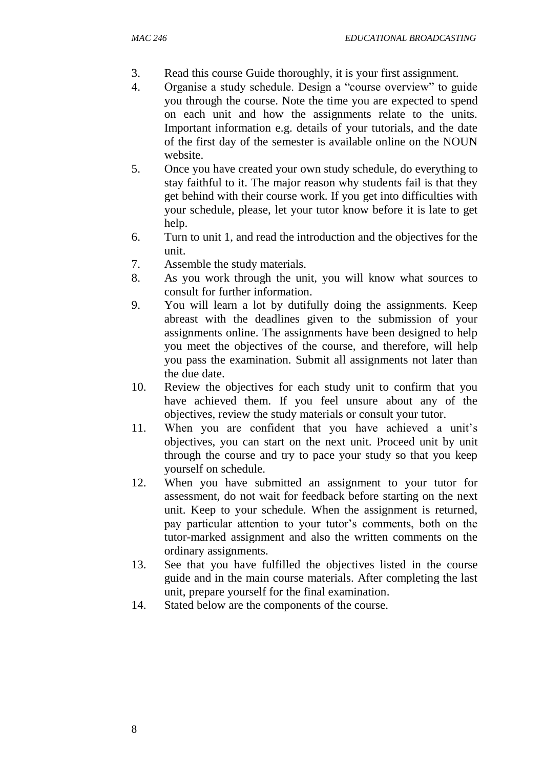3. Read this course Guide thoroughly, it is your first assignment.
4. Organise a study schedule. Design a "course overview" to guide you through the course. Note the time you are expected to spend on each unit and how the assignments relate to the units. Important information e.g. details of your tutorials, and the date of the first day of the semester is available online on the NOUN website.
5. Once you have created your own study schedule, do everything to stay faithful to it. The major reason why students fail is that they get behind with their course work. If you get into difficulties with your schedule, please, let your tutor know before it is late to get help.
6. Turn to unit 1, and read the introduction and the objectives for the unit.
7. Assemble the study materials.
8. As you work through the unit, you will know what sources to consult for further information.
9. You will learn a lot by dutifully doing the assignments. Keep abreast with the deadlines given to the submission of your assignments online. The assignments have been designed to help you meet the objectives of the course, and therefore, will help you pass the examination. Submit all assignments not later than the due date.
10. Review the objectives for each study unit to confirm that you have achieved them. If you feel unsure about any of the objectives, review the study materials or consult your tutor.
11. When you are confident that you have achieved a unit's objectives, you can start on the next unit. Proceed unit by unit through the course and try to pace your study so that you keep yourself on schedule.
12. When you have submitted an assignment to your tutor for assessment, do not wait for feedback before starting on the next unit. Keep to your schedule. When the assignment is returned, pay particular attention to your tutor's comments, both on the tutor-marked assignment and also the written comments on the ordinary assignments.
13. See that you have fulfilled the objectives listed in the course guide and in the main course materials. After completing the last unit, prepare yourself for the final examination.
14. Stated below are the components of the course.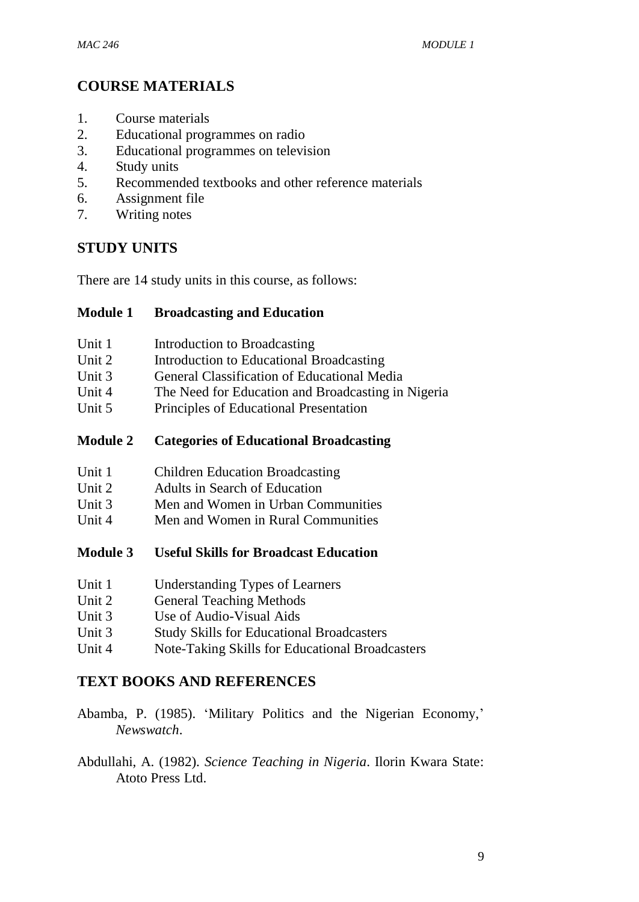## COURSE MATERIALS

1. Course materials
2. Educational programmes on radio
3. Educational programmes on television
4. Study units
5. Recommended textbooks and other reference materials
6. Assignment file
7. Writing notes

## STUDY UNITS

There are 14 study units in this course, as follows:

**Module 1 Broadcasting and Education**

Unit 1 Introduction to Broadcasting
Unit 2 Introduction to Educational Broadcasting
Unit 3 General Classification of Educational Media
Unit 4 The Need for Education and Broadcasting in Nigeria
Unit 5 Principles of Educational Presentation

**Module 2 Categories of Educational Broadcasting**

Unit 1 Children Education Broadcasting
Unit 2 Adults in Search of Education
Unit 3 Men and Women in Urban Communities
Unit 4 Men and Women in Rural Communities

**Module 3 Useful Skills for Broadcast Education**

Unit 1 Understanding Types of Learners
Unit 2 General Teaching Methods
Unit 3 Use of Audio-Visual Aids
Unit 3 Study Skills for Educational Broadcasters
Unit 4 Note-Taking Skills for Educational Broadcasters

## TEXT BOOKS AND REFERENCES

Abamba, P. (1985). 'Military Politics and the Nigerian Economy,' *Newswatch*.

Abdullahi, A. (1982). *Science Teaching in Nigeria*. Ilorin Kwara State: Atoto Press Ltd.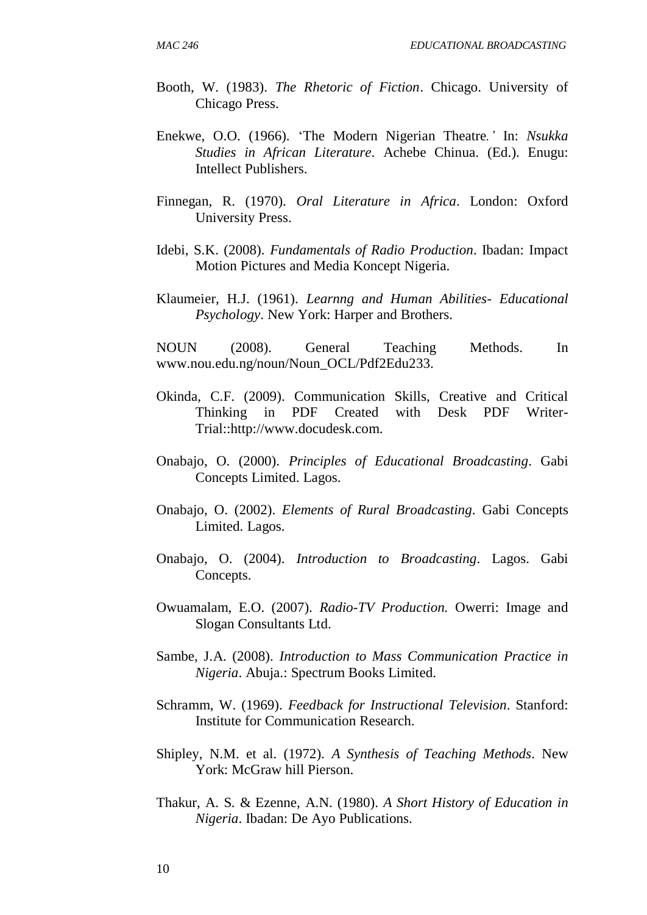Booth, W. (1983). *The Rhetoric of Fiction*. Chicago. University of Chicago Press.

Enekwe, O.O. (1966). 'The Modern Nigerian Theatre.' In: *Nsukka Studies in African Literature*. Achebe Chinua. (Ed.). Enugu: Intellect Publishers.

Finnegan, R. (1970). *Oral Literature in Africa*. London: Oxford University Press.

Idebi, S.K. (2008). *Fundamentals of Radio Production*. Ibadan: Impact Motion Pictures and Media Koncept Nigeria.

Klaumeier, H.J. (1961). *Learnng and Human Abilities- Educational Psychology*. New York: Harper and Brothers.

NOUN (2008). General Teaching Methods. In www.nou.edu.ng/noun/Noun_OCL/Pdf2Edu233.

Okinda, C.F. (2009). Communication Skills, Creative and Critical Thinking in PDF Created with Desk PDF Writer-Trial::http://www.docudesk.com.

Onabajo, O. (2000). *Principles of Educational Broadcasting*. Gabi Concepts Limited. Lagos.

Onabajo, O. (2002). *Elements of Rural Broadcasting*. Gabi Concepts Limited. Lagos.

Onabajo, O. (2004). *Introduction to Broadcasting*. Lagos. Gabi Concepts.

Owuamalam, E.O. (2007). *Radio-TV Production.* Owerri: Image and Slogan Consultants Ltd.

Sambe, J.A. (2008). *Introduction to Mass Communication Practice in Nigeria*. Abuja.: Spectrum Books Limited.

Schramm, W. (1969). *Feedback for Instructional Television*. Stanford: Institute for Communication Research.

Shipley, N.M. et al. (1972). *A Synthesis of Teaching Methods*. New York: McGraw hill Pierson.

Thakur, A. S. & Ezenne, A.N. (1980). *A Short History of Education in Nigeria*. Ibadan: De Ayo Publications.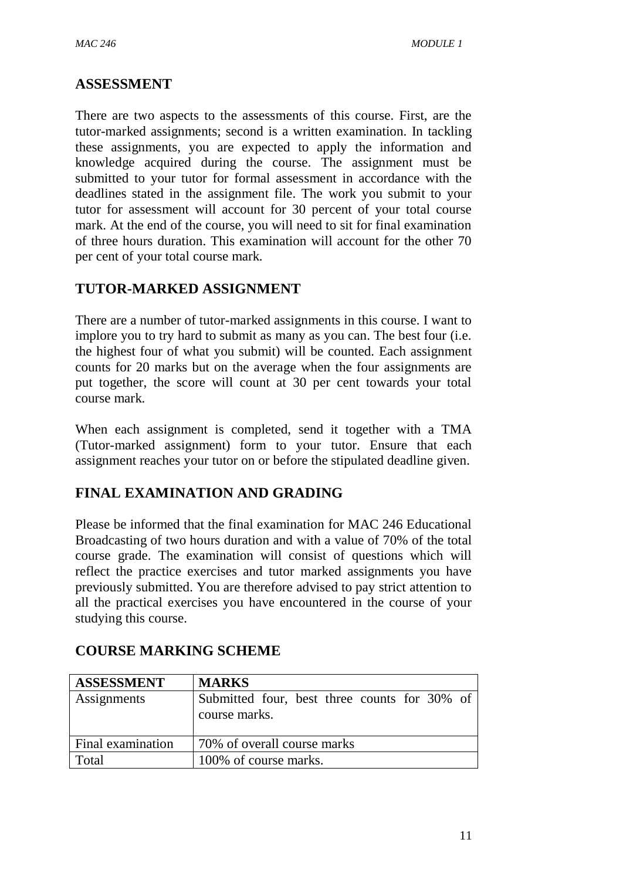## ASSESSMENT

There are two aspects to the assessments of this course. First, are the tutor-marked assignments; second is a written examination. In tackling these assignments, you are expected to apply the information and knowledge acquired during the course. The assignment must be submitted to your tutor for formal assessment in accordance with the deadlines stated in the assignment file. The work you submit to your tutor for assessment will account for 30 percent of your total course mark. At the end of the course, you will need to sit for final examination of three hours duration. This examination will account for the other 70 per cent of your total course mark.

## TUTOR-MARKED ASSIGNMENT

There are a number of tutor-marked assignments in this course. I want to implore you to try hard to submit as many as you can. The best four (i.e. the highest four of what you submit) will be counted. Each assignment counts for 20 marks but on the average when the four assignments are put together, the score will count at 30 per cent towards your total course mark.

When each assignment is completed, send it together with a TMA (Tutor-marked assignment) form to your tutor. Ensure that each assignment reaches your tutor on or before the stipulated deadline given.

## FINAL EXAMINATION AND GRADING

Please be informed that the final examination for MAC 246 Educational Broadcasting of two hours duration and with a value of 70% of the total course grade. The examination will consist of questions which will reflect the practice exercises and tutor marked assignments you have previously submitted. You are therefore advised to pay strict attention to all the practical exercises you have encountered in the course of your studying this course.

## COURSE MARKING SCHEME

| ASSESSMENT | MARKS |
|---|---|
| Assignments | Submitted four, best three counts for 30% of course marks. |
| Final examination | 70% of overall course marks |
| Total | 100% of course marks. |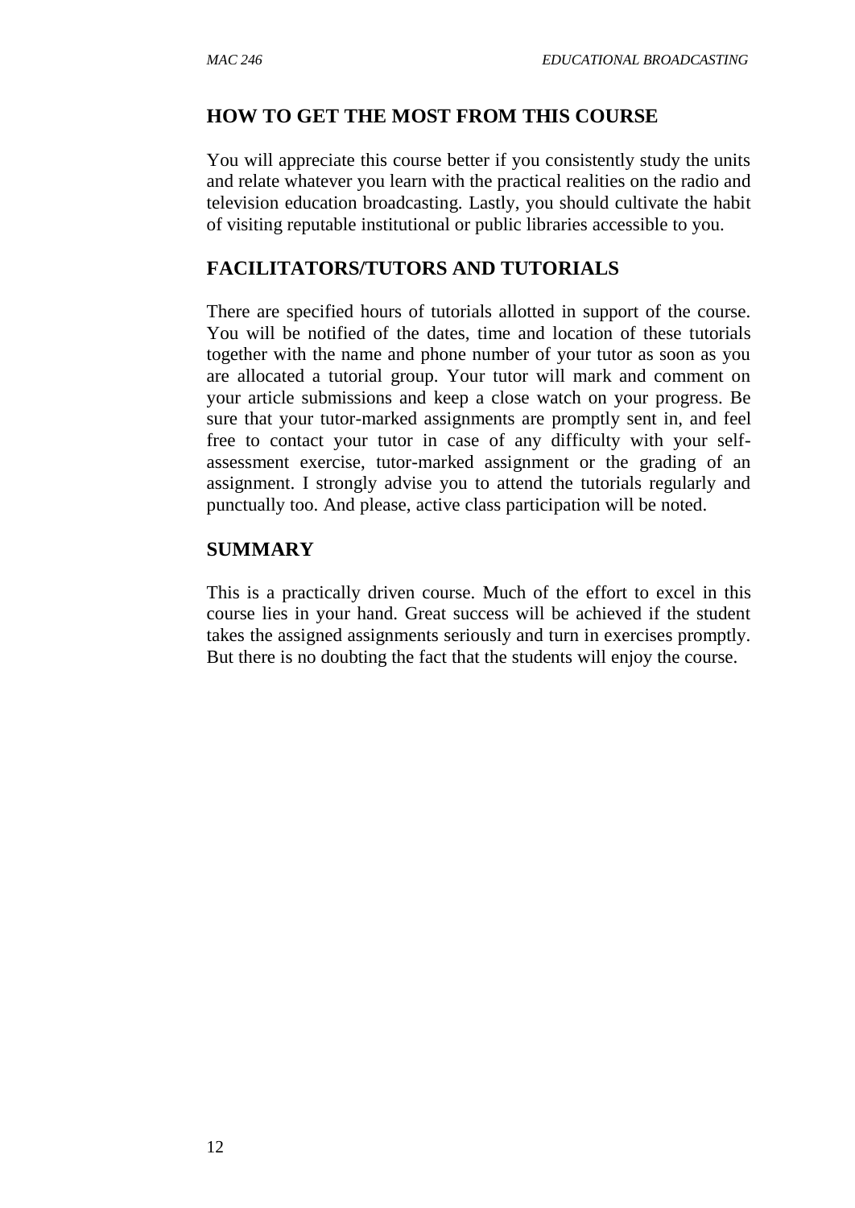## HOW TO GET THE MOST FROM THIS COURSE

You will appreciate this course better if you consistently study the units and relate whatever you learn with the practical realities on the radio and television education broadcasting. Lastly, you should cultivate the habit of visiting reputable institutional or public libraries accessible to you.

## FACILITATORS/TUTORS AND TUTORIALS

There are specified hours of tutorials allotted in support of the course. You will be notified of the dates, time and location of these tutorials together with the name and phone number of your tutor as soon as you are allocated a tutorial group. Your tutor will mark and comment on your article submissions and keep a close watch on your progress. Be sure that your tutor-marked assignments are promptly sent in, and feel free to contact your tutor in case of any difficulty with your self-assessment exercise, tutor-marked assignment or the grading of an assignment. I strongly advise you to attend the tutorials regularly and punctually too. And please, active class participation will be noted.

## SUMMARY

This is a practically driven course. Much of the effort to excel in this course lies in your hand. Great success will be achieved if the student takes the assigned assignments seriously and turn in exercises promptly. But there is no doubting the fact that the students will enjoy the course.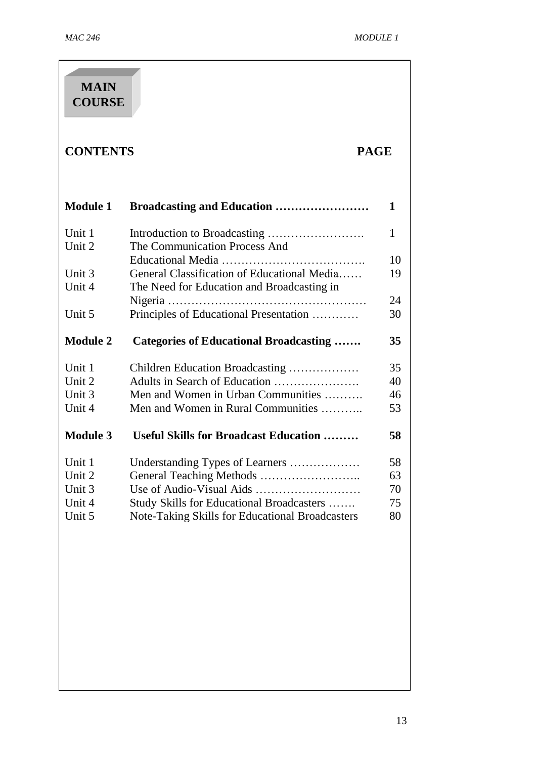# MAIN COURSE

## CONTENTS

| | | PAGE |
|---|---|---|
| **Module 1** | **Broadcasting and Education** | **1** |
| Unit 1 | Introduction to Broadcasting | 1 |
| Unit 2 | The Communication Process And Educational Media | 10 |
| Unit 3 | General Classification of Educational Media | 19 |
| Unit 4 | The Need for Education and Broadcasting in Nigeria | 24 |
| Unit 5 | Principles of Educational Presentation | 30 |
| **Module 2** | **Categories of Educational Broadcasting** | **35** |
| Unit 1 | Children Education Broadcasting | 35 |
| Unit 2 | Adults in Search of Education | 40 |
| Unit 3 | Men and Women in Urban Communities | 46 |
| Unit 4 | Men and Women in Rural Communities | 53 |
| **Module 3** | **Useful Skills for Broadcast Education** | **58** |
| Unit 1 | Understanding Types of Learners | 58 |
| Unit 2 | General Teaching Methods | 63 |
| Unit 3 | Use of Audio-Visual Aids | 70 |
| Unit 4 | Study Skills for Educational Broadcasters | 75 |
| Unit 5 | Note-Taking Skills for Educational Broadcasters | 80 |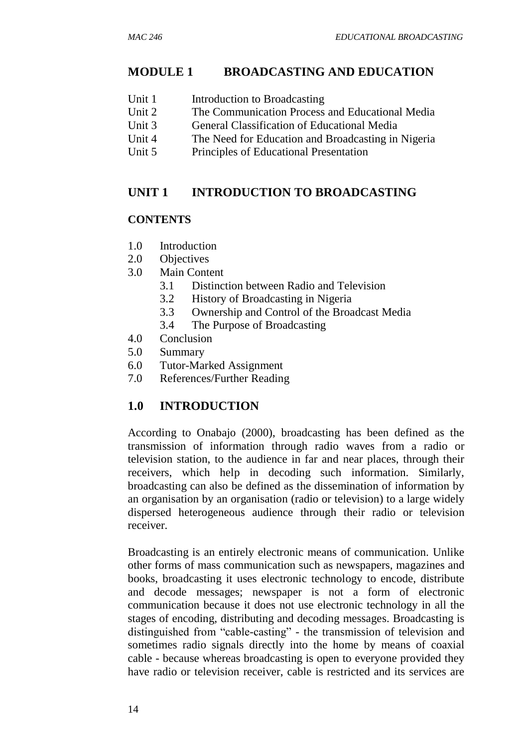## MODULE 1 BROADCASTING AND EDUCATION

Unit 1 Introduction to Broadcasting
Unit 2 The Communication Process and Educational Media
Unit 3 General Classification of Educational Media
Unit 4 The Need for Education and Broadcasting in Nigeria
Unit 5 Principles of Educational Presentation

## UNIT 1 INTRODUCTION TO BROADCASTING

### CONTENTS

1.0 Introduction
2.0 Objectives
3.0 Main Content
  3.1 Distinction between Radio and Television
  3.2 History of Broadcasting in Nigeria
  3.3 Ownership and Control of the Broadcast Media
  3.4 The Purpose of Broadcasting
4.0 Conclusion
5.0 Summary
6.0 Tutor-Marked Assignment
7.0 References/Further Reading

### 1.0 INTRODUCTION

According to Onabajo (2000), broadcasting has been defined as the transmission of information through radio waves from a radio or television station, to the audience in far and near places, through their receivers, which help in decoding such information. Similarly, broadcasting can also be defined as the dissemination of information by an organisation by an organisation (radio or television) to a large widely dispersed heterogeneous audience through their radio or television receiver.

Broadcasting is an entirely electronic means of communication. Unlike other forms of mass communication such as newspapers, magazines and books, broadcasting it uses electronic technology to encode, distribute and decode messages; newspaper is not a form of electronic communication because it does not use electronic technology in all the stages of encoding, distributing and decoding messages. Broadcasting is distinguished from "cable-casting" - the transmission of television and sometimes radio signals directly into the home by means of coaxial cable - because whereas broadcasting is open to everyone provided they have radio or television receiver, cable is restricted and its services are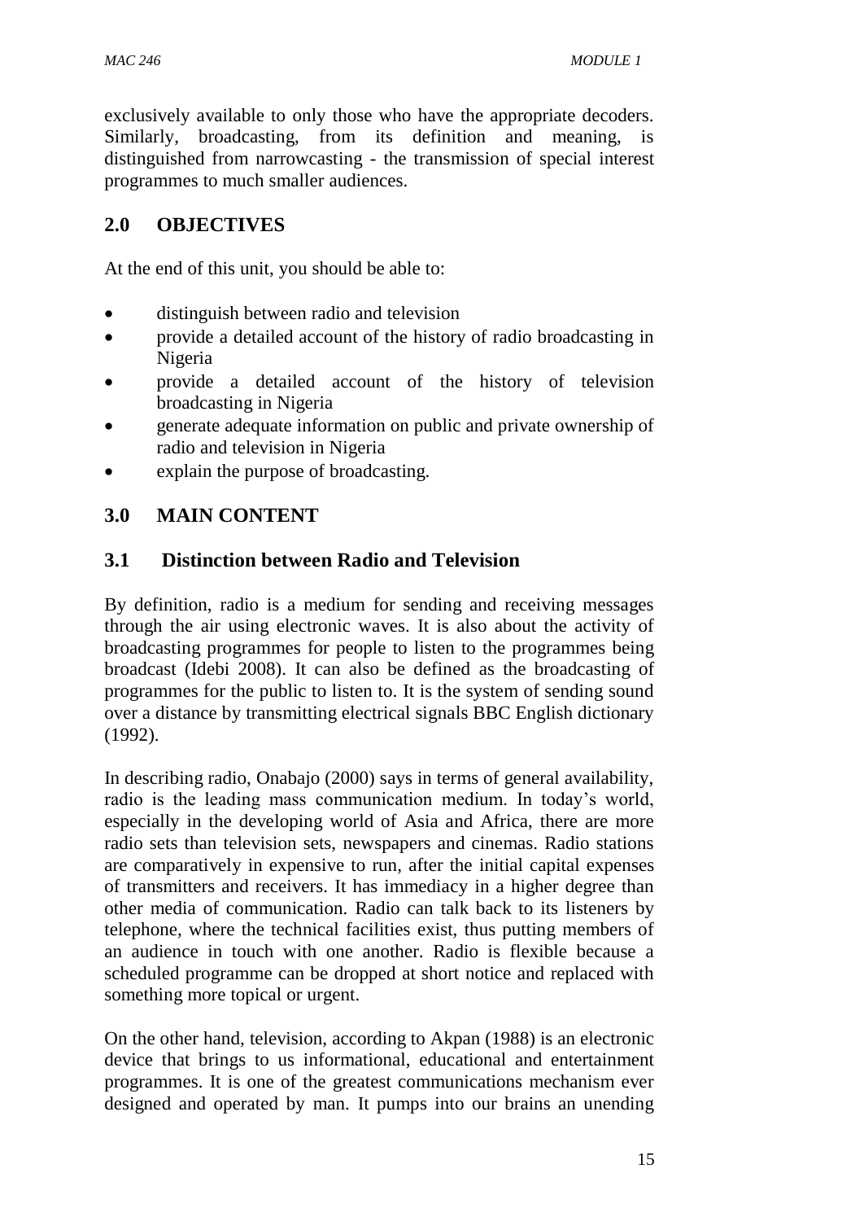exclusively available to only those who have the appropriate decoders. Similarly, broadcasting, from its definition and meaning, is distinguished from narrowcasting - the transmission of special interest programmes to much smaller audiences.

## 2.0 OBJECTIVES

At the end of this unit, you should be able to:

- distinguish between radio and television
- provide a detailed account of the history of radio broadcasting in Nigeria
- provide a detailed account of the history of television broadcasting in Nigeria
- generate adequate information on public and private ownership of radio and television in Nigeria
- explain the purpose of broadcasting.

## 3.0 MAIN CONTENT

### 3.1 Distinction between Radio and Television

By definition, radio is a medium for sending and receiving messages through the air using electronic waves. It is also about the activity of broadcasting programmes for people to listen to the programmes being broadcast (Idebi 2008). It can also be defined as the broadcasting of programmes for the public to listen to. It is the system of sending sound over a distance by transmitting electrical signals BBC English dictionary (1992).

In describing radio, Onabajo (2000) says in terms of general availability, radio is the leading mass communication medium. In today's world, especially in the developing world of Asia and Africa, there are more radio sets than television sets, newspapers and cinemas. Radio stations are comparatively in expensive to run, after the initial capital expenses of transmitters and receivers. It has immediacy in a higher degree than other media of communication. Radio can talk back to its listeners by telephone, where the technical facilities exist, thus putting members of an audience in touch with one another. Radio is flexible because a scheduled programme can be dropped at short notice and replaced with something more topical or urgent.

On the other hand, television, according to Akpan (1988) is an electronic device that brings to us informational, educational and entertainment programmes. It is one of the greatest communications mechanism ever designed and operated by man. It pumps into our brains an unending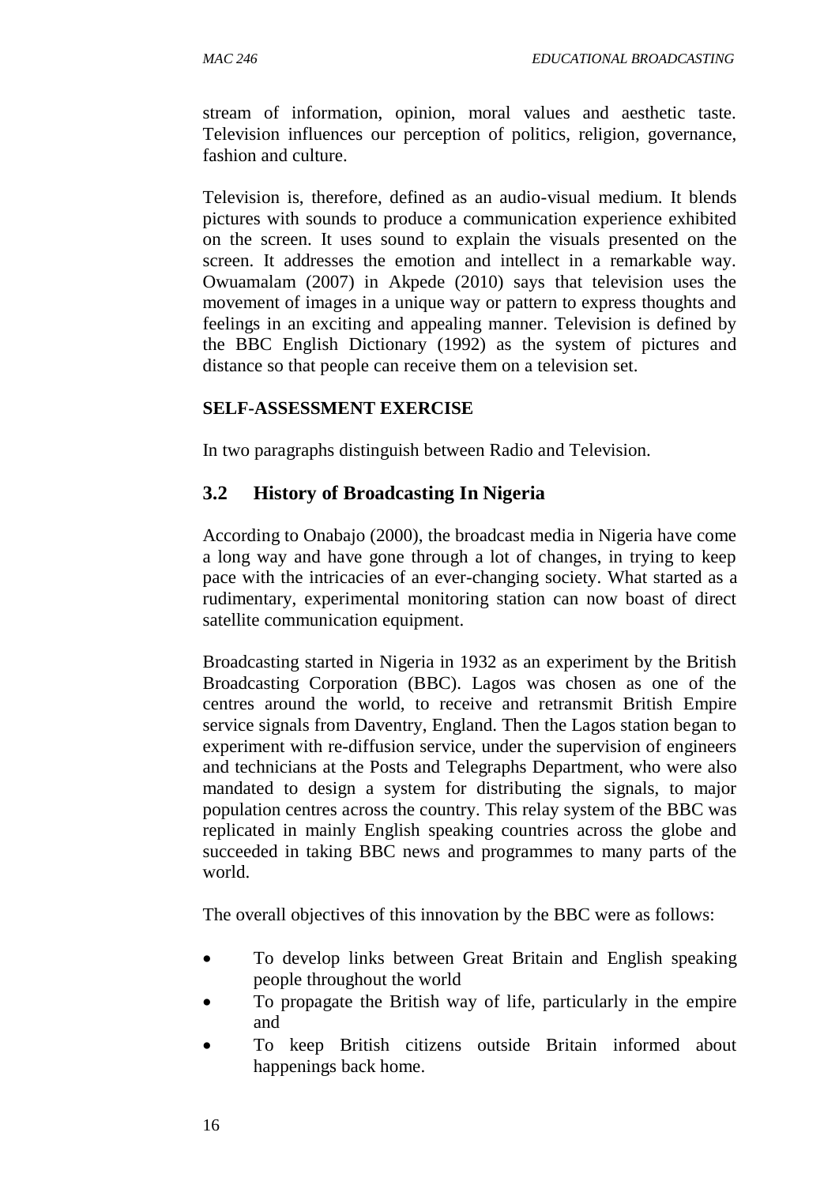stream of information, opinion, moral values and aesthetic taste. Television influences our perception of politics, religion, governance, fashion and culture.

Television is, therefore, defined as an audio-visual medium. It blends pictures with sounds to produce a communication experience exhibited on the screen. It uses sound to explain the visuals presented on the screen. It addresses the emotion and intellect in a remarkable way. Owuamalam (2007) in Akpede (2010) says that television uses the movement of images in a unique way or pattern to express thoughts and feelings in an exciting and appealing manner. Television is defined by the BBC English Dictionary (1992) as the system of pictures and distance so that people can receive them on a television set.

**SELF-ASSESSMENT EXERCISE**

In two paragraphs distinguish between Radio and Television.

## 3.2 History of Broadcasting In Nigeria

According to Onabajo (2000), the broadcast media in Nigeria have come a long way and have gone through a lot of changes, in trying to keep pace with the intricacies of an ever-changing society. What started as a rudimentary, experimental monitoring station can now boast of direct satellite communication equipment.

Broadcasting started in Nigeria in 1932 as an experiment by the British Broadcasting Corporation (BBC). Lagos was chosen as one of the centres around the world, to receive and retransmit British Empire service signals from Daventry, England. Then the Lagos station began to experiment with re-diffusion service, under the supervision of engineers and technicians at the Posts and Telegraphs Department, who were also mandated to design a system for distributing the signals, to major population centres across the country. This relay system of the BBC was replicated in mainly English speaking countries across the globe and succeeded in taking BBC news and programmes to many parts of the world.

The overall objectives of this innovation by the BBC were as follows:

- To develop links between Great Britain and English speaking people throughout the world
- To propagate the British way of life, particularly in the empire and
- To keep British citizens outside Britain informed about happenings back home.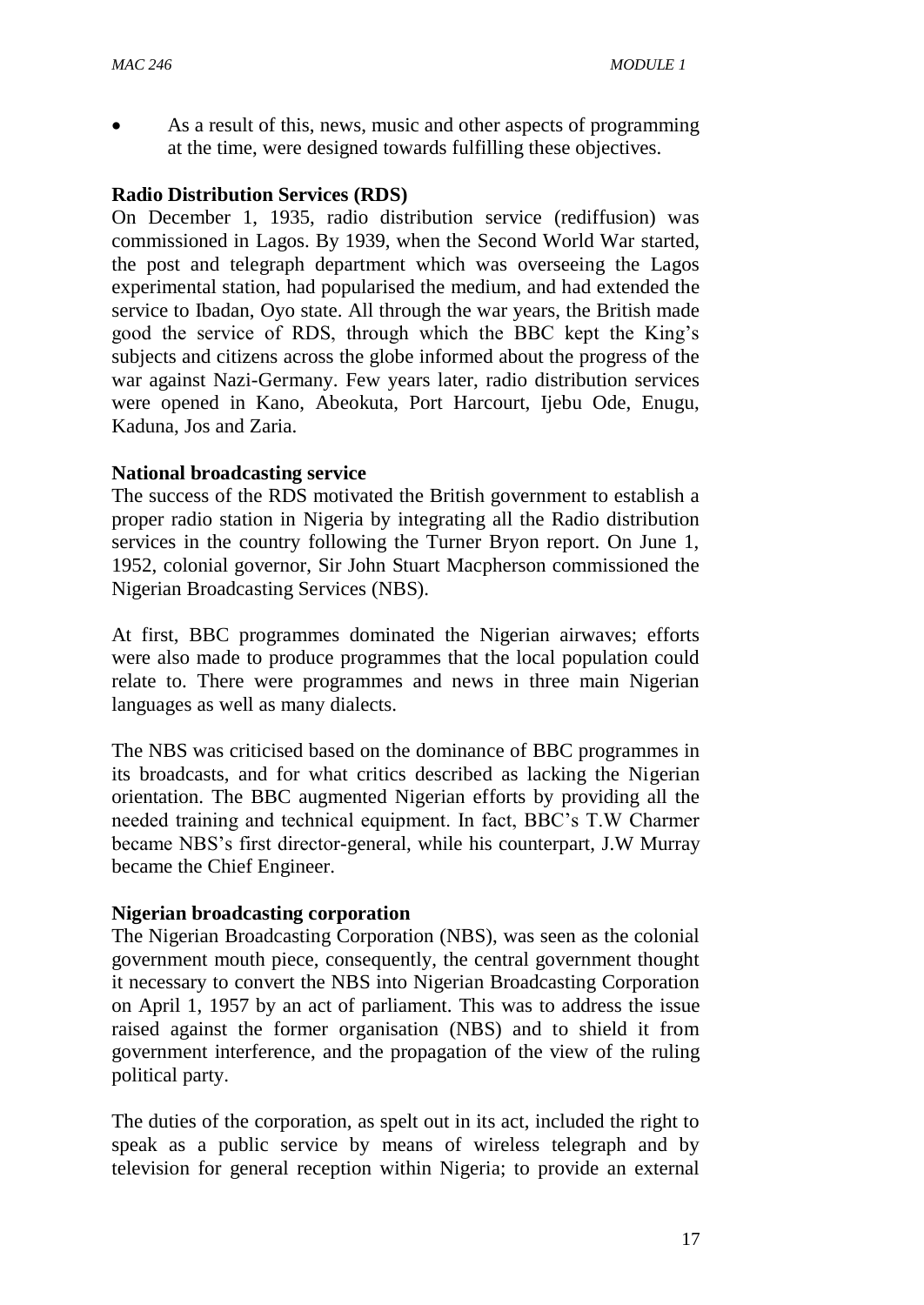- As a result of this, news, music and other aspects of programming at the time, were designed towards fulfilling these objectives.

**Radio Distribution Services (RDS)**

On December 1, 1935, radio distribution service (rediffusion) was commissioned in Lagos. By 1939, when the Second World War started, the post and telegraph department which was overseeing the Lagos experimental station, had popularised the medium, and had extended the service to Ibadan, Oyo state. All through the war years, the British made good the service of RDS, through which the BBC kept the King's subjects and citizens across the globe informed about the progress of the war against Nazi-Germany. Few years later, radio distribution services were opened in Kano, Abeokuta, Port Harcourt, Ijebu Ode, Enugu, Kaduna, Jos and Zaria.

**National broadcasting service**

The success of the RDS motivated the British government to establish a proper radio station in Nigeria by integrating all the Radio distribution services in the country following the Turner Bryon report. On June 1, 1952, colonial governor, Sir John Stuart Macpherson commissioned the Nigerian Broadcasting Services (NBS).

At first, BBC programmes dominated the Nigerian airwaves; efforts were also made to produce programmes that the local population could relate to. There were programmes and news in three main Nigerian languages as well as many dialects.

The NBS was criticised based on the dominance of BBC programmes in its broadcasts, and for what critics described as lacking the Nigerian orientation. The BBC augmented Nigerian efforts by providing all the needed training and technical equipment. In fact, BBC's T.W Charmer became NBS's first director-general, while his counterpart, J.W Murray became the Chief Engineer.

**Nigerian broadcasting corporation**

The Nigerian Broadcasting Corporation (NBS), was seen as the colonial government mouth piece, consequently, the central government thought it necessary to convert the NBS into Nigerian Broadcasting Corporation on April 1, 1957 by an act of parliament. This was to address the issue raised against the former organisation (NBS) and to shield it from government interference, and the propagation of the view of the ruling political party.

The duties of the corporation, as spelt out in its act, included the right to speak as a public service by means of wireless telegraph and by television for general reception within Nigeria; to provide an external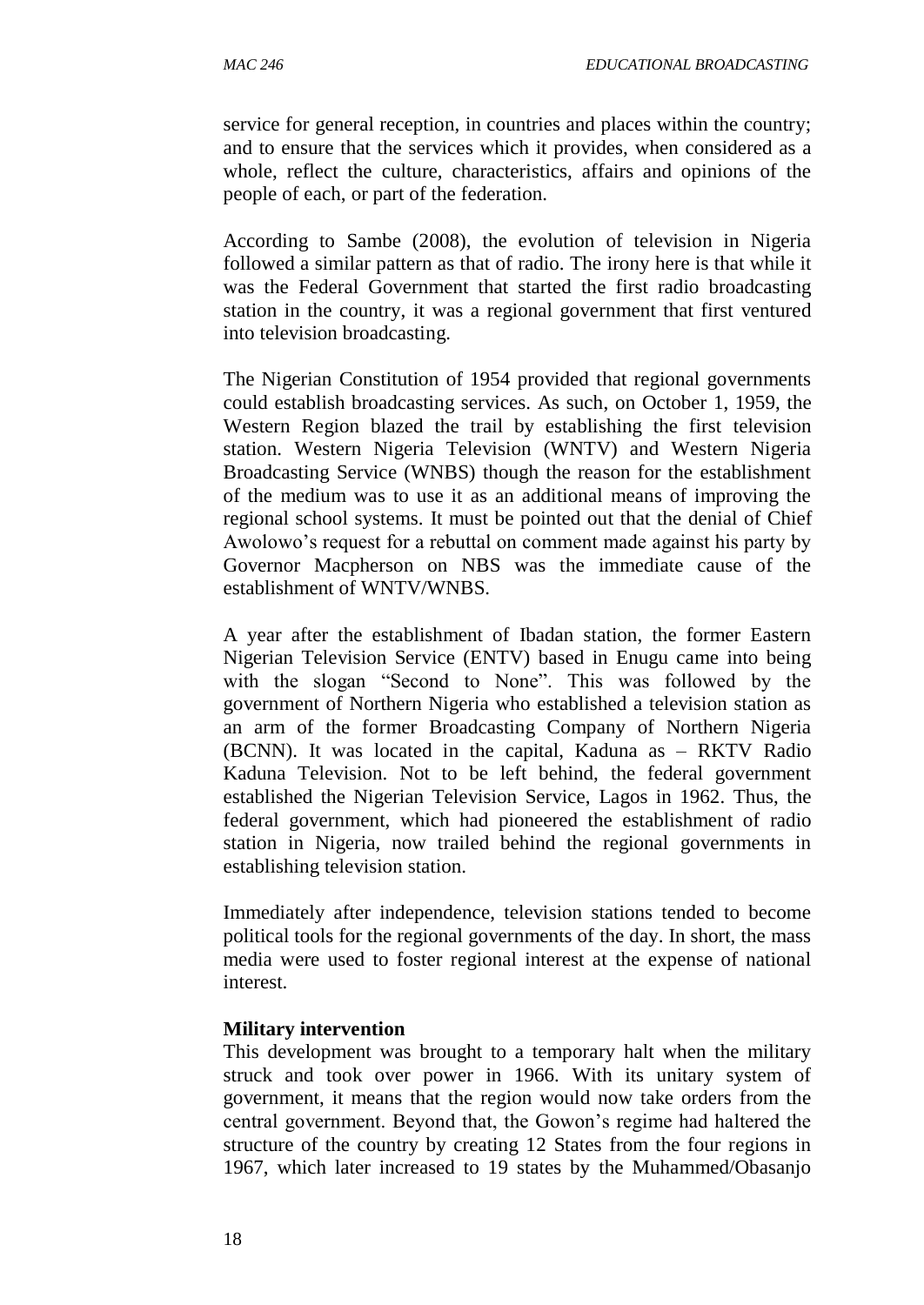service for general reception, in countries and places within the country; and to ensure that the services which it provides, when considered as a whole, reflect the culture, characteristics, affairs and opinions of the people of each, or part of the federation.

According to Sambe (2008), the evolution of television in Nigeria followed a similar pattern as that of radio. The irony here is that while it was the Federal Government that started the first radio broadcasting station in the country, it was a regional government that first ventured into television broadcasting.

The Nigerian Constitution of 1954 provided that regional governments could establish broadcasting services. As such, on October 1, 1959, the Western Region blazed the trail by establishing the first television station. Western Nigeria Television (WNTV) and Western Nigeria Broadcasting Service (WNBS) though the reason for the establishment of the medium was to use it as an additional means of improving the regional school systems. It must be pointed out that the denial of Chief Awolowo's request for a rebuttal on comment made against his party by Governor Macpherson on NBS was the immediate cause of the establishment of WNTV/WNBS.

A year after the establishment of Ibadan station, the former Eastern Nigerian Television Service (ENTV) based in Enugu came into being with the slogan "Second to None". This was followed by the government of Northern Nigeria who established a television station as an arm of the former Broadcasting Company of Northern Nigeria (BCNN). It was located in the capital, Kaduna as – RKTV Radio Kaduna Television. Not to be left behind, the federal government established the Nigerian Television Service, Lagos in 1962. Thus, the federal government, which had pioneered the establishment of radio station in Nigeria, now trailed behind the regional governments in establishing television station.

Immediately after independence, television stations tended to become political tools for the regional governments of the day. In short, the mass media were used to foster regional interest at the expense of national interest.

**Military intervention**

This development was brought to a temporary halt when the military struck and took over power in 1966. With its unitary system of government, it means that the region would now take orders from the central government. Beyond that, the Gowon's regime had haltered the structure of the country by creating 12 States from the four regions in 1967, which later increased to 19 states by the Muhammed/Obasanjo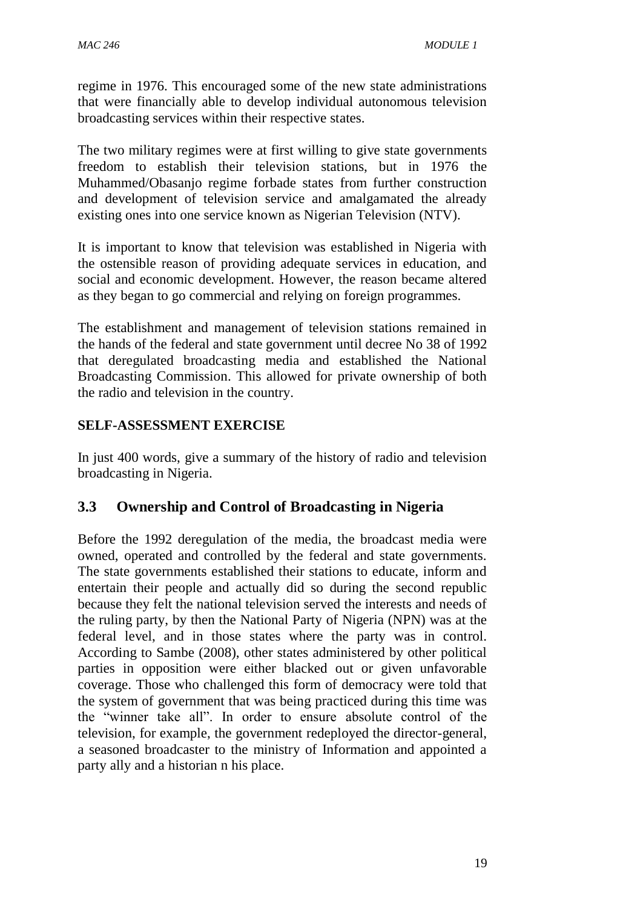regime in 1976. This encouraged some of the new state administrations that were financially able to develop individual autonomous television broadcasting services within their respective states.

The two military regimes were at first willing to give state governments freedom to establish their television stations, but in 1976 the Muhammed/Obasanjo regime forbade states from further construction and development of television service and amalgamated the already existing ones into one service known as Nigerian Television (NTV).

It is important to know that television was established in Nigeria with the ostensible reason of providing adequate services in education, and social and economic development. However, the reason became altered as they began to go commercial and relying on foreign programmes.

The establishment and management of television stations remained in the hands of the federal and state government until decree No 38 of 1992 that deregulated broadcasting media and established the National Broadcasting Commission. This allowed for private ownership of both the radio and television in the country.

**SELF-ASSESSMENT EXERCISE**

In just 400 words, give a summary of the history of radio and television broadcasting in Nigeria.

## 3.3 Ownership and Control of Broadcasting in Nigeria

Before the 1992 deregulation of the media, the broadcast media were owned, operated and controlled by the federal and state governments. The state governments established their stations to educate, inform and entertain their people and actually did so during the second republic because they felt the national television served the interests and needs of the ruling party, by then the National Party of Nigeria (NPN) was at the federal level, and in those states where the party was in control. According to Sambe (2008), other states administered by other political parties in opposition were either blacked out or given unfavorable coverage. Those who challenged this form of democracy were told that the system of government that was being practiced during this time was the "winner take all". In order to ensure absolute control of the television, for example, the government redeployed the director-general, a seasoned broadcaster to the ministry of Information and appointed a party ally and a historian n his place.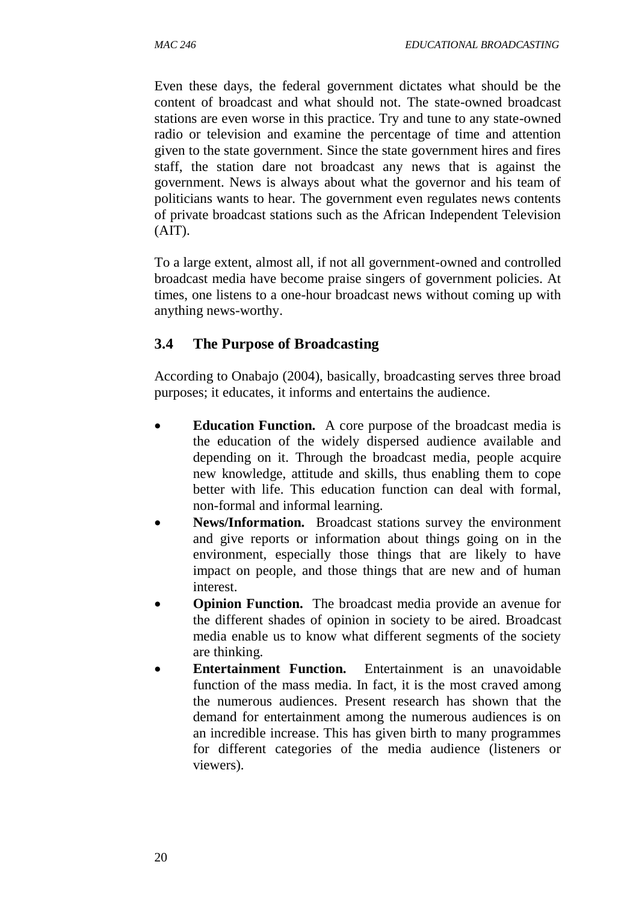Even these days, the federal government dictates what should be the content of broadcast and what should not. The state-owned broadcast stations are even worse in this practice. Try and tune to any state-owned radio or television and examine the percentage of time and attention given to the state government. Since the state government hires and fires staff, the station dare not broadcast any news that is against the government. News is always about what the governor and his team of politicians wants to hear. The government even regulates news contents of private broadcast stations such as the African Independent Television (AIT).

To a large extent, almost all, if not all government-owned and controlled broadcast media have become praise singers of government policies. At times, one listens to a one-hour broadcast news without coming up with anything news-worthy.

### 3.4 The Purpose of Broadcasting

According to Onabajo (2004), basically, broadcasting serves three broad purposes; it educates, it informs and entertains the audience.

- **Education Function.** A core purpose of the broadcast media is the education of the widely dispersed audience available and depending on it. Through the broadcast media, people acquire new knowledge, attitude and skills, thus enabling them to cope better with life. This education function can deal with formal, non-formal and informal learning.
- **News/Information.** Broadcast stations survey the environment and give reports or information about things going on in the environment, especially those things that are likely to have impact on people, and those things that are new and of human interest.
- **Opinion Function.** The broadcast media provide an avenue for the different shades of opinion in society to be aired. Broadcast media enable us to know what different segments of the society are thinking.
- **Entertainment Function.** Entertainment is an unavoidable function of the mass media. In fact, it is the most craved among the numerous audiences. Present research has shown that the demand for entertainment among the numerous audiences is on an incredible increase. This has given birth to many programmes for different categories of the media audience (listeners or viewers).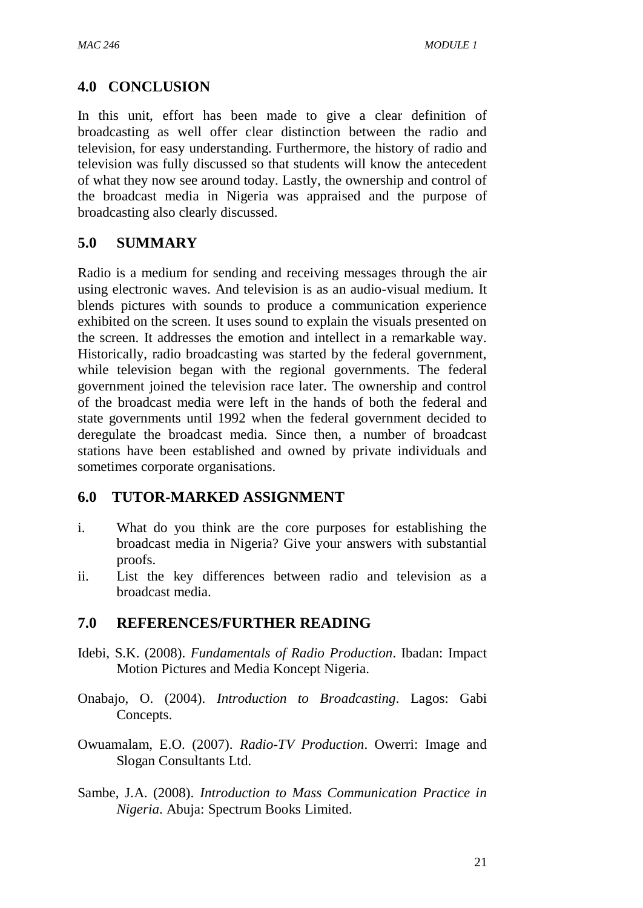## 4.0 CONCLUSION

In this unit, effort has been made to give a clear definition of broadcasting as well offer clear distinction between the radio and television, for easy understanding. Furthermore, the history of radio and television was fully discussed so that students will know the antecedent of what they now see around today. Lastly, the ownership and control of the broadcast media in Nigeria was appraised and the purpose of broadcasting also clearly discussed.

## 5.0 SUMMARY

Radio is a medium for sending and receiving messages through the air using electronic waves. And television is as an audio-visual medium. It blends pictures with sounds to produce a communication experience exhibited on the screen. It uses sound to explain the visuals presented on the screen. It addresses the emotion and intellect in a remarkable way. Historically, radio broadcasting was started by the federal government, while television began with the regional governments. The federal government joined the television race later. The ownership and control of the broadcast media were left in the hands of both the federal and state governments until 1992 when the federal government decided to deregulate the broadcast media. Since then, a number of broadcast stations have been established and owned by private individuals and sometimes corporate organisations.

## 6.0 TUTOR-MARKED ASSIGNMENT

i. What do you think are the core purposes for establishing the broadcast media in Nigeria? Give your answers with substantial proofs.

ii. List the key differences between radio and television as a broadcast media.

## 7.0 REFERENCES/FURTHER READING

Idebi, S.K. (2008). *Fundamentals of Radio Production*. Ibadan: Impact Motion Pictures and Media Koncept Nigeria.

Onabajo, O. (2004). *Introduction to Broadcasting*. Lagos: Gabi Concepts.

Owuamalam, E.O. (2007). *Radio-TV Production*. Owerri: Image and Slogan Consultants Ltd.

Sambe, J.A. (2008). *Introduction to Mass Communication Practice in Nigeria*. Abuja: Spectrum Books Limited.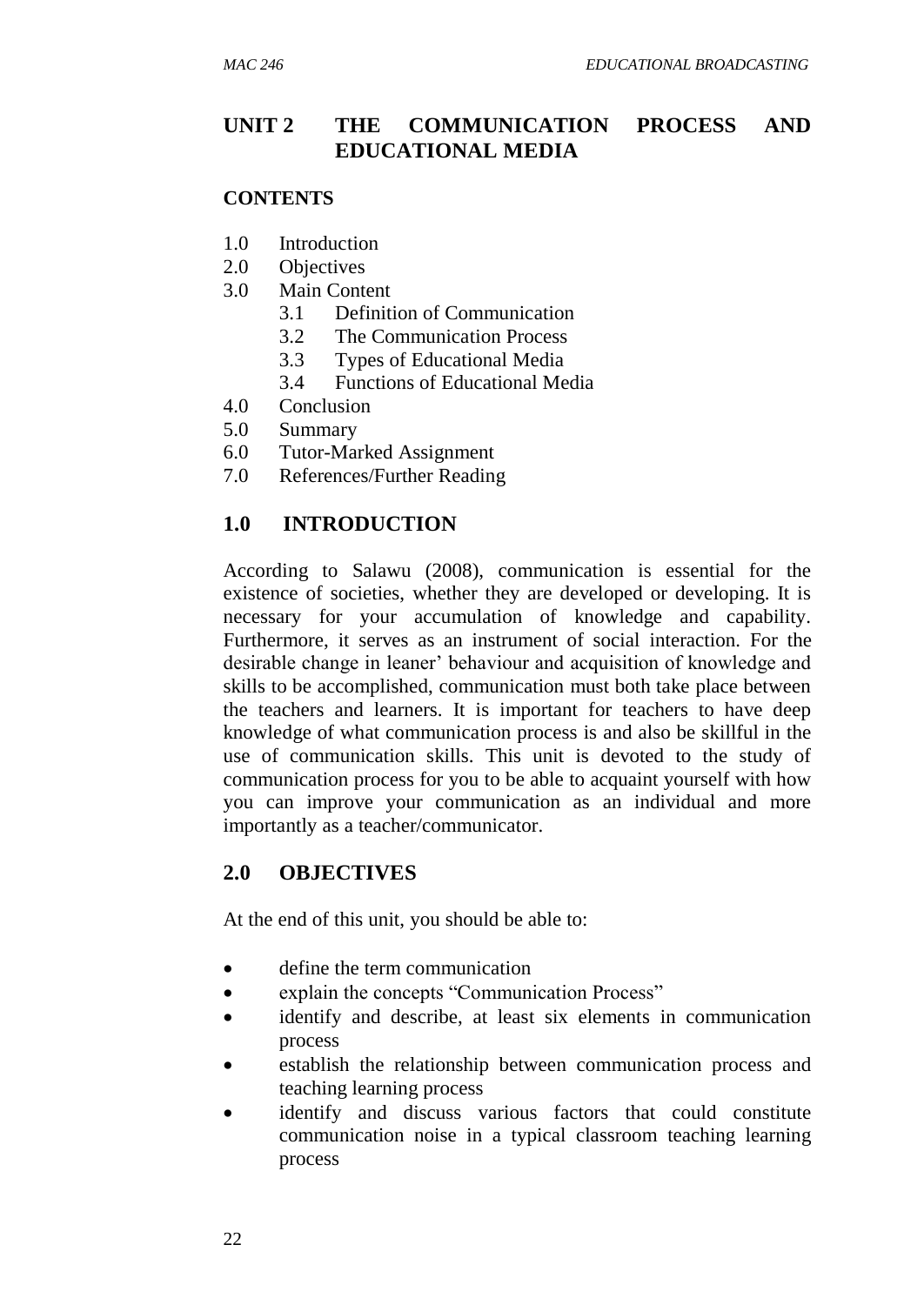## UNIT 2 THE COMMUNICATION PROCESS AND EDUCATIONAL MEDIA

**CONTENTS**

1.0 Introduction
2.0 Objectives
3.0 Main Content
  3.1 Definition of Communication
  3.2 The Communication Process
  3.3 Types of Educational Media
  3.4 Functions of Educational Media
4.0 Conclusion
5.0 Summary
6.0 Tutor-Marked Assignment
7.0 References/Further Reading

## 1.0 INTRODUCTION

According to Salawu (2008), communication is essential for the existence of societies, whether they are developed or developing. It is necessary for your accumulation of knowledge and capability. Furthermore, it serves as an instrument of social interaction. For the desirable change in leaner' behaviour and acquisition of knowledge and skills to be accomplished, communication must both take place between the teachers and learners. It is important for teachers to have deep knowledge of what communication process is and also be skillful in the use of communication skills. This unit is devoted to the study of communication process for you to be able to acquaint yourself with how you can improve your communication as an individual and more importantly as a teacher/communicator.

## 2.0 OBJECTIVES

At the end of this unit, you should be able to:

- define the term communication
- explain the concepts "Communication Process"
- identify and describe, at least six elements in communication process
- establish the relationship between communication process and teaching learning process
- identify and discuss various factors that could constitute communication noise in a typical classroom teaching learning process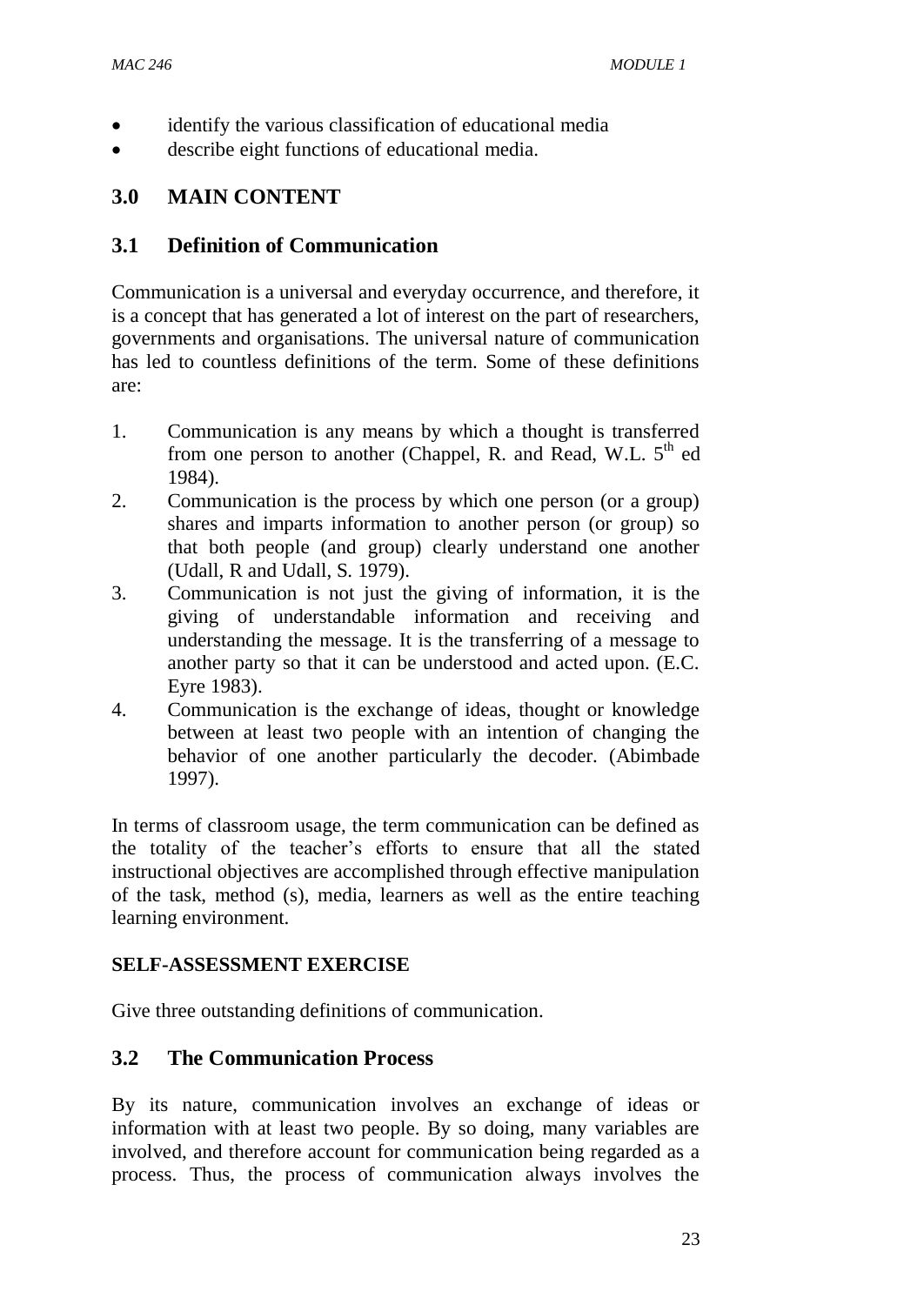- identify the various classification of educational media
- describe eight functions of educational media.

## 3.0 MAIN CONTENT

### 3.1 Definition of Communication

Communication is a universal and everyday occurrence, and therefore, it is a concept that has generated a lot of interest on the part of researchers, governments and organisations. The universal nature of communication has led to countless definitions of the term. Some of these definitions are:

1. Communication is any means by which a thought is transferred from one person to another (Chappel, R. and Read, W.L. 5th ed 1984).
2. Communication is the process by which one person (or a group) shares and imparts information to another person (or group) so that both people (and group) clearly understand one another (Udall, R and Udall, S. 1979).
3. Communication is not just the giving of information, it is the giving of understandable information and receiving and understanding the message. It is the transferring of a message to another party so that it can be understood and acted upon. (E.C. Eyre 1983).
4. Communication is the exchange of ideas, thought or knowledge between at least two people with an intention of changing the behavior of one another particularly the decoder. (Abimbade 1997).

In terms of classroom usage, the term communication can be defined as the totality of the teacher's efforts to ensure that all the stated instructional objectives are accomplished through effective manipulation of the task, method (s), media, learners as well as the entire teaching learning environment.

**SELF-ASSESSMENT EXERCISE**

Give three outstanding definitions of communication.

### 3.2 The Communication Process

By its nature, communication involves an exchange of ideas or information with at least two people. By so doing, many variables are involved, and therefore account for communication being regarded as a process. Thus, the process of communication always involves the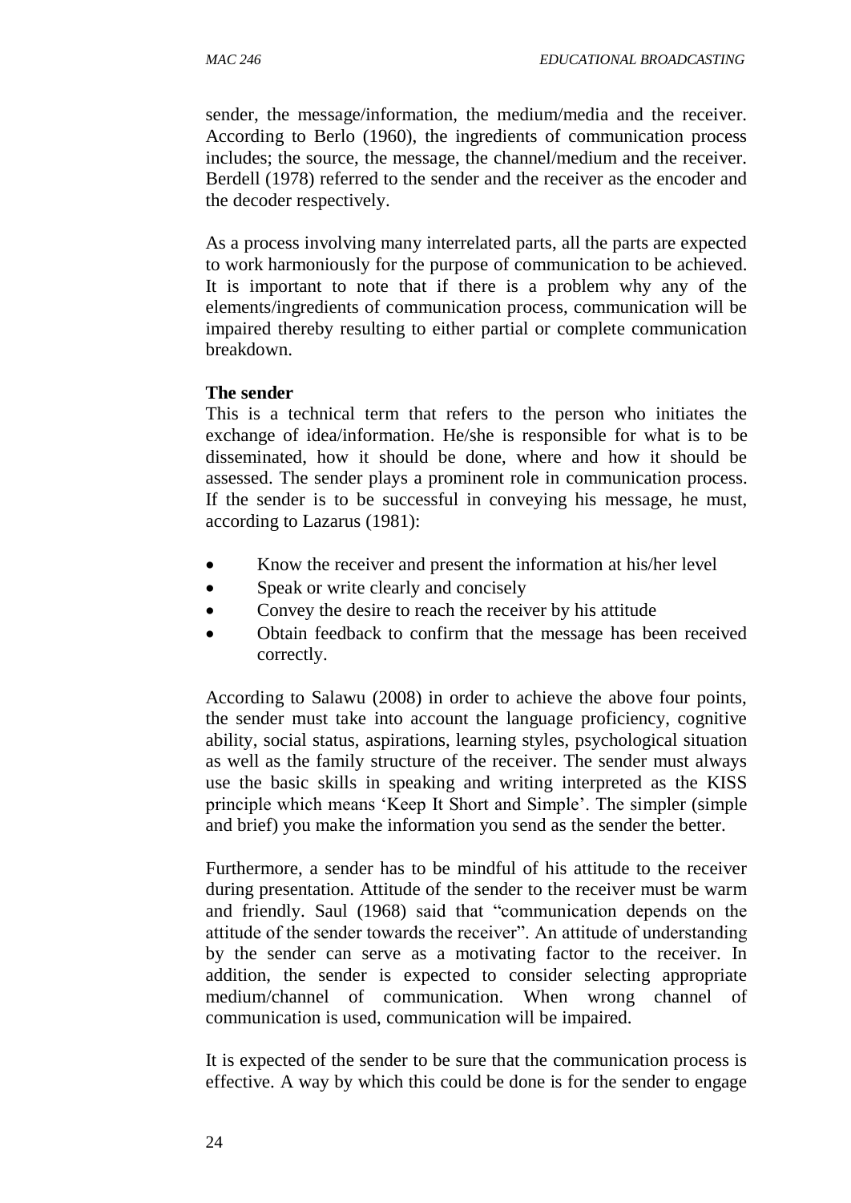sender, the message/information, the medium/media and the receiver. According to Berlo (1960), the ingredients of communication process includes; the source, the message, the channel/medium and the receiver. Berdell (1978) referred to the sender and the receiver as the encoder and the decoder respectively.

As a process involving many interrelated parts, all the parts are expected to work harmoniously for the purpose of communication to be achieved. It is important to note that if there is a problem why any of the elements/ingredients of communication process, communication will be impaired thereby resulting to either partial or complete communication breakdown.

**The sender**

This is a technical term that refers to the person who initiates the exchange of idea/information. He/she is responsible for what is to be disseminated, how it should be done, where and how it should be assessed. The sender plays a prominent role in communication process. If the sender is to be successful in conveying his message, he must, according to Lazarus (1981):

- Know the receiver and present the information at his/her level
- Speak or write clearly and concisely
- Convey the desire to reach the receiver by his attitude
- Obtain feedback to confirm that the message has been received correctly.

According to Salawu (2008) in order to achieve the above four points, the sender must take into account the language proficiency, cognitive ability, social status, aspirations, learning styles, psychological situation as well as the family structure of the receiver. The sender must always use the basic skills in speaking and writing interpreted as the KISS principle which means 'Keep It Short and Simple'. The simpler (simple and brief) you make the information you send as the sender the better.

Furthermore, a sender has to be mindful of his attitude to the receiver during presentation. Attitude of the sender to the receiver must be warm and friendly. Saul (1968) said that "communication depends on the attitude of the sender towards the receiver". An attitude of understanding by the sender can serve as a motivating factor to the receiver. In addition, the sender is expected to consider selecting appropriate medium/channel of communication. When wrong channel of communication is used, communication will be impaired.

It is expected of the sender to be sure that the communication process is effective. A way by which this could be done is for the sender to engage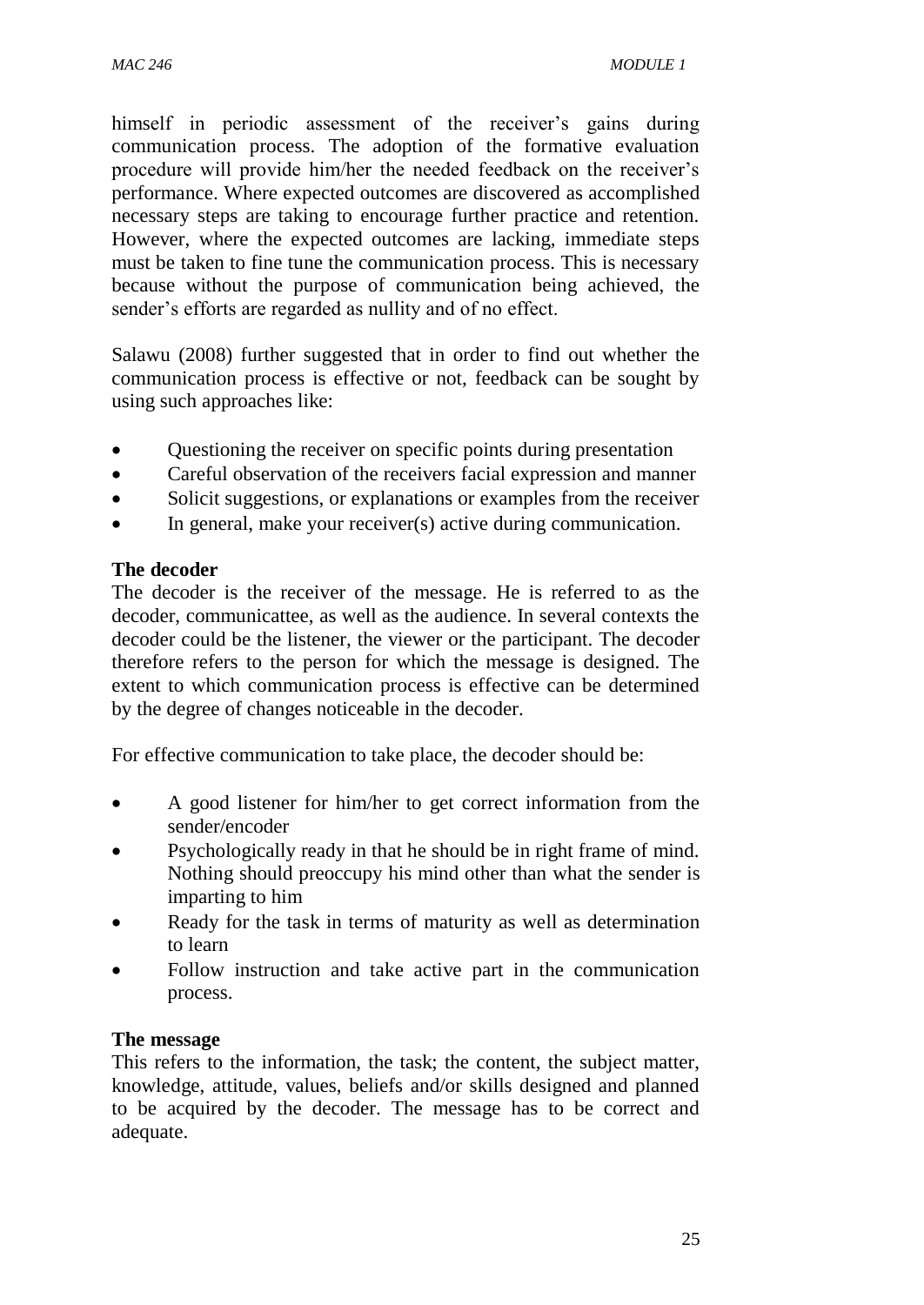himself in periodic assessment of the receiver's gains during communication process. The adoption of the formative evaluation procedure will provide him/her the needed feedback on the receiver's performance. Where expected outcomes are discovered as accomplished necessary steps are taking to encourage further practice and retention. However, where the expected outcomes are lacking, immediate steps must be taken to fine tune the communication process. This is necessary because without the purpose of communication being achieved, the sender's efforts are regarded as nullity and of no effect.

Salawu (2008) further suggested that in order to find out whether the communication process is effective or not, feedback can be sought by using such approaches like:

- Questioning the receiver on specific points during presentation
- Careful observation of the receivers facial expression and manner
- Solicit suggestions, or explanations or examples from the receiver
- In general, make your receiver(s) active during communication.

**The decoder**

The decoder is the receiver of the message. He is referred to as the decoder, communicattee, as well as the audience. In several contexts the decoder could be the listener, the viewer or the participant. The decoder therefore refers to the person for which the message is designed. The extent to which communication process is effective can be determined by the degree of changes noticeable in the decoder.

For effective communication to take place, the decoder should be:

- A good listener for him/her to get correct information from the sender/encoder
- Psychologically ready in that he should be in right frame of mind. Nothing should preoccupy his mind other than what the sender is imparting to him
- Ready for the task in terms of maturity as well as determination to learn
- Follow instruction and take active part in the communication process.

**The message**

This refers to the information, the task; the content, the subject matter, knowledge, attitude, values, beliefs and/or skills designed and planned to be acquired by the decoder. The message has to be correct and adequate.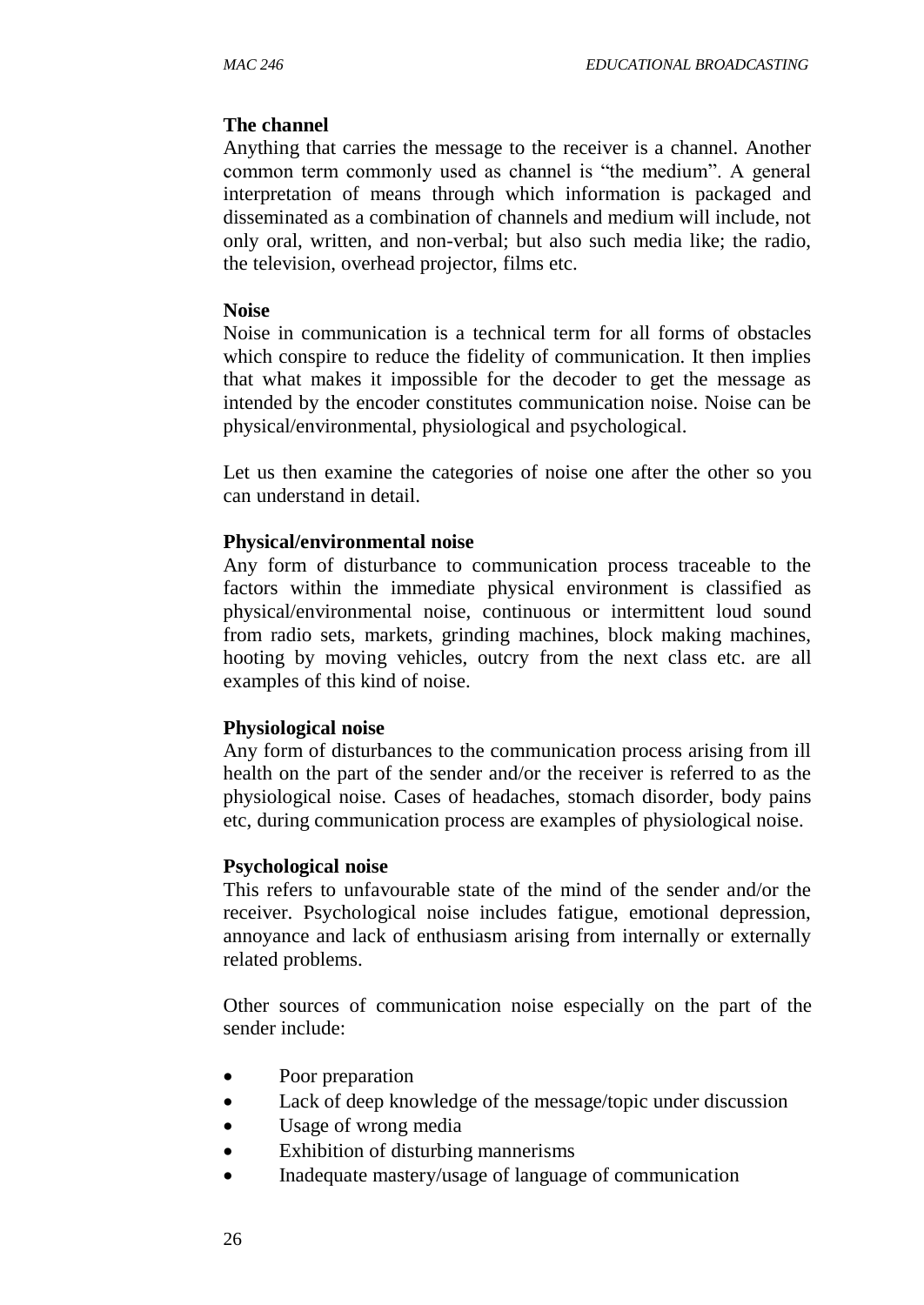**The channel**

Anything that carries the message to the receiver is a channel. Another common term commonly used as channel is "the medium". A general interpretation of means through which information is packaged and disseminated as a combination of channels and medium will include, not only oral, written, and non-verbal; but also such media like; the radio, the television, overhead projector, films etc.

**Noise**

Noise in communication is a technical term for all forms of obstacles which conspire to reduce the fidelity of communication. It then implies that what makes it impossible for the decoder to get the message as intended by the encoder constitutes communication noise. Noise can be physical/environmental, physiological and psychological.

Let us then examine the categories of noise one after the other so you can understand in detail.

**Physical/environmental noise**

Any form of disturbance to communication process traceable to the factors within the immediate physical environment is classified as physical/environmental noise, continuous or intermittent loud sound from radio sets, markets, grinding machines, block making machines, hooting by moving vehicles, outcry from the next class etc. are all examples of this kind of noise.

**Physiological noise**

Any form of disturbances to the communication process arising from ill health on the part of the sender and/or the receiver is referred to as the physiological noise. Cases of headaches, stomach disorder, body pains etc, during communication process are examples of physiological noise.

**Psychological noise**

This refers to unfavourable state of the mind of the sender and/or the receiver. Psychological noise includes fatigue, emotional depression, annoyance and lack of enthusiasm arising from internally or externally related problems.

Other sources of communication noise especially on the part of the sender include:

- Poor preparation
- Lack of deep knowledge of the message/topic under discussion
- Usage of wrong media
- Exhibition of disturbing mannerisms
- Inadequate mastery/usage of language of communication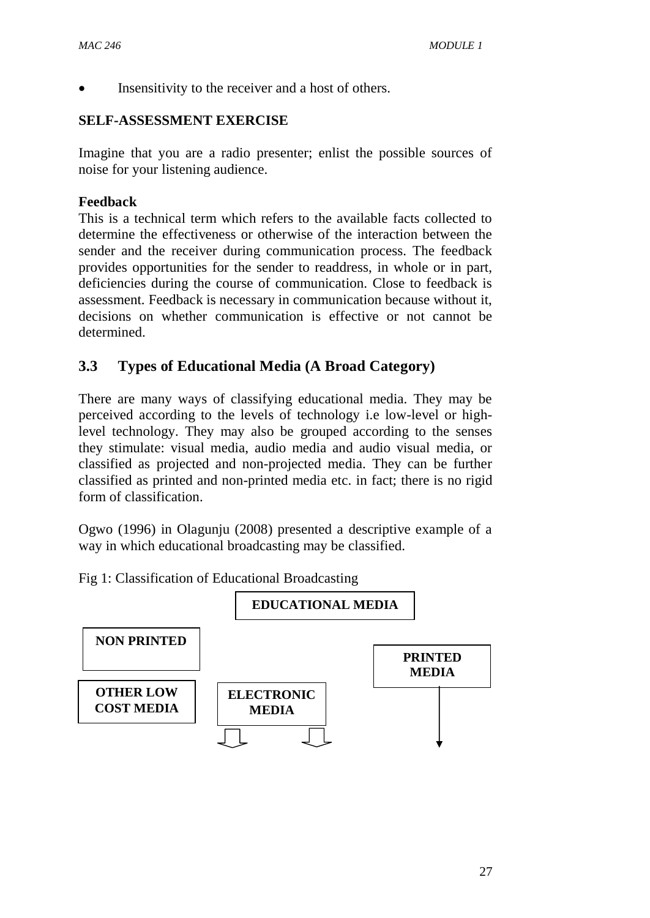- Insensitivity to the receiver and a host of others.

**SELF-ASSESSMENT EXERCISE**

Imagine that you are a radio presenter; enlist the possible sources of noise for your listening audience.

**Feedback**

This is a technical term which refers to the available facts collected to determine the effectiveness or otherwise of the interaction between the sender and the receiver during communication process. The feedback provides opportunities for the sender to readdress, in whole or in part, deficiencies during the course of communication. Close to feedback is assessment. Feedback is necessary in communication because without it, decisions on whether communication is effective or not cannot be determined.

## 3.3 Types of Educational Media (A Broad Category)

There are many ways of classifying educational media. They may be perceived according to the levels of technology i.e low-level or high-level technology. They may also be grouped according to the senses they stimulate: visual media, audio media and audio visual media, or classified as projected and non-projected media. They can be further classified as printed and non-printed media etc. in fact; there is no rigid form of classification.

Ogwo (1996) in Olagunju (2008) presented a descriptive example of a way in which educational broadcasting may be classified.

Fig 1: Classification of Educational Broadcasting

**EDUCATIONAL MEDIA**

**NON PRINTED**

**PRINTED MEDIA**

**OTHER LOW COST MEDIA**

**ELECTRONIC MEDIA**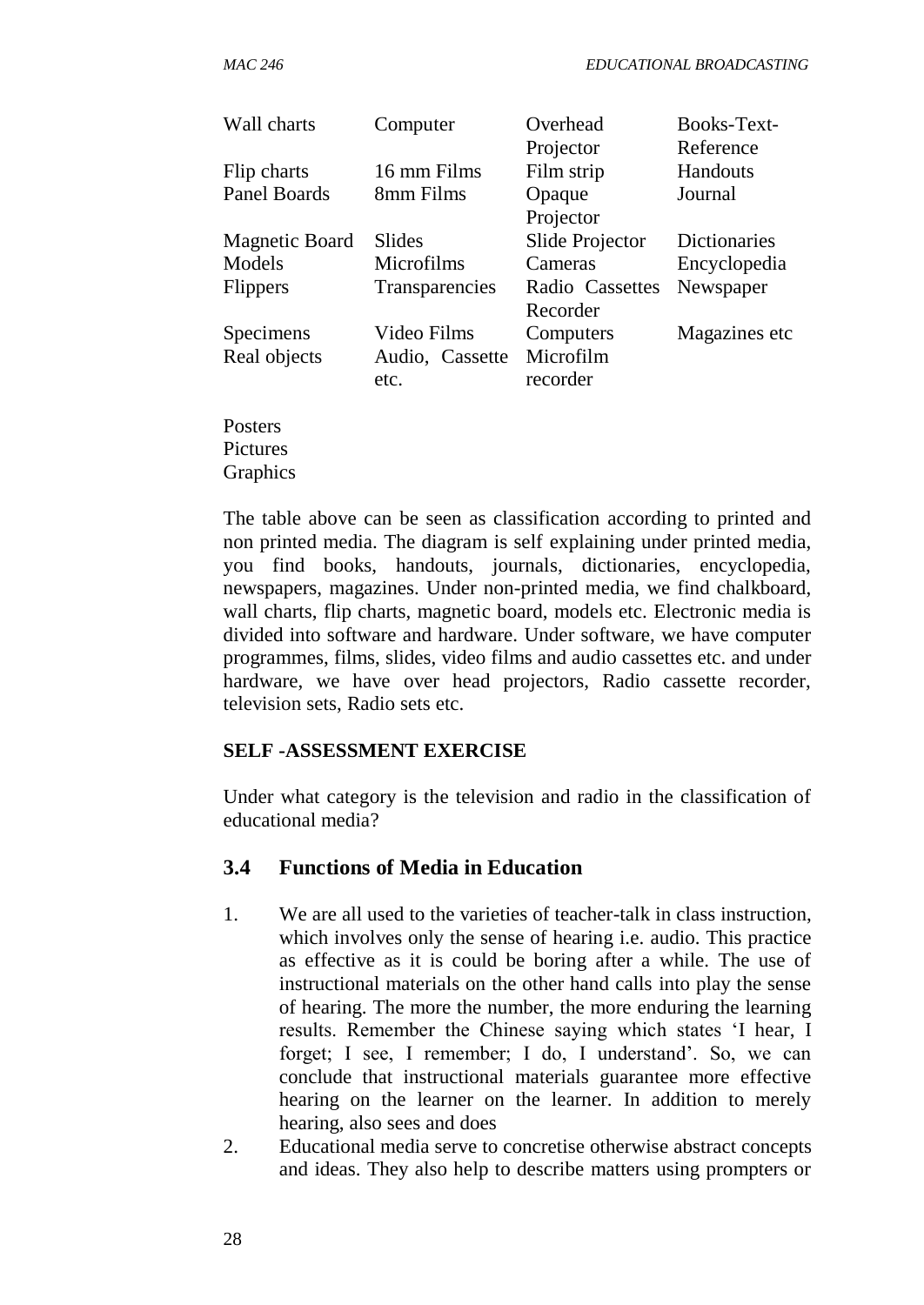| | | | |
|---|---|---|---|
| Wall charts | Computer | Overhead Projector | Books-Text-Reference |
| Flip charts | 16 mm Films | Film strip | Handouts |
| Panel Boards | 8mm Films | Opaque Projector | Journal |
| Magnetic Board | Slides | Slide Projector | Dictionaries |
| Models | Microfilms | Cameras | Encyclopedia |
| Flippers | Transparencies | Radio Cassettes Recorder | Newspaper |
| Specimens | Video Films | Computers | Magazines etc |
| Real objects | Audio, Cassette etc. | Microfilm recorder | |
| Posters | | | |
| Pictures | | | |
| Graphics | | | |

The table above can be seen as classification according to printed and non printed media. The diagram is self explaining under printed media, you find books, handouts, journals, dictionaries, encyclopedia, newspapers, magazines. Under non-printed media, we find chalkboard, wall charts, flip charts, magnetic board, models etc. Electronic media is divided into software and hardware. Under software, we have computer programmes, films, slides, video films and audio cassettes etc. and under hardware, we have over head projectors, Radio cassette recorder, television sets, Radio sets etc.

**SELF -ASSESSMENT EXERCISE**

Under what category is the television and radio in the classification of educational media?

## 3.4 Functions of Media in Education

1. We are all used to the varieties of teacher-talk in class instruction, which involves only the sense of hearing i.e. audio. This practice as effective as it is could be boring after a while. The use of instructional materials on the other hand calls into play the sense of hearing. The more the number, the more enduring the learning results. Remember the Chinese saying which states 'I hear, I forget; I see, I remember; I do, I understand'. So, we can conclude that instructional materials guarantee more effective hearing on the learner on the learner. In addition to merely hearing, also sees and does
2. Educational media serve to concretise otherwise abstract concepts and ideas. They also help to describe matters using prompters or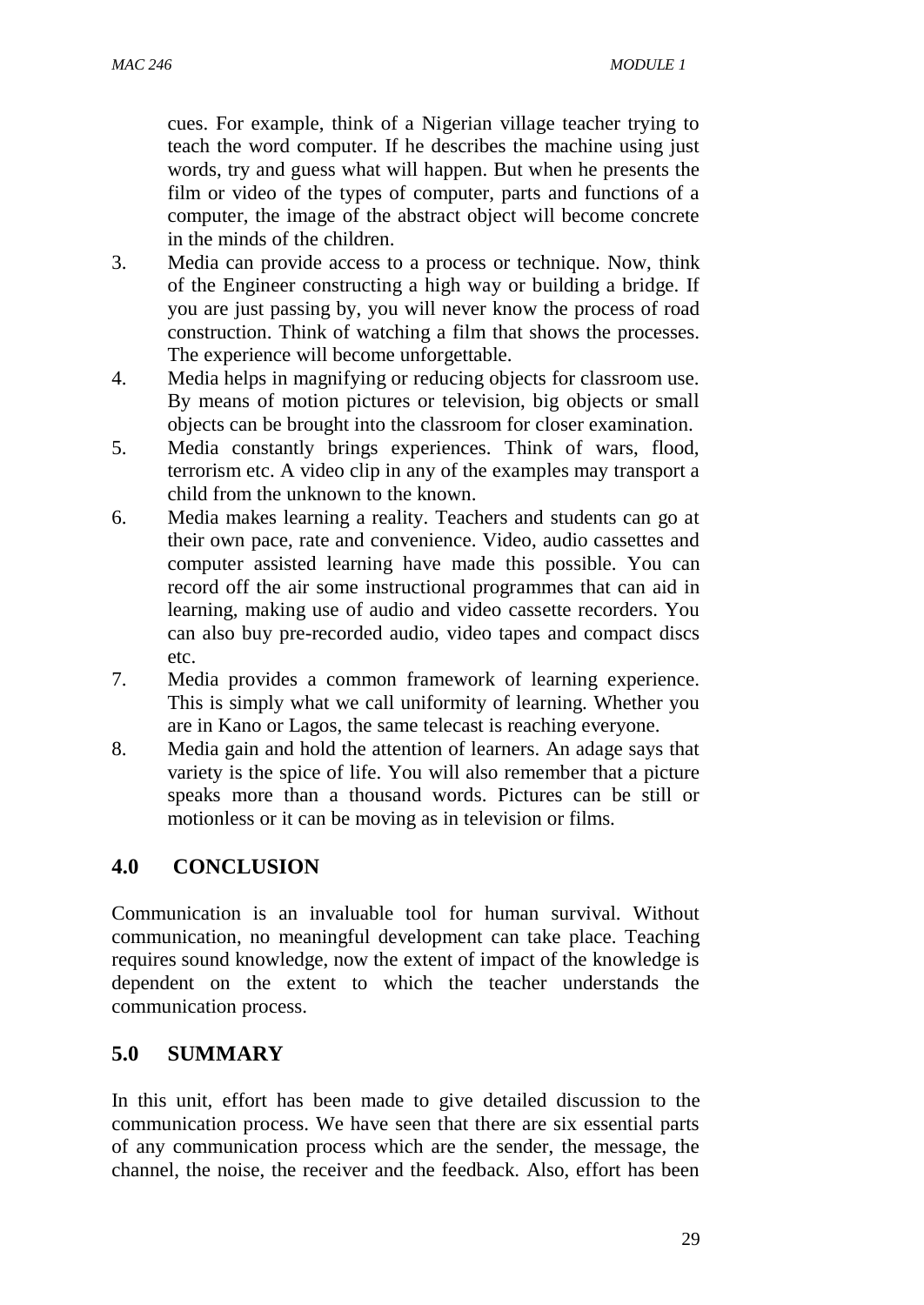cues. For example, think of a Nigerian village teacher trying to teach the word computer. If he describes the machine using just words, try and guess what will happen. But when he presents the film or video of the types of computer, parts and functions of a computer, the image of the abstract object will become concrete in the minds of the children.

3. Media can provide access to a process or technique. Now, think of the Engineer constructing a high way or building a bridge. If you are just passing by, you will never know the process of road construction. Think of watching a film that shows the processes. The experience will become unforgettable.
4. Media helps in magnifying or reducing objects for classroom use. By means of motion pictures or television, big objects or small objects can be brought into the classroom for closer examination.
5. Media constantly brings experiences. Think of wars, flood, terrorism etc. A video clip in any of the examples may transport a child from the unknown to the known.
6. Media makes learning a reality. Teachers and students can go at their own pace, rate and convenience. Video, audio cassettes and computer assisted learning have made this possible. You can record off the air some instructional programmes that can aid in learning, making use of audio and video cassette recorders. You can also buy pre-recorded audio, video tapes and compact discs etc.
7. Media provides a common framework of learning experience. This is simply what we call uniformity of learning. Whether you are in Kano or Lagos, the same telecast is reaching everyone.
8. Media gain and hold the attention of learners. An adage says that variety is the spice of life. You will also remember that a picture speaks more than a thousand words. Pictures can be still or motionless or it can be moving as in television or films.

## 4.0 CONCLUSION

Communication is an invaluable tool for human survival. Without communication, no meaningful development can take place. Teaching requires sound knowledge, now the extent of impact of the knowledge is dependent on the extent to which the teacher understands the communication process.

## 5.0 SUMMARY

In this unit, effort has been made to give detailed discussion to the communication process. We have seen that there are six essential parts of any communication process which are the sender, the message, the channel, the noise, the receiver and the feedback. Also, effort has been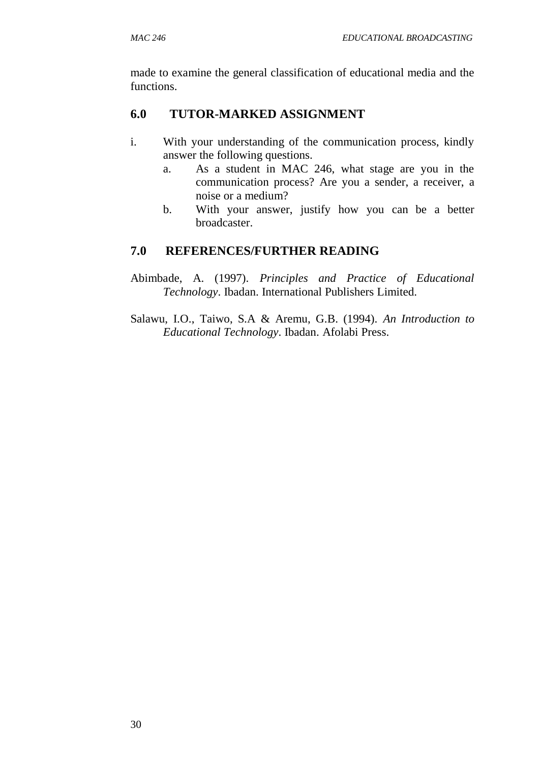made to examine the general classification of educational media and the functions.

## 6.0 TUTOR-MARKED ASSIGNMENT

i. With your understanding of the communication process, kindly answer the following questions.
   a. As a student in MAC 246, what stage are you in the communication process? Are you a sender, a receiver, a noise or a medium?
   b. With your answer, justify how you can be a better broadcaster.

## 7.0 REFERENCES/FURTHER READING

Abimbade, A. (1997). *Principles and Practice of Educational Technology*. Ibadan. International Publishers Limited.

Salawu, I.O., Taiwo, S.A & Aremu, G.B. (1994). *An Introduction to Educational Technology*. Ibadan. Afolabi Press.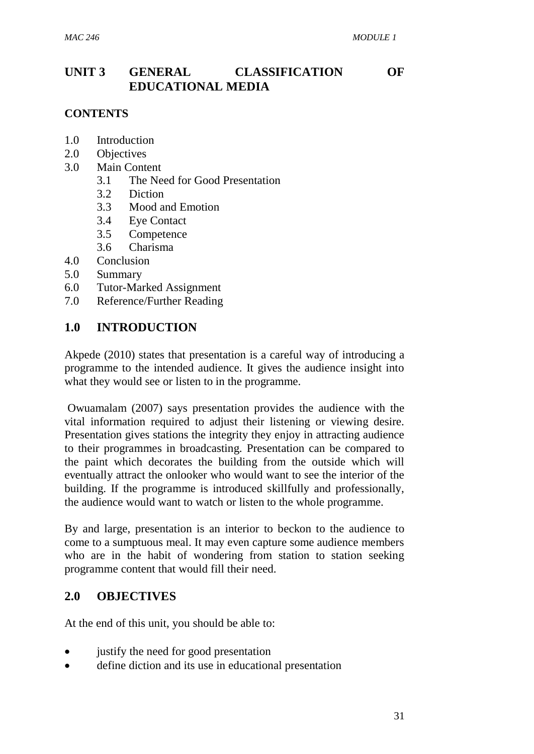# UNIT 3 GENERAL CLASSIFICATION OF EDUCATIONAL MEDIA

## CONTENTS

1.0 Introduction
2.0 Objectives
3.0 Main Content
   3.1 The Need for Good Presentation
   3.2 Diction
   3.3 Mood and Emotion
   3.4 Eye Contact
   3.5 Competence
   3.6 Charisma
4.0 Conclusion
5.0 Summary
6.0 Tutor-Marked Assignment
7.0 Reference/Further Reading

## 1.0 INTRODUCTION

Akpede (2010) states that presentation is a careful way of introducing a programme to the intended audience. It gives the audience insight into what they would see or listen to in the programme.

Owuamalam (2007) says presentation provides the audience with the vital information required to adjust their listening or viewing desire. Presentation gives stations the integrity they enjoy in attracting audience to their programmes in broadcasting. Presentation can be compared to the paint which decorates the building from the outside which will eventually attract the onlooker who would want to see the interior of the building. If the programme is introduced skillfully and professionally, the audience would want to watch or listen to the whole programme.

By and large, presentation is an interior to beckon to the audience to come to a sumptuous meal. It may even capture some audience members who are in the habit of wondering from station to station seeking programme content that would fill their need.

## 2.0 OBJECTIVES

At the end of this unit, you should be able to:

- justify the need for good presentation
- define diction and its use in educational presentation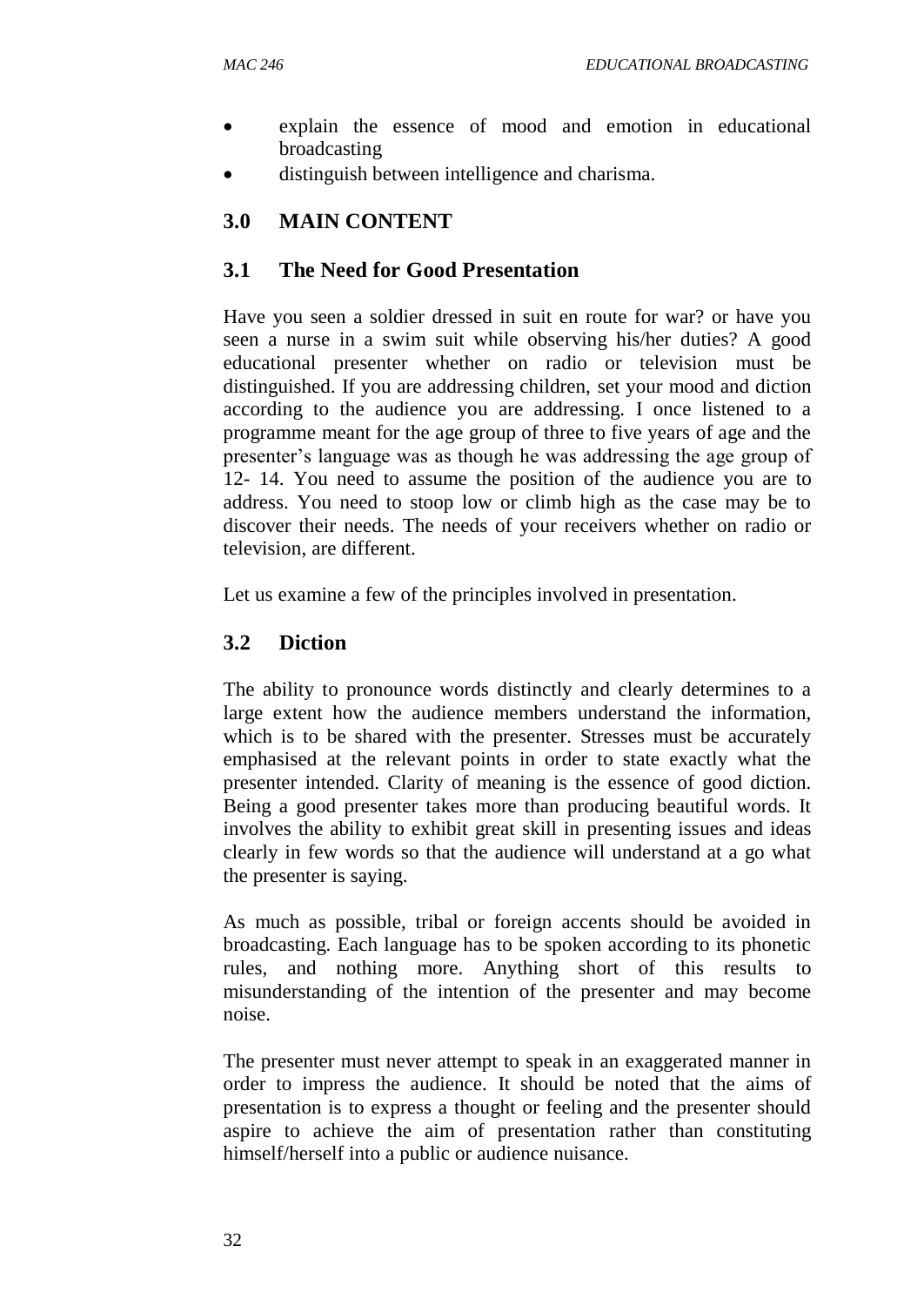- explain the essence of mood and emotion in educational broadcasting
- distinguish between intelligence and charisma.

## 3.0 MAIN CONTENT

### 3.1 The Need for Good Presentation

Have you seen a soldier dressed in suit en route for war? or have you seen a nurse in a swim suit while observing his/her duties? A good educational presenter whether on radio or television must be distinguished. If you are addressing children, set your mood and diction according to the audience you are addressing. I once listened to a programme meant for the age group of three to five years of age and the presenter's language was as though he was addressing the age group of 12- 14. You need to assume the position of the audience you are to address. You need to stoop low or climb high as the case may be to discover their needs. The needs of your receivers whether on radio or television, are different.

Let us examine a few of the principles involved in presentation.

### 3.2 Diction

The ability to pronounce words distinctly and clearly determines to a large extent how the audience members understand the information, which is to be shared with the presenter. Stresses must be accurately emphasised at the relevant points in order to state exactly what the presenter intended. Clarity of meaning is the essence of good diction. Being a good presenter takes more than producing beautiful words. It involves the ability to exhibit great skill in presenting issues and ideas clearly in few words so that the audience will understand at a go what the presenter is saying.

As much as possible, tribal or foreign accents should be avoided in broadcasting. Each language has to be spoken according to its phonetic rules, and nothing more. Anything short of this results to misunderstanding of the intention of the presenter and may become noise.

The presenter must never attempt to speak in an exaggerated manner in order to impress the audience. It should be noted that the aims of presentation is to express a thought or feeling and the presenter should aspire to achieve the aim of presentation rather than constituting himself/herself into a public or audience nuisance.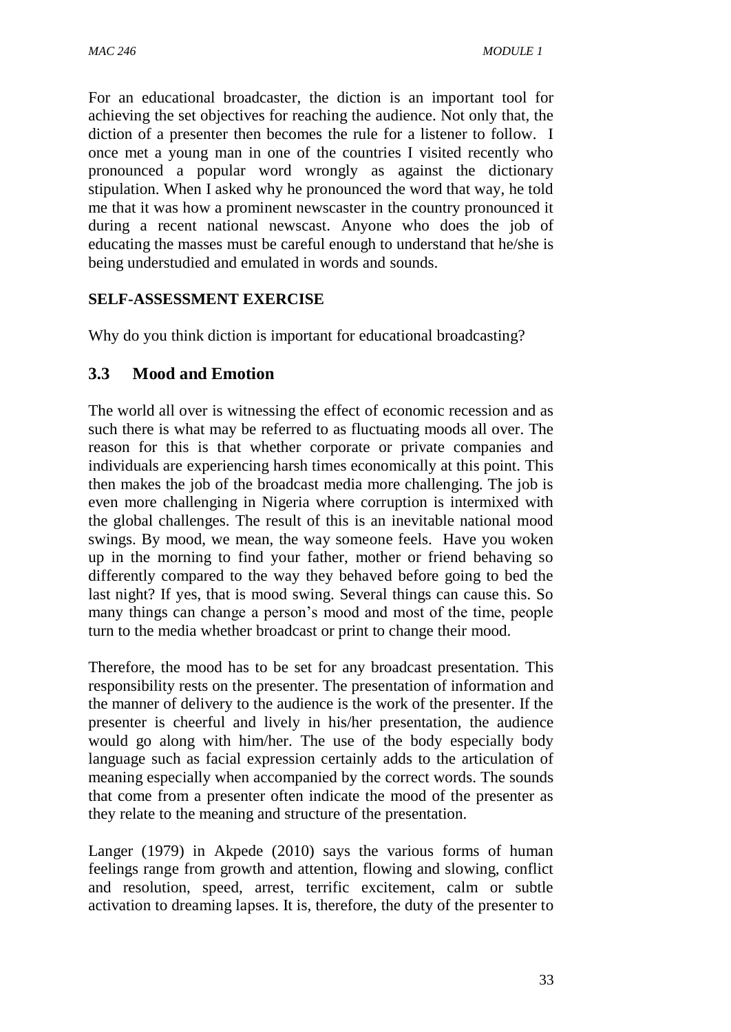For an educational broadcaster, the diction is an important tool for achieving the set objectives for reaching the audience. Not only that, the diction of a presenter then becomes the rule for a listener to follow. I once met a young man in one of the countries I visited recently who pronounced a popular word wrongly as against the dictionary stipulation. When I asked why he pronounced the word that way, he told me that it was how a prominent newscaster in the country pronounced it during a recent national newscast. Anyone who does the job of educating the masses must be careful enough to understand that he/she is being understudied and emulated in words and sounds.

**SELF-ASSESSMENT EXERCISE**

Why do you think diction is important for educational broadcasting?

## 3.3 Mood and Emotion

The world all over is witnessing the effect of economic recession and as such there is what may be referred to as fluctuating moods all over. The reason for this is that whether corporate or private companies and individuals are experiencing harsh times economically at this point. This then makes the job of the broadcast media more challenging. The job is even more challenging in Nigeria where corruption is intermixed with the global challenges. The result of this is an inevitable national mood swings. By mood, we mean, the way someone feels. Have you woken up in the morning to find your father, mother or friend behaving so differently compared to the way they behaved before going to bed the last night? If yes, that is mood swing. Several things can cause this. So many things can change a person's mood and most of the time, people turn to the media whether broadcast or print to change their mood.

Therefore, the mood has to be set for any broadcast presentation. This responsibility rests on the presenter. The presentation of information and the manner of delivery to the audience is the work of the presenter. If the presenter is cheerful and lively in his/her presentation, the audience would go along with him/her. The use of the body especially body language such as facial expression certainly adds to the articulation of meaning especially when accompanied by the correct words. The sounds that come from a presenter often indicate the mood of the presenter as they relate to the meaning and structure of the presentation.

Langer (1979) in Akpede (2010) says the various forms of human feelings range from growth and attention, flowing and slowing, conflict and resolution, speed, arrest, terrific excitement, calm or subtle activation to dreaming lapses. It is, therefore, the duty of the presenter to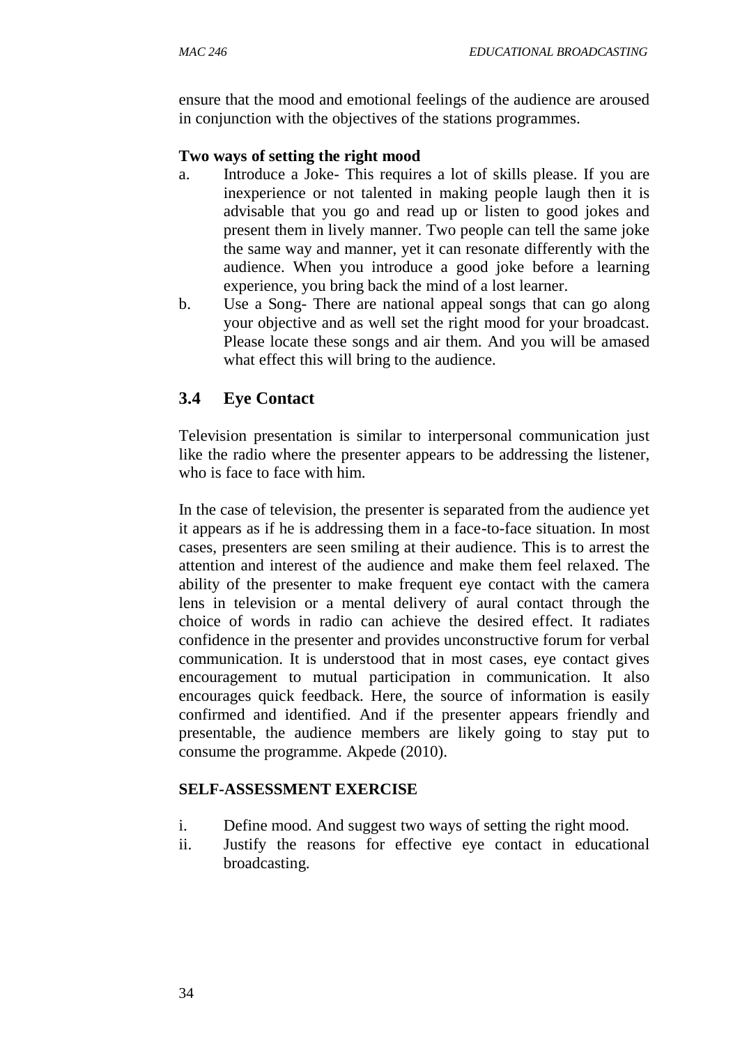ensure that the mood and emotional feelings of the audience are aroused in conjunction with the objectives of the stations programmes.

**Two ways of setting the right mood**

a. Introduce a Joke- This requires a lot of skills please. If you are inexperience or not talented in making people laugh then it is advisable that you go and read up or listen to good jokes and present them in lively manner. Two people can tell the same joke the same way and manner, yet it can resonate differently with the audience. When you introduce a good joke before a learning experience, you bring back the mind of a lost learner.

b. Use a Song- There are national appeal songs that can go along your objective and as well set the right mood for your broadcast. Please locate these songs and air them. And you will be amased what effect this will bring to the audience.

## 3.4 Eye Contact

Television presentation is similar to interpersonal communication just like the radio where the presenter appears to be addressing the listener, who is face to face with him.

In the case of television, the presenter is separated from the audience yet it appears as if he is addressing them in a face-to-face situation. In most cases, presenters are seen smiling at their audience. This is to arrest the attention and interest of the audience and make them feel relaxed. The ability of the presenter to make frequent eye contact with the camera lens in television or a mental delivery of aural contact through the choice of words in radio can achieve the desired effect. It radiates confidence in the presenter and provides unconstructive forum for verbal communication. It is understood that in most cases, eye contact gives encouragement to mutual participation in communication. It also encourages quick feedback. Here, the source of information is easily confirmed and identified. And if the presenter appears friendly and presentable, the audience members are likely going to stay put to consume the programme. Akpede (2010).

**SELF-ASSESSMENT EXERCISE**

i. Define mood. And suggest two ways of setting the right mood.

ii. Justify the reasons for effective eye contact in educational broadcasting.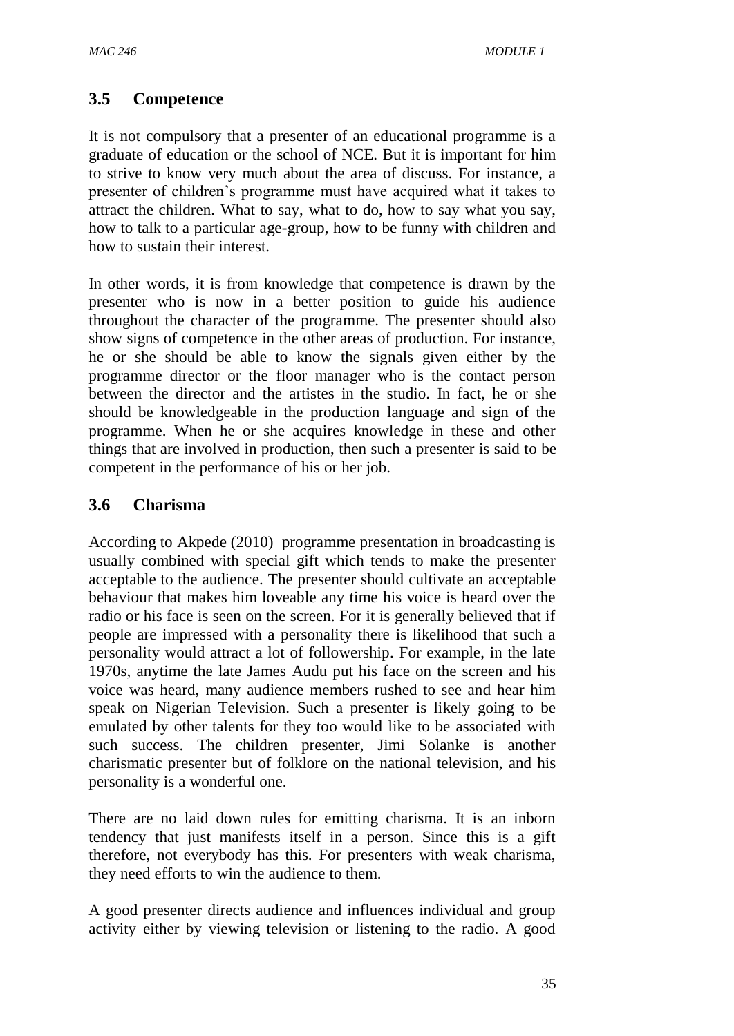## 3.5 Competence

It is not compulsory that a presenter of an educational programme is a graduate of education or the school of NCE. But it is important for him to strive to know very much about the area of discuss. For instance, a presenter of children's programme must have acquired what it takes to attract the children. What to say, what to do, how to say what you say, how to talk to a particular age-group, how to be funny with children and how to sustain their interest.

In other words, it is from knowledge that competence is drawn by the presenter who is now in a better position to guide his audience throughout the character of the programme. The presenter should also show signs of competence in the other areas of production. For instance, he or she should be able to know the signals given either by the programme director or the floor manager who is the contact person between the director and the artistes in the studio. In fact, he or she should be knowledgeable in the production language and sign of the programme. When he or she acquires knowledge in these and other things that are involved in production, then such a presenter is said to be competent in the performance of his or her job.

## 3.6 Charisma

According to Akpede (2010) programme presentation in broadcasting is usually combined with special gift which tends to make the presenter acceptable to the audience. The presenter should cultivate an acceptable behaviour that makes him loveable any time his voice is heard over the radio or his face is seen on the screen. For it is generally believed that if people are impressed with a personality there is likelihood that such a personality would attract a lot of followership. For example, in the late 1970s, anytime the late James Audu put his face on the screen and his voice was heard, many audience members rushed to see and hear him speak on Nigerian Television. Such a presenter is likely going to be emulated by other talents for they too would like to be associated with such success. The children presenter, Jimi Solanke is another charismatic presenter but of folklore on the national television, and his personality is a wonderful one.

There are no laid down rules for emitting charisma. It is an inborn tendency that just manifests itself in a person. Since this is a gift therefore, not everybody has this. For presenters with weak charisma, they need efforts to win the audience to them.

A good presenter directs audience and influences individual and group activity either by viewing television or listening to the radio. A good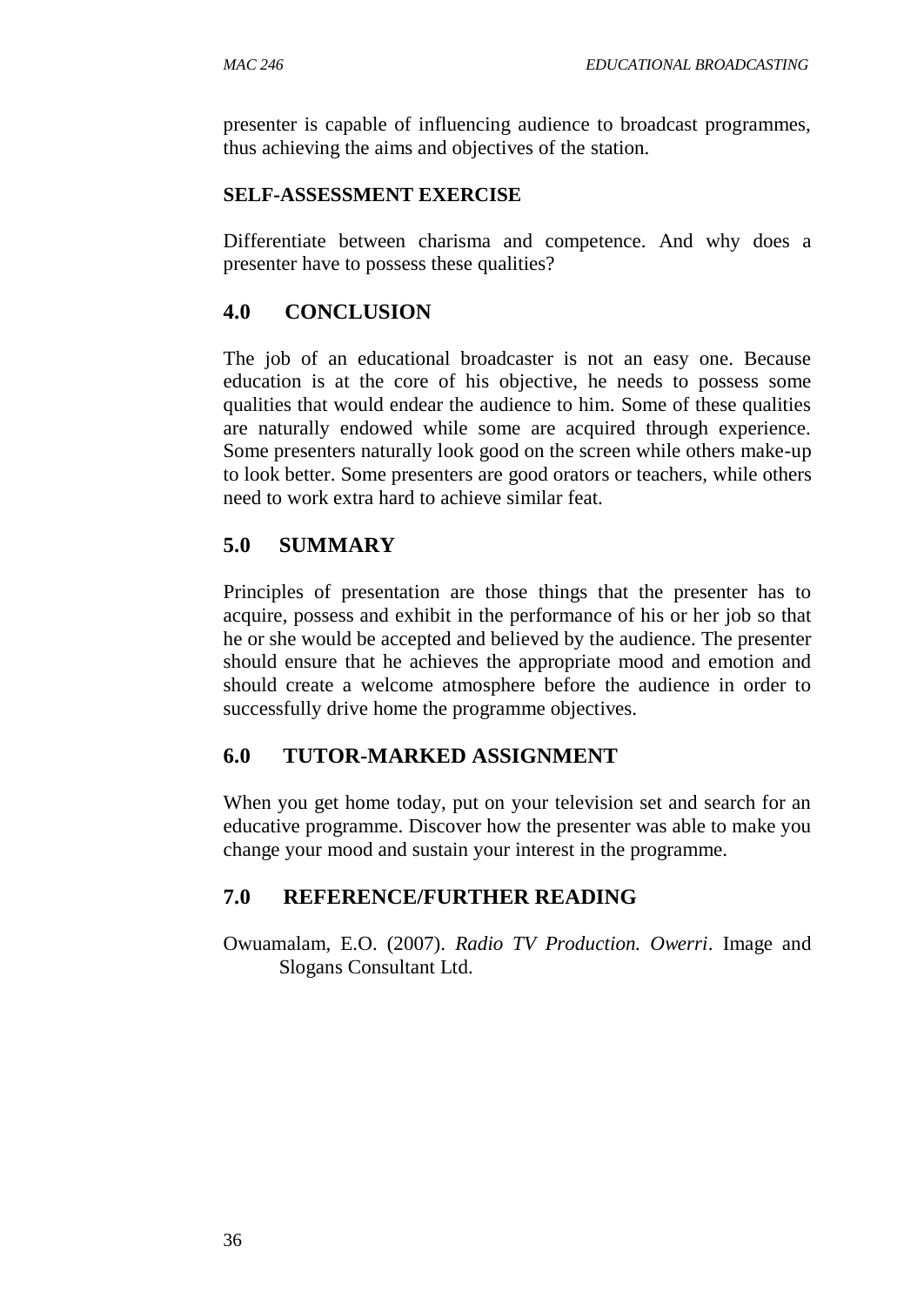presenter is capable of influencing audience to broadcast programmes, thus achieving the aims and objectives of the station.

**SELF-ASSESSMENT EXERCISE**

Differentiate between charisma and competence. And why does a presenter have to possess these qualities?

## 4.0 CONCLUSION

The job of an educational broadcaster is not an easy one. Because education is at the core of his objective, he needs to possess some qualities that would endear the audience to him. Some of these qualities are naturally endowed while some are acquired through experience. Some presenters naturally look good on the screen while others make-up to look better. Some presenters are good orators or teachers, while others need to work extra hard to achieve similar feat.

## 5.0 SUMMARY

Principles of presentation are those things that the presenter has to acquire, possess and exhibit in the performance of his or her job so that he or she would be accepted and believed by the audience. The presenter should ensure that he achieves the appropriate mood and emotion and should create a welcome atmosphere before the audience in order to successfully drive home the programme objectives.

## 6.0 TUTOR-MARKED ASSIGNMENT

When you get home today, put on your television set and search for an educative programme. Discover how the presenter was able to make you change your mood and sustain your interest in the programme.

## 7.0 REFERENCE/FURTHER READING

Owuamalam, E.O. (2007). *Radio TV Production. Owerri*. Image and Slogans Consultant Ltd.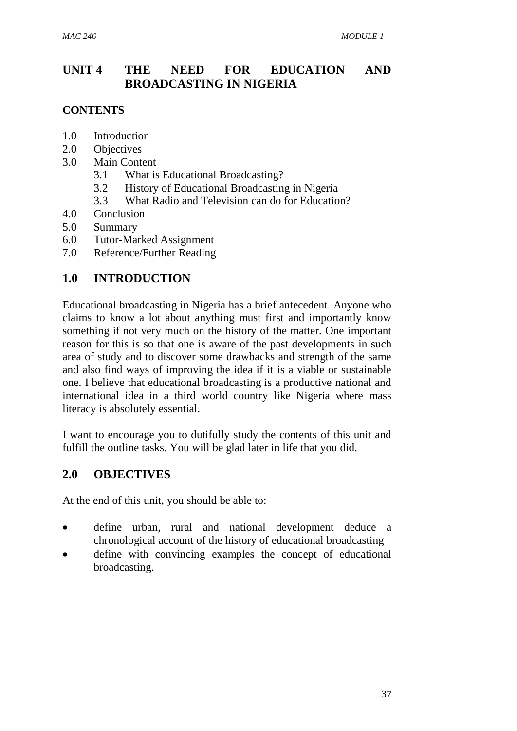# UNIT 4 THE NEED FOR EDUCATION AND BROADCASTING IN NIGERIA

**CONTENTS**

1.0 Introduction
2.0 Objectives
3.0 Main Content
 3.1 What is Educational Broadcasting?
 3.2 History of Educational Broadcasting in Nigeria
 3.3 What Radio and Television can do for Education?
4.0 Conclusion
5.0 Summary
6.0 Tutor-Marked Assignment
7.0 Reference/Further Reading

## 1.0 INTRODUCTION

Educational broadcasting in Nigeria has a brief antecedent. Anyone who claims to know a lot about anything must first and importantly know something if not very much on the history of the matter. One important reason for this is so that one is aware of the past developments in such area of study and to discover some drawbacks and strength of the same and also find ways of improving the idea if it is a viable or sustainable one. I believe that educational broadcasting is a productive national and international idea in a third world country like Nigeria where mass literacy is absolutely essential.

I want to encourage you to dutifully study the contents of this unit and fulfill the outline tasks. You will be glad later in life that you did.

## 2.0 OBJECTIVES

At the end of this unit, you should be able to:

- define urban, rural and national development deduce a chronological account of the history of educational broadcasting
- define with convincing examples the concept of educational broadcasting.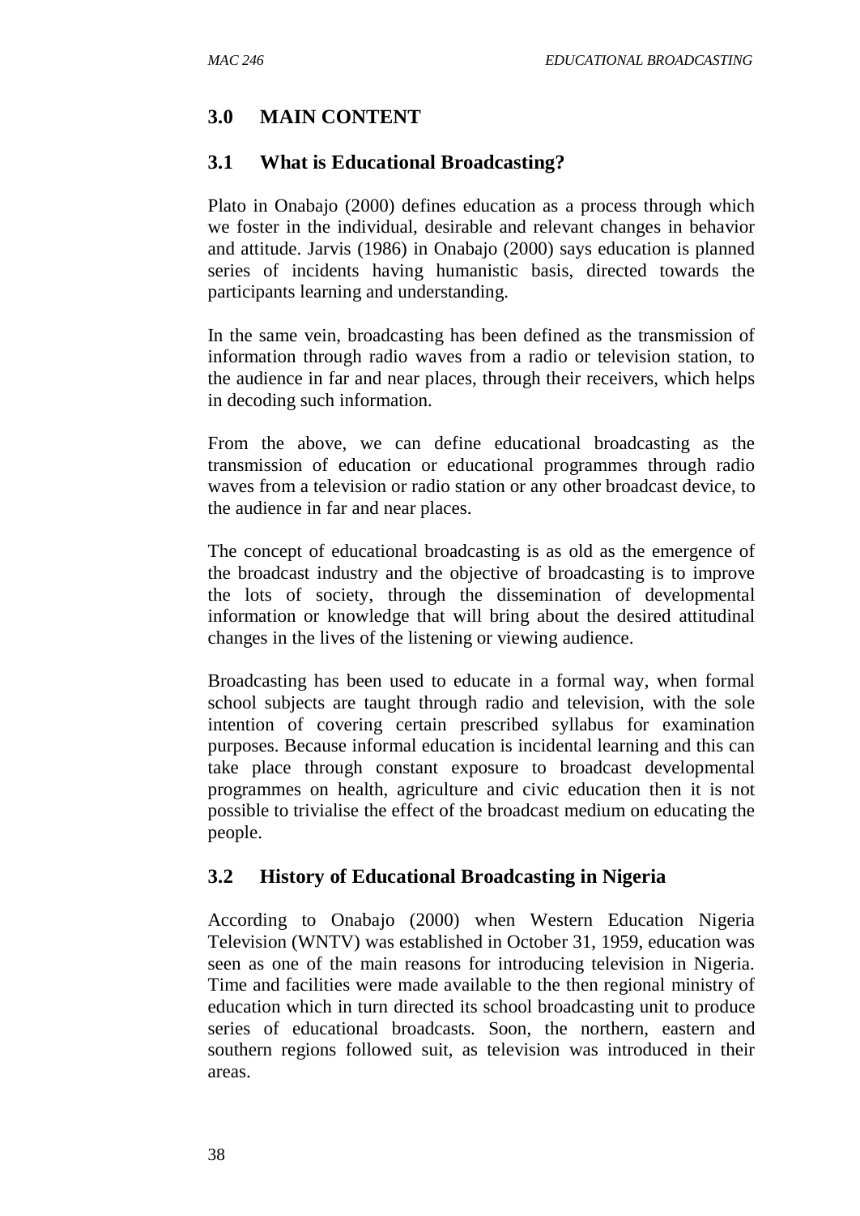## 3.0 MAIN CONTENT

### 3.1 What is Educational Broadcasting?

Plato in Onabajo (2000) defines education as a process through which we foster in the individual, desirable and relevant changes in behavior and attitude. Jarvis (1986) in Onabajo (2000) says education is planned series of incidents having humanistic basis, directed towards the participants learning and understanding.

In the same vein, broadcasting has been defined as the transmission of information through radio waves from a radio or television station, to the audience in far and near places, through their receivers, which helps in decoding such information.

From the above, we can define educational broadcasting as the transmission of education or educational programmes through radio waves from a television or radio station or any other broadcast device, to the audience in far and near places.

The concept of educational broadcasting is as old as the emergence of the broadcast industry and the objective of broadcasting is to improve the lots of society, through the dissemination of developmental information or knowledge that will bring about the desired attitudinal changes in the lives of the listening or viewing audience.

Broadcasting has been used to educate in a formal way, when formal school subjects are taught through radio and television, with the sole intention of covering certain prescribed syllabus for examination purposes. Because informal education is incidental learning and this can take place through constant exposure to broadcast developmental programmes on health, agriculture and civic education then it is not possible to trivialise the effect of the broadcast medium on educating the people.

### 3.2 History of Educational Broadcasting in Nigeria

According to Onabajo (2000) when Western Education Nigeria Television (WNTV) was established in October 31, 1959, education was seen as one of the main reasons for introducing television in Nigeria. Time and facilities were made available to the then regional ministry of education which in turn directed its school broadcasting unit to produce series of educational broadcasts. Soon, the northern, eastern and southern regions followed suit, as television was introduced in their areas.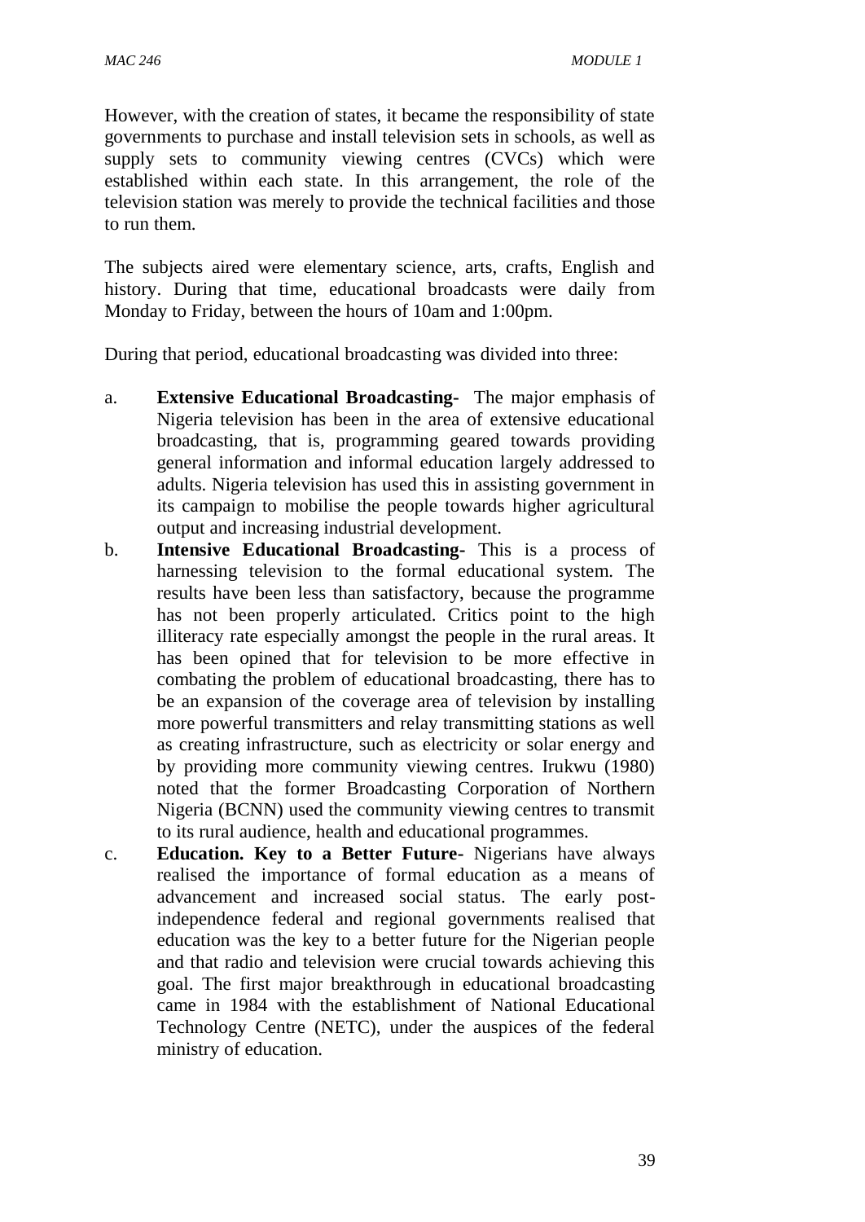However, with the creation of states, it became the responsibility of state governments to purchase and install television sets in schools, as well as supply sets to community viewing centres (CVCs) which were established within each state. In this arrangement, the role of the television station was merely to provide the technical facilities and those to run them.

The subjects aired were elementary science, arts, crafts, English and history. During that time, educational broadcasts were daily from Monday to Friday, between the hours of 10am and 1:00pm.

During that period, educational broadcasting was divided into three:

a. **Extensive Educational Broadcasting-** The major emphasis of Nigeria television has been in the area of extensive educational broadcasting, that is, programming geared towards providing general information and informal education largely addressed to adults. Nigeria television has used this in assisting government in its campaign to mobilise the people towards higher agricultural output and increasing industrial development.

b. **Intensive Educational Broadcasting-** This is a process of harnessing television to the formal educational system. The results have been less than satisfactory, because the programme has not been properly articulated. Critics point to the high illiteracy rate especially amongst the people in the rural areas. It has been opined that for television to be more effective in combating the problem of educational broadcasting, there has to be an expansion of the coverage area of television by installing more powerful transmitters and relay transmitting stations as well as creating infrastructure, such as electricity or solar energy and by providing more community viewing centres. Irukwu (1980) noted that the former Broadcasting Corporation of Northern Nigeria (BCNN) used the community viewing centres to transmit to its rural audience, health and educational programmes.

c. **Education. Key to a Better Future-** Nigerians have always realised the importance of formal education as a means of advancement and increased social status. The early post-independence federal and regional governments realised that education was the key to a better future for the Nigerian people and that radio and television were crucial towards achieving this goal. The first major breakthrough in educational broadcasting came in 1984 with the establishment of National Educational Technology Centre (NETC), under the auspices of the federal ministry of education.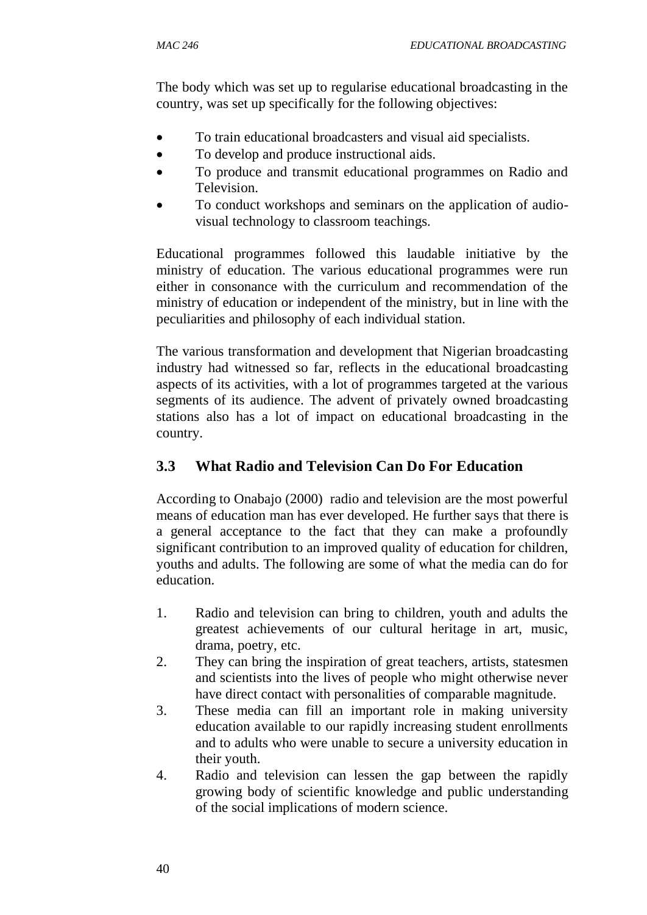The body which was set up to regularise educational broadcasting in the country, was set up specifically for the following objectives:

- To train educational broadcasters and visual aid specialists.
- To develop and produce instructional aids.
- To produce and transmit educational programmes on Radio and Television.
- To conduct workshops and seminars on the application of audio-visual technology to classroom teachings.

Educational programmes followed this laudable initiative by the ministry of education. The various educational programmes were run either in consonance with the curriculum and recommendation of the ministry of education or independent of the ministry, but in line with the peculiarities and philosophy of each individual station.

The various transformation and development that Nigerian broadcasting industry had witnessed so far, reflects in the educational broadcasting aspects of its activities, with a lot of programmes targeted at the various segments of its audience. The advent of privately owned broadcasting stations also has a lot of impact on educational broadcasting in the country.

## 3.3 What Radio and Television Can Do For Education

According to Onabajo (2000) radio and television are the most powerful means of education man has ever developed. He further says that there is a general acceptance to the fact that they can make a profoundly significant contribution to an improved quality of education for children, youths and adults. The following are some of what the media can do for education.

1. Radio and television can bring to children, youth and adults the greatest achievements of our cultural heritage in art, music, drama, poetry, etc.
2. They can bring the inspiration of great teachers, artists, statesmen and scientists into the lives of people who might otherwise never have direct contact with personalities of comparable magnitude.
3. These media can fill an important role in making university education available to our rapidly increasing student enrollments and to adults who were unable to secure a university education in their youth.
4. Radio and television can lessen the gap between the rapidly growing body of scientific knowledge and public understanding of the social implications of modern science.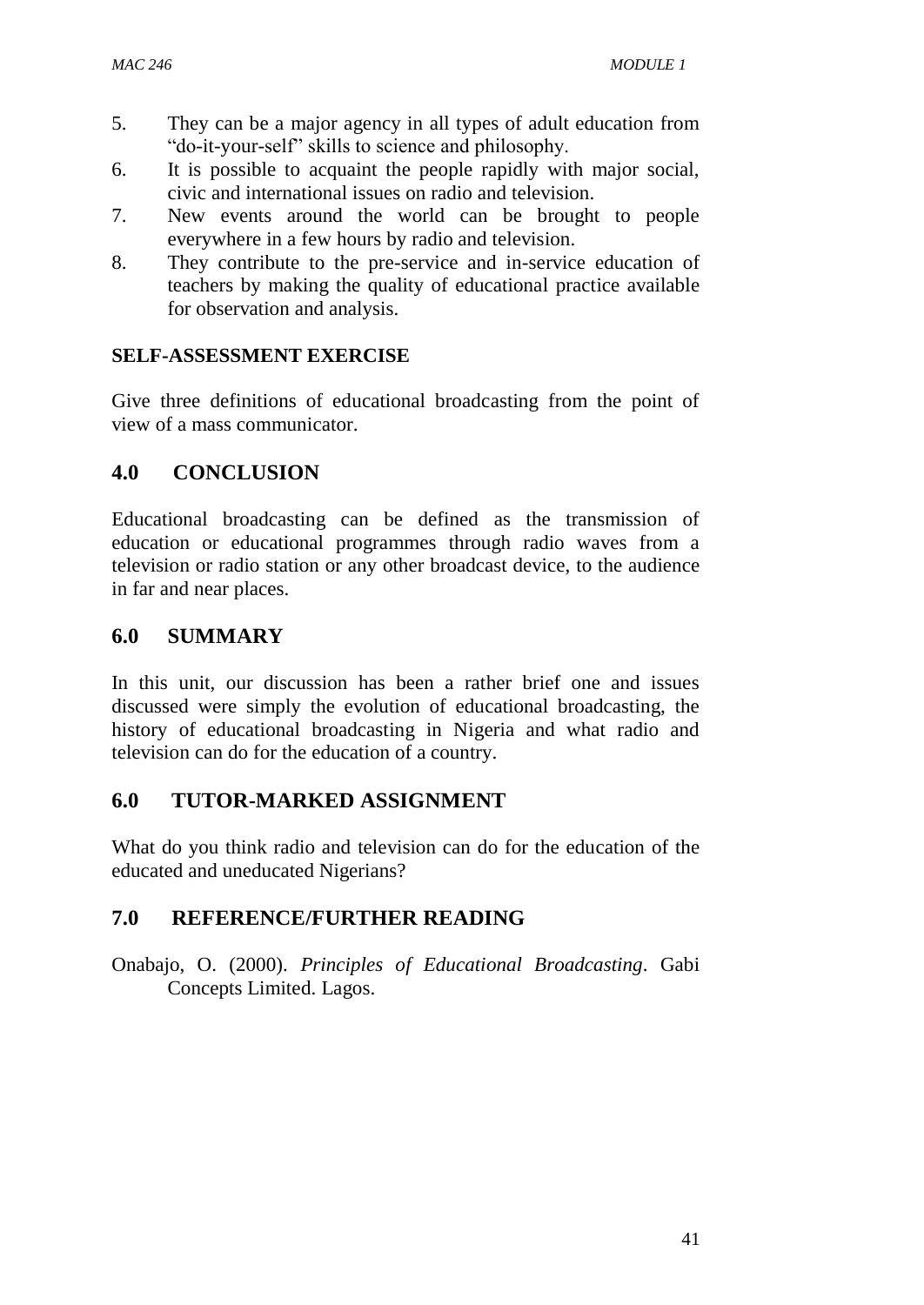5. They can be a major agency in all types of adult education from "do-it-your-self" skills to science and philosophy.
6. It is possible to acquaint the people rapidly with major social, civic and international issues on radio and television.
7. New events around the world can be brought to people everywhere in a few hours by radio and television.
8. They contribute to the pre-service and in-service education of teachers by making the quality of educational practice available for observation and analysis.

**SELF-ASSESSMENT EXERCISE**

Give three definitions of educational broadcasting from the point of view of a mass communicator.

## 4.0 CONCLUSION

Educational broadcasting can be defined as the transmission of education or educational programmes through radio waves from a television or radio station or any other broadcast device, to the audience in far and near places.

## 6.0 SUMMARY

In this unit, our discussion has been a rather brief one and issues discussed were simply the evolution of educational broadcasting, the history of educational broadcasting in Nigeria and what radio and television can do for the education of a country.

## 6.0 TUTOR-MARKED ASSIGNMENT

What do you think radio and television can do for the education of the educated and uneducated Nigerians?

## 7.0 REFERENCE/FURTHER READING

Onabajo, O. (2000). *Principles of Educational Broadcasting*. Gabi Concepts Limited. Lagos.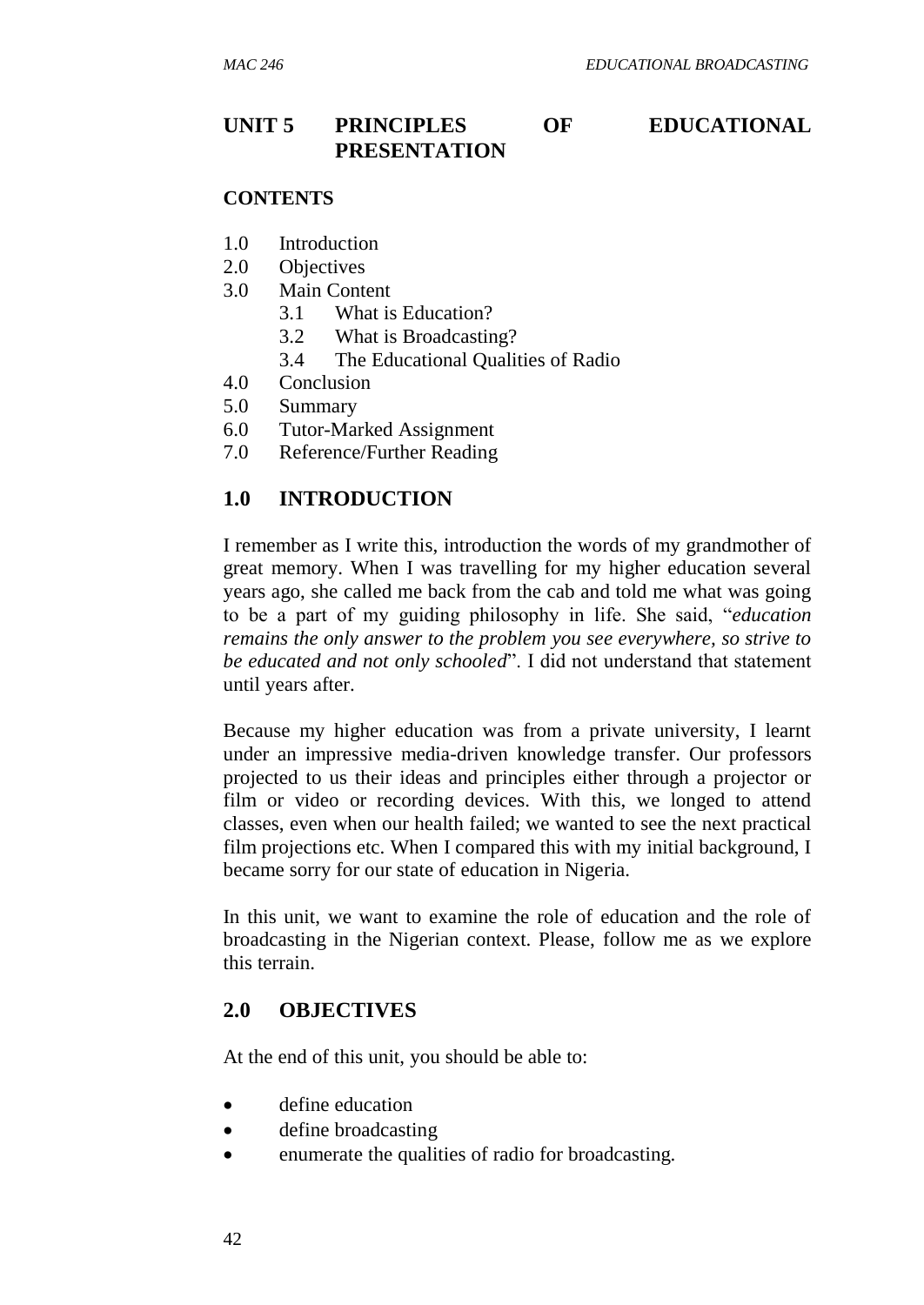# UNIT 5 PRINCIPLES OF EDUCATIONAL PRESENTATION

**CONTENTS**

1.0 Introduction
2.0 Objectives
3.0 Main Content
   3.1 What is Education?
   3.2 What is Broadcasting?
   3.4 The Educational Qualities of Radio
4.0 Conclusion
5.0 Summary
6.0 Tutor-Marked Assignment
7.0 Reference/Further Reading

## 1.0 INTRODUCTION

I remember as I write this, introduction the words of my grandmother of great memory. When I was travelling for my higher education several years ago, she called me back from the cab and told me what was going to be a part of my guiding philosophy in life. She said, "*education remains the only answer to the problem you see everywhere, so strive to be educated and not only schooled*". I did not understand that statement until years after.

Because my higher education was from a private university, I learnt under an impressive media-driven knowledge transfer. Our professors projected to us their ideas and principles either through a projector or film or video or recording devices. With this, we longed to attend classes, even when our health failed; we wanted to see the next practical film projections etc. When I compared this with my initial background, I became sorry for our state of education in Nigeria.

In this unit, we want to examine the role of education and the role of broadcasting in the Nigerian context. Please, follow me as we explore this terrain.

## 2.0 OBJECTIVES

At the end of this unit, you should be able to:

- define education
- define broadcasting
- enumerate the qualities of radio for broadcasting.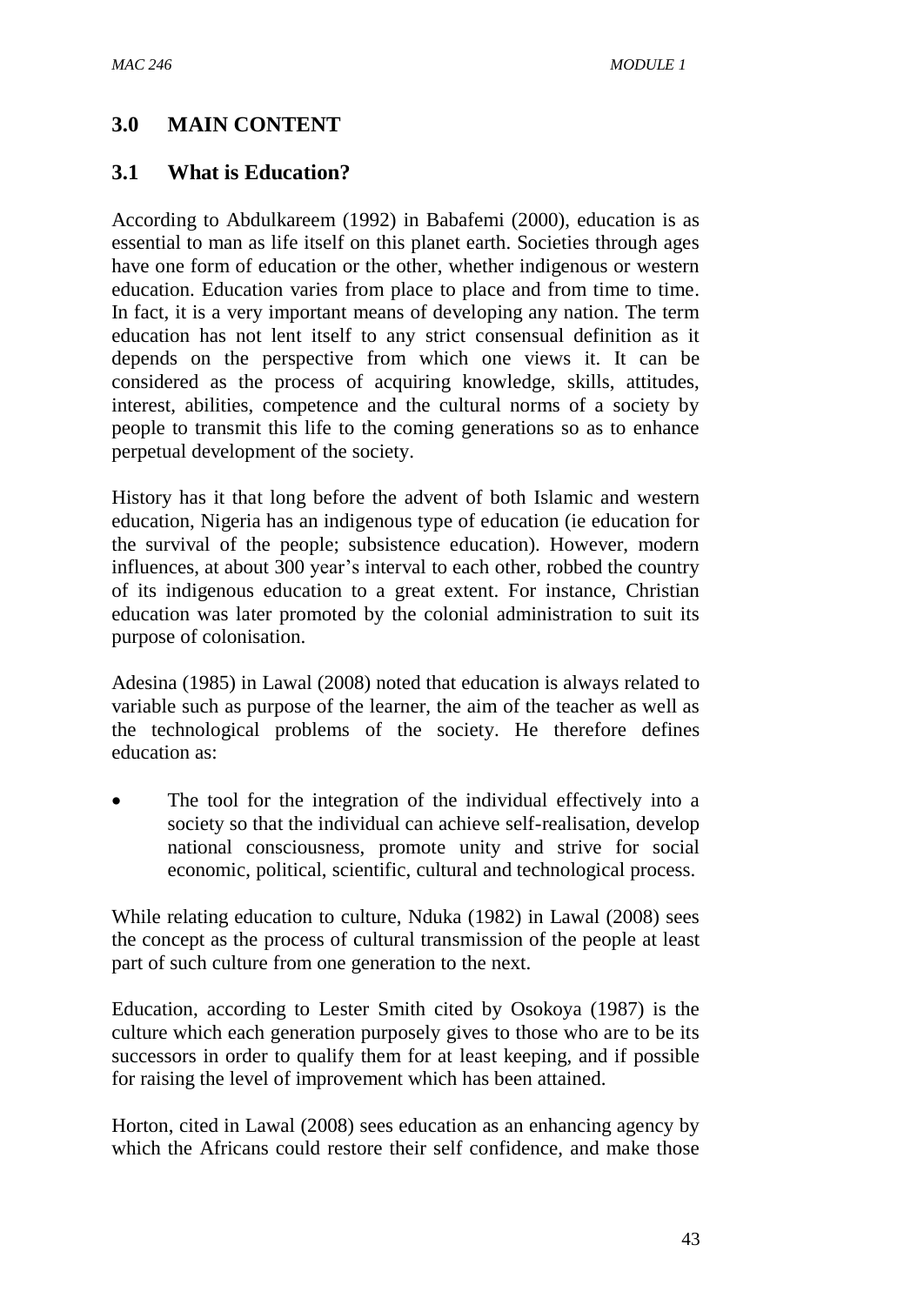## 3.0 MAIN CONTENT

### 3.1 What is Education?

According to Abdulkareem (1992) in Babafemi (2000), education is as essential to man as life itself on this planet earth. Societies through ages have one form of education or the other, whether indigenous or western education. Education varies from place to place and from time to time. In fact, it is a very important means of developing any nation. The term education has not lent itself to any strict consensual definition as it depends on the perspective from which one views it. It can be considered as the process of acquiring knowledge, skills, attitudes, interest, abilities, competence and the cultural norms of a society by people to transmit this life to the coming generations so as to enhance perpetual development of the society.

History has it that long before the advent of both Islamic and western education, Nigeria has an indigenous type of education (ie education for the survival of the people; subsistence education). However, modern influences, at about 300 year's interval to each other, robbed the country of its indigenous education to a great extent. For instance, Christian education was later promoted by the colonial administration to suit its purpose of colonisation.

Adesina (1985) in Lawal (2008) noted that education is always related to variable such as purpose of the learner, the aim of the teacher as well as the technological problems of the society. He therefore defines education as:

- The tool for the integration of the individual effectively into a society so that the individual can achieve self-realisation, develop national consciousness, promote unity and strive for social economic, political, scientific, cultural and technological process.

While relating education to culture, Nduka (1982) in Lawal (2008) sees the concept as the process of cultural transmission of the people at least part of such culture from one generation to the next.

Education, according to Lester Smith cited by Osokoya (1987) is the culture which each generation purposely gives to those who are to be its successors in order to qualify them for at least keeping, and if possible for raising the level of improvement which has been attained.

Horton, cited in Lawal (2008) sees education as an enhancing agency by which the Africans could restore their self confidence, and make those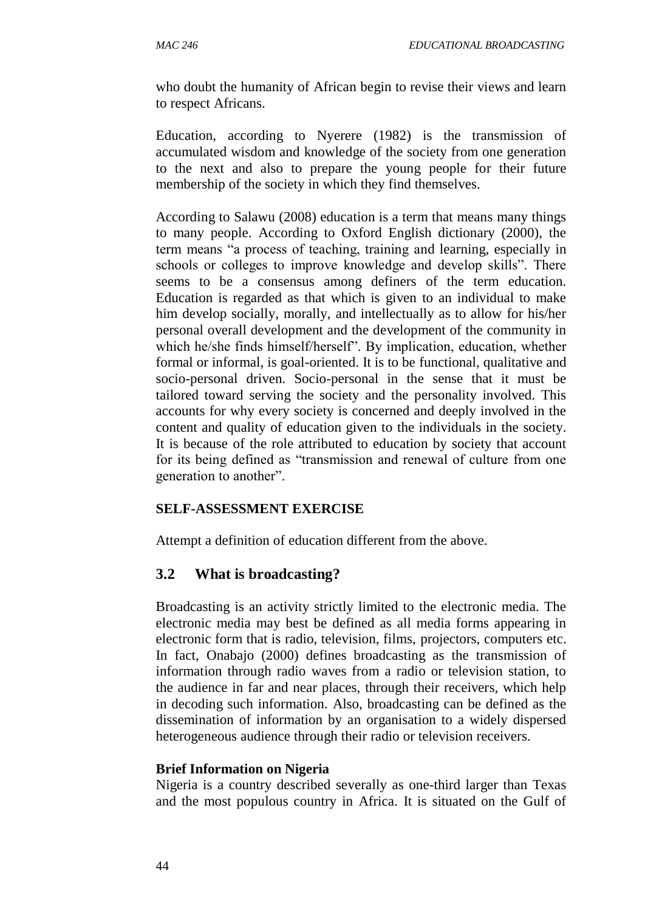who doubt the humanity of African begin to revise their views and learn to respect Africans.

Education, according to Nyerere (1982) is the transmission of accumulated wisdom and knowledge of the society from one generation to the next and also to prepare the young people for their future membership of the society in which they find themselves.

According to Salawu (2008) education is a term that means many things to many people. According to Oxford English dictionary (2000), the term means "a process of teaching, training and learning, especially in schools or colleges to improve knowledge and develop skills". There seems to be a consensus among definers of the term education. Education is regarded as that which is given to an individual to make him develop socially, morally, and intellectually as to allow for his/her personal overall development and the development of the community in which he/she finds himself/herself". By implication, education, whether formal or informal, is goal-oriented. It is to be functional, qualitative and socio-personal driven. Socio-personal in the sense that it must be tailored toward serving the society and the personality involved. This accounts for why every society is concerned and deeply involved in the content and quality of education given to the individuals in the society. It is because of the role attributed to education by society that account for its being defined as "transmission and renewal of culture from one generation to another".

**SELF-ASSESSMENT EXERCISE**

Attempt a definition of education different from the above.

## 3.2 What is broadcasting?

Broadcasting is an activity strictly limited to the electronic media. The electronic media may best be defined as all media forms appearing in electronic form that is radio, television, films, projectors, computers etc. In fact, Onabajo (2000) defines broadcasting as the transmission of information through radio waves from a radio or television station, to the audience in far and near places, through their receivers, which help in decoding such information. Also, broadcasting can be defined as the dissemination of information by an organisation to a widely dispersed heterogeneous audience through their radio or television receivers.

**Brief Information on Nigeria**

Nigeria is a country described severally as one-third larger than Texas and the most populous country in Africa. It is situated on the Gulf of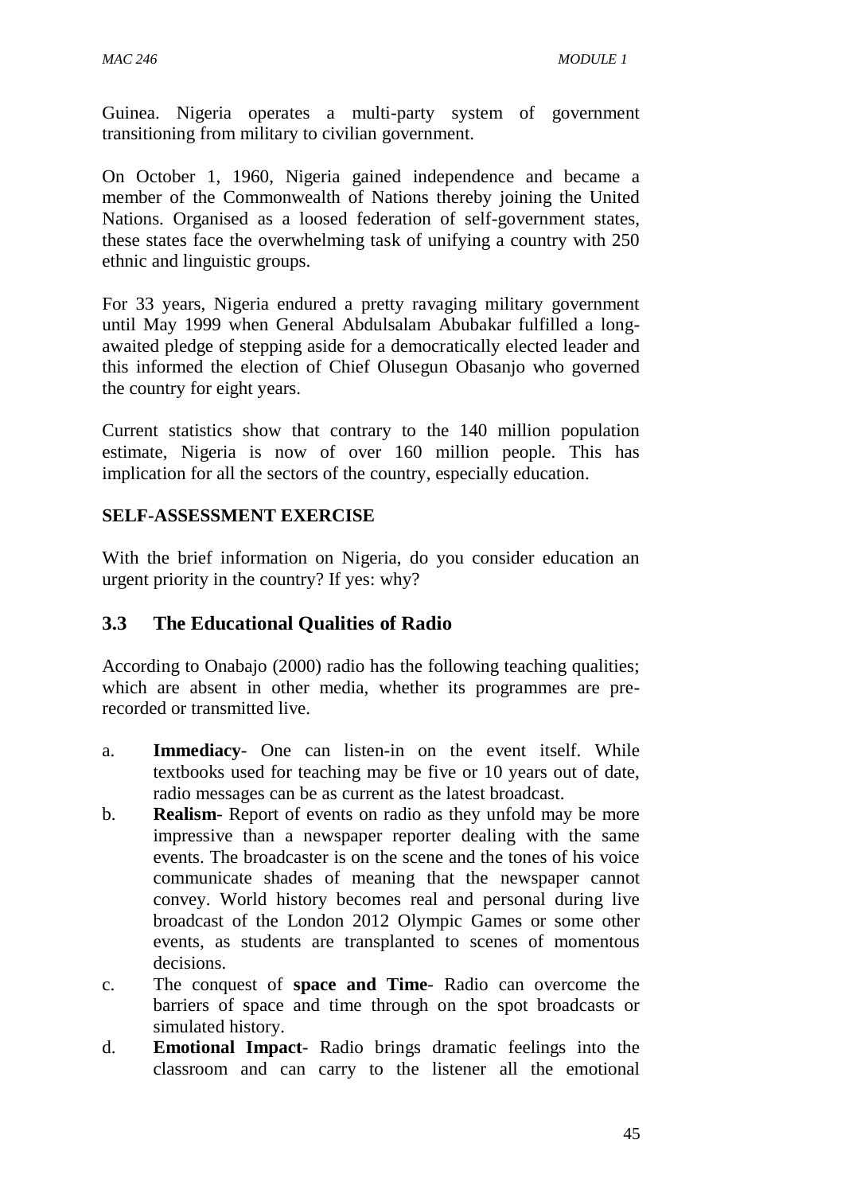Guinea. Nigeria operates a multi-party system of government transitioning from military to civilian government.

On October 1, 1960, Nigeria gained independence and became a member of the Commonwealth of Nations thereby joining the United Nations. Organised as a loosed federation of self-government states, these states face the overwhelming task of unifying a country with 250 ethnic and linguistic groups.

For 33 years, Nigeria endured a pretty ravaging military government until May 1999 when General Abdulsalam Abubakar fulfilled a long-awaited pledge of stepping aside for a democratically elected leader and this informed the election of Chief Olusegun Obasanjo who governed the country for eight years.

Current statistics show that contrary to the 140 million population estimate, Nigeria is now of over 160 million people. This has implication for all the sectors of the country, especially education.

**SELF-ASSESSMENT EXERCISE**

With the brief information on Nigeria, do you consider education an urgent priority in the country? If yes: why?

## 3.3 The Educational Qualities of Radio

According to Onabajo (2000) radio has the following teaching qualities; which are absent in other media, whether its programmes are pre-recorded or transmitted live.

a. **Immediacy**- One can listen-in on the event itself. While textbooks used for teaching may be five or 10 years out of date, radio messages can be as current as the latest broadcast.
b. **Realism**- Report of events on radio as they unfold may be more impressive than a newspaper reporter dealing with the same events. The broadcaster is on the scene and the tones of his voice communicate shades of meaning that the newspaper cannot convey. World history becomes real and personal during live broadcast of the London 2012 Olympic Games or some other events, as students are transplanted to scenes of momentous decisions.
c. The conquest of **space and Time**- Radio can overcome the barriers of space and time through on the spot broadcasts or simulated history.
d. **Emotional Impact**- Radio brings dramatic feelings into the classroom and can carry to the listener all the emotional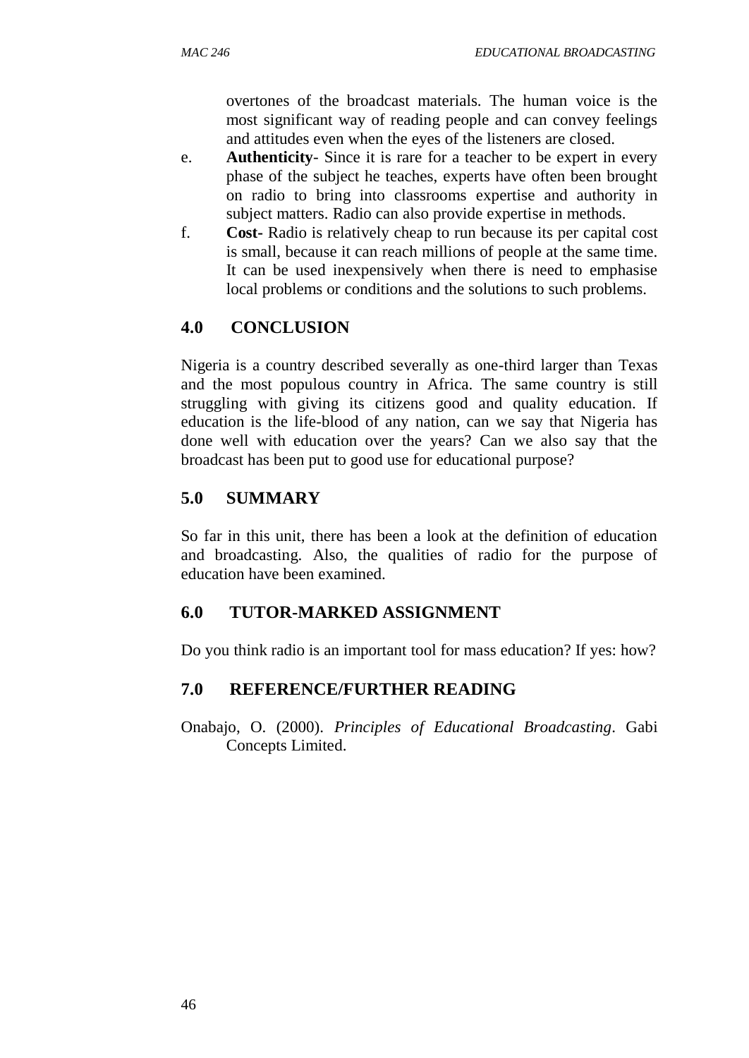overtones of the broadcast materials. The human voice is the most significant way of reading people and can convey feelings and attitudes even when the eyes of the listeners are closed.

e. **Authenticity**- Since it is rare for a teacher to be expert in every phase of the subject he teaches, experts have often been brought on radio to bring into classrooms expertise and authority in subject matters. Radio can also provide expertise in methods.
f. **Cost-** Radio is relatively cheap to run because its per capital cost is small, because it can reach millions of people at the same time. It can be used inexpensively when there is need to emphasise local problems or conditions and the solutions to such problems.

## 4.0 CONCLUSION

Nigeria is a country described severally as one-third larger than Texas and the most populous country in Africa. The same country is still struggling with giving its citizens good and quality education. If education is the life-blood of any nation, can we say that Nigeria has done well with education over the years? Can we also say that the broadcast has been put to good use for educational purpose?

## 5.0 SUMMARY

So far in this unit, there has been a look at the definition of education and broadcasting. Also, the qualities of radio for the purpose of education have been examined.

## 6.0 TUTOR-MARKED ASSIGNMENT

Do you think radio is an important tool for mass education? If yes: how?

## 7.0 REFERENCE/FURTHER READING

Onabajo, O. (2000). *Principles of Educational Broadcasting*. Gabi Concepts Limited.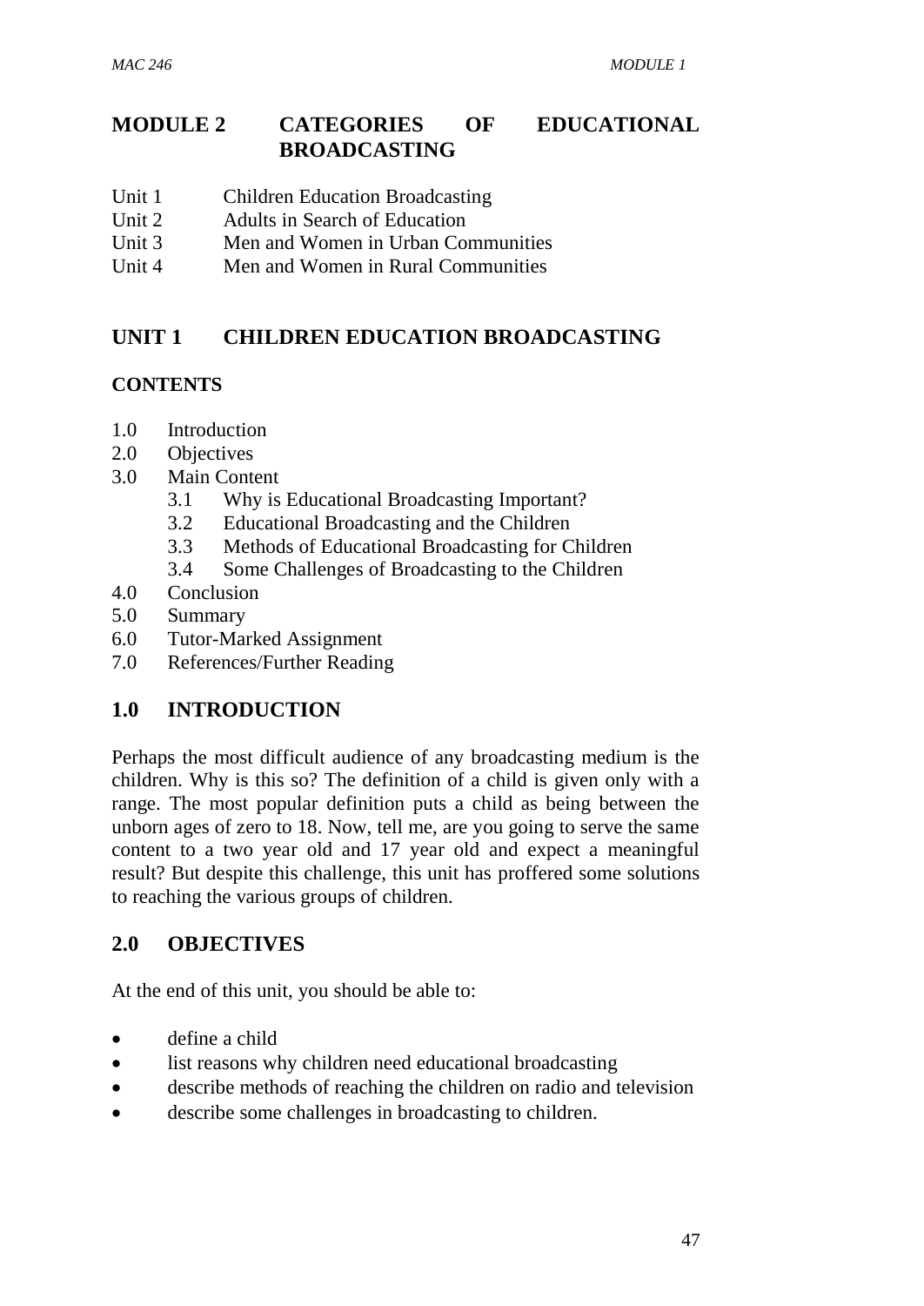# MODULE 2 CATEGORIES OF EDUCATIONAL BROADCASTING

Unit 1 Children Education Broadcasting
Unit 2 Adults in Search of Education
Unit 3 Men and Women in Urban Communities
Unit 4 Men and Women in Rural Communities

## UNIT 1 CHILDREN EDUCATION BROADCASTING

**CONTENTS**

1.0 Introduction
2.0 Objectives
3.0 Main Content
  3.1 Why is Educational Broadcasting Important?
  3.2 Educational Broadcasting and the Children
  3.3 Methods of Educational Broadcasting for Children
  3.4 Some Challenges of Broadcasting to the Children
4.0 Conclusion
5.0 Summary
6.0 Tutor-Marked Assignment
7.0 References/Further Reading

## 1.0 INTRODUCTION

Perhaps the most difficult audience of any broadcasting medium is the children. Why is this so? The definition of a child is given only with a range. The most popular definition puts a child as being between the unborn ages of zero to 18. Now, tell me, are you going to serve the same content to a two year old and 17 year old and expect a meaningful result? But despite this challenge, this unit has proffered some solutions to reaching the various groups of children.

## 2.0 OBJECTIVES

At the end of this unit, you should be able to:

- define a child
- list reasons why children need educational broadcasting
- describe methods of reaching the children on radio and television
- describe some challenges in broadcasting to children.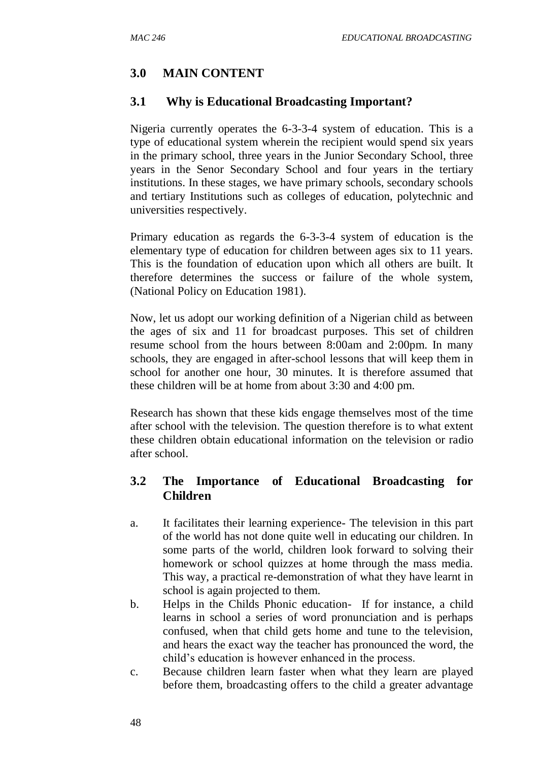## 3.0 MAIN CONTENT

### 3.1 Why is Educational Broadcasting Important?

Nigeria currently operates the 6-3-3-4 system of education. This is a type of educational system wherein the recipient would spend six years in the primary school, three years in the Junior Secondary School, three years in the Senor Secondary School and four years in the tertiary institutions. In these stages, we have primary schools, secondary schools and tertiary Institutions such as colleges of education, polytechnic and universities respectively.

Primary education as regards the 6-3-3-4 system of education is the elementary type of education for children between ages six to 11 years. This is the foundation of education upon which all others are built. It therefore determines the success or failure of the whole system, (National Policy on Education 1981).

Now, let us adopt our working definition of a Nigerian child as between the ages of six and 11 for broadcast purposes. This set of children resume school from the hours between 8:00am and 2:00pm. In many schools, they are engaged in after-school lessons that will keep them in school for another one hour, 30 minutes. It is therefore assumed that these children will be at home from about 3:30 and 4:00 pm.

Research has shown that these kids engage themselves most of the time after school with the television. The question therefore is to what extent these children obtain educational information on the television or radio after school.

### 3.2 The Importance of Educational Broadcasting for Children

a. It facilitates their learning experience- The television in this part of the world has not done quite well in educating our children. In some parts of the world, children look forward to solving their homework or school quizzes at home through the mass media. This way, a practical re-demonstration of what they have learnt in school is again projected to them.

b. Helps in the Childs Phonic education- If for instance, a child learns in school a series of word pronunciation and is perhaps confused, when that child gets home and tune to the television, and hears the exact way the teacher has pronounced the word, the child's education is however enhanced in the process.

c. Because children learn faster when what they learn are played before them, broadcasting offers to the child a greater advantage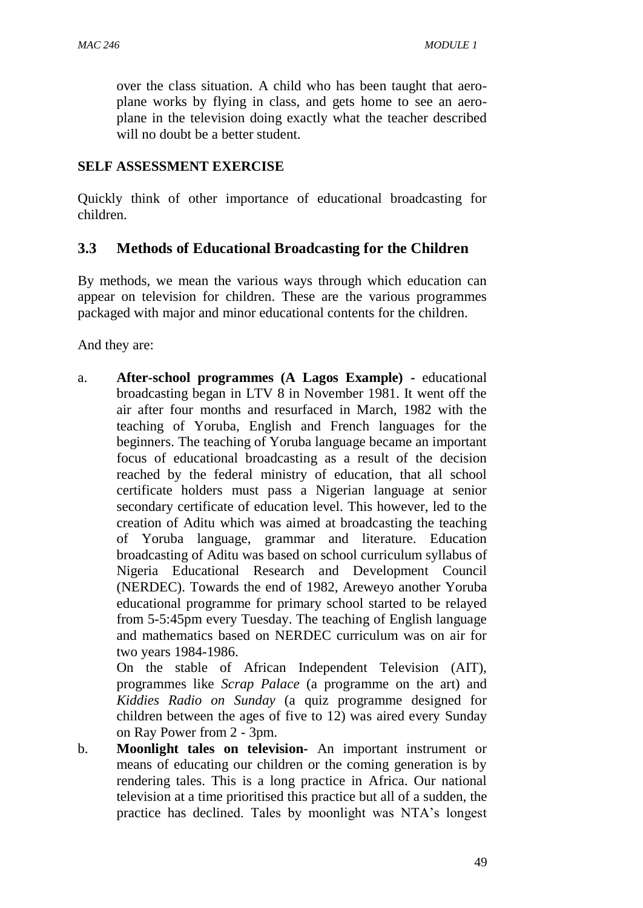over the class situation. A child who has been taught that aero-plane works by flying in class, and gets home to see an aero-plane in the television doing exactly what the teacher described will no doubt be a better student.

**SELF ASSESSMENT EXERCISE**

Quickly think of other importance of educational broadcasting for children.

## 3.3 Methods of Educational Broadcasting for the Children

By methods, we mean the various ways through which education can appear on television for children. These are the various programmes packaged with major and minor educational contents for the children.

And they are:

a. **After-school programmes (A Lagos Example) -** educational broadcasting began in LTV 8 in November 1981. It went off the air after four months and resurfaced in March, 1982 with the teaching of Yoruba, English and French languages for the beginners. The teaching of Yoruba language became an important focus of educational broadcasting as a result of the decision reached by the federal ministry of education, that all school certificate holders must pass a Nigerian language at senior secondary certificate of education level. This however, led to the creation of Aditu which was aimed at broadcasting the teaching of Yoruba language, grammar and literature. Education broadcasting of Aditu was based on school curriculum syllabus of Nigeria Educational Research and Development Council (NERDEC). Towards the end of 1982, Areweyo another Yoruba educational programme for primary school started to be relayed from 5-5:45pm every Tuesday. The teaching of English language and mathematics based on NERDEC curriculum was on air for two years 1984-1986.

   On the stable of African Independent Television (AIT), programmes like *Scrap Palace* (a programme on the art) and *Kiddies Radio on Sunday* (a quiz programme designed for children between the ages of five to 12) was aired every Sunday on Ray Power from 2 - 3pm.

b. **Moonlight tales on television-** An important instrument or means of educating our children or the coming generation is by rendering tales. This is a long practice in Africa. Our national television at a time prioritised this practice but all of a sudden, the practice has declined. Tales by moonlight was NTA's longest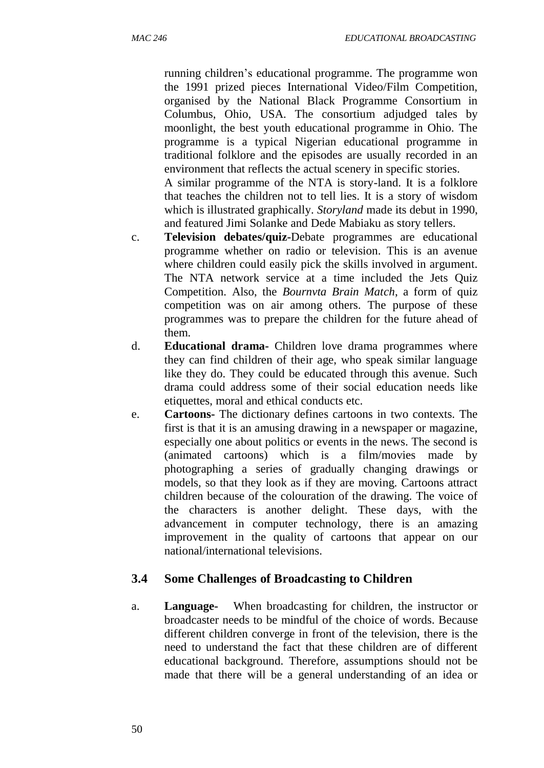running children's educational programme. The programme won the 1991 prized pieces International Video/Film Competition, organised by the National Black Programme Consortium in Columbus, Ohio, USA. The consortium adjudged tales by moonlight, the best youth educational programme in Ohio. The programme is a typical Nigerian educational programme in traditional folklore and the episodes are usually recorded in an environment that reflects the actual scenery in specific stories.

A similar programme of the NTA is story-land. It is a folklore that teaches the children not to tell lies. It is a story of wisdom which is illustrated graphically. *Storyland* made its debut in 1990, and featured Jimi Solanke and Dede Mabiaku as story tellers.

c. **Television debates/quiz-**Debate programmes are educational programme whether on radio or television. This is an avenue where children could easily pick the skills involved in argument. The NTA network service at a time included the Jets Quiz Competition. Also, the *Bournvta Brain Match*, a form of quiz competition was on air among others. The purpose of these programmes was to prepare the children for the future ahead of them.

d. **Educational drama-** Children love drama programmes where they can find children of their age, who speak similar language like they do. They could be educated through this avenue. Such drama could address some of their social education needs like etiquettes, moral and ethical conducts etc.

e. **Cartoons-** The dictionary defines cartoons in two contexts. The first is that it is an amusing drawing in a newspaper or magazine, especially one about politics or events in the news. The second is (animated cartoons) which is a film/movies made by photographing a series of gradually changing drawings or models, so that they look as if they are moving. Cartoons attract children because of the colouration of the drawing. The voice of the characters is another delight. These days, with the advancement in computer technology, there is an amazing improvement in the quality of cartoons that appear on our national/international televisions.

### 3.4 Some Challenges of Broadcasting to Children

a. **Language-** When broadcasting for children, the instructor or broadcaster needs to be mindful of the choice of words. Because different children converge in front of the television, there is the need to understand the fact that these children are of different educational background. Therefore, assumptions should not be made that there will be a general understanding of an idea or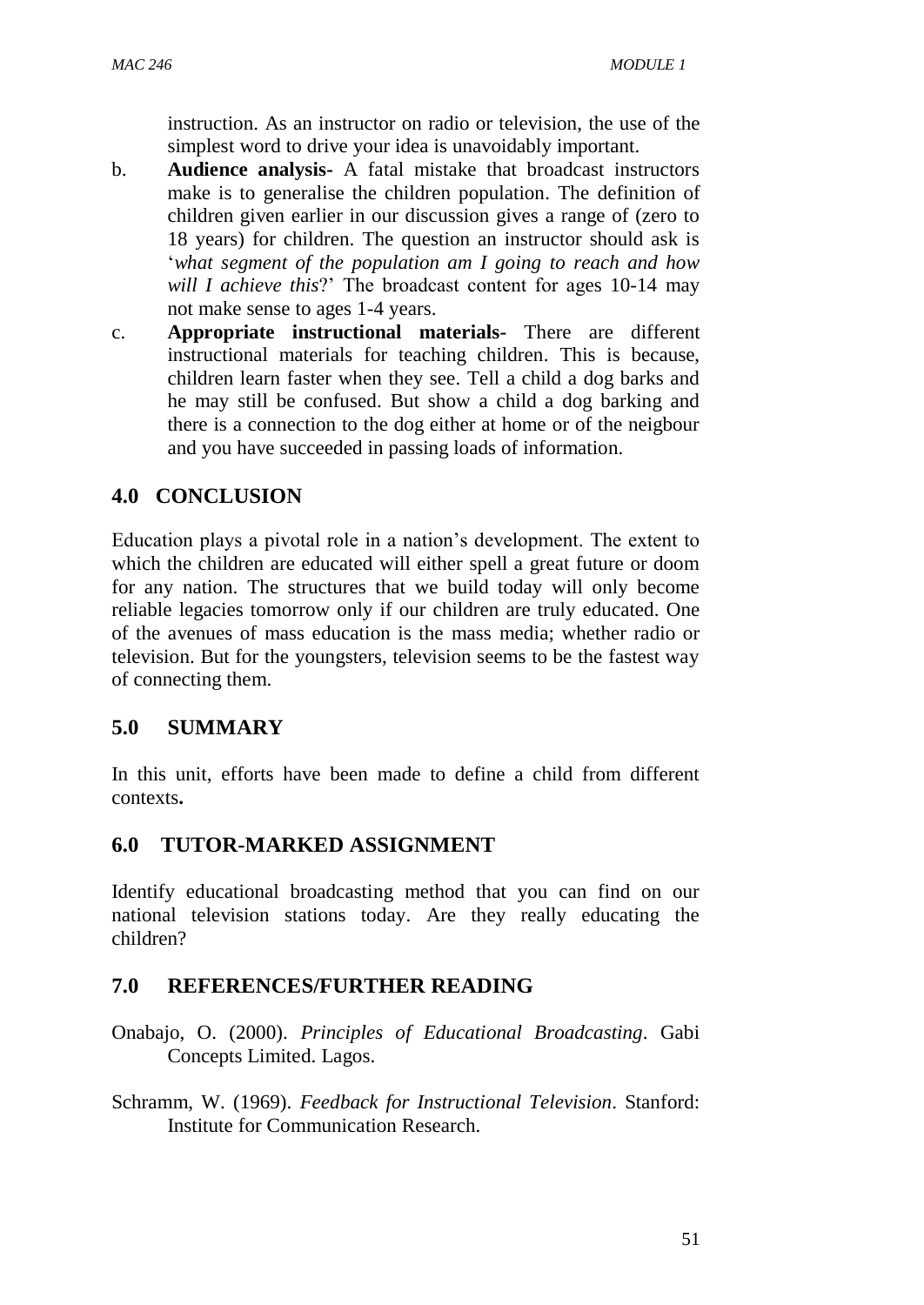instruction. As an instructor on radio or television, the use of the simplest word to drive your idea is unavoidably important.

b. **Audience analysis-** A fatal mistake that broadcast instructors make is to generalise the children population. The definition of children given earlier in our discussion gives a range of (zero to 18 years) for children. The question an instructor should ask is '*what segment of the population am I going to reach and how will I achieve this*?' The broadcast content for ages 10-14 may not make sense to ages 1-4 years.

c. **Appropriate instructional materials-** There are different instructional materials for teaching children. This is because, children learn faster when they see. Tell a child a dog barks and he may still be confused. But show a child a dog barking and there is a connection to the dog either at home or of the neigbour and you have succeeded in passing loads of information.

## 4.0 CONCLUSION

Education plays a pivotal role in a nation's development. The extent to which the children are educated will either spell a great future or doom for any nation. The structures that we build today will only become reliable legacies tomorrow only if our children are truly educated. One of the avenues of mass education is the mass media; whether radio or television. But for the youngsters, television seems to be the fastest way of connecting them.

## 5.0 SUMMARY

In this unit, efforts have been made to define a child from different contexts**.**

## 6.0 TUTOR-MARKED ASSIGNMENT

Identify educational broadcasting method that you can find on our national television stations today. Are they really educating the children?

## 7.0 REFERENCES/FURTHER READING

Onabajo, O. (2000). *Principles of Educational Broadcasting*. Gabi Concepts Limited. Lagos.

Schramm, W. (1969). *Feedback for Instructional Television*. Stanford: Institute for Communication Research.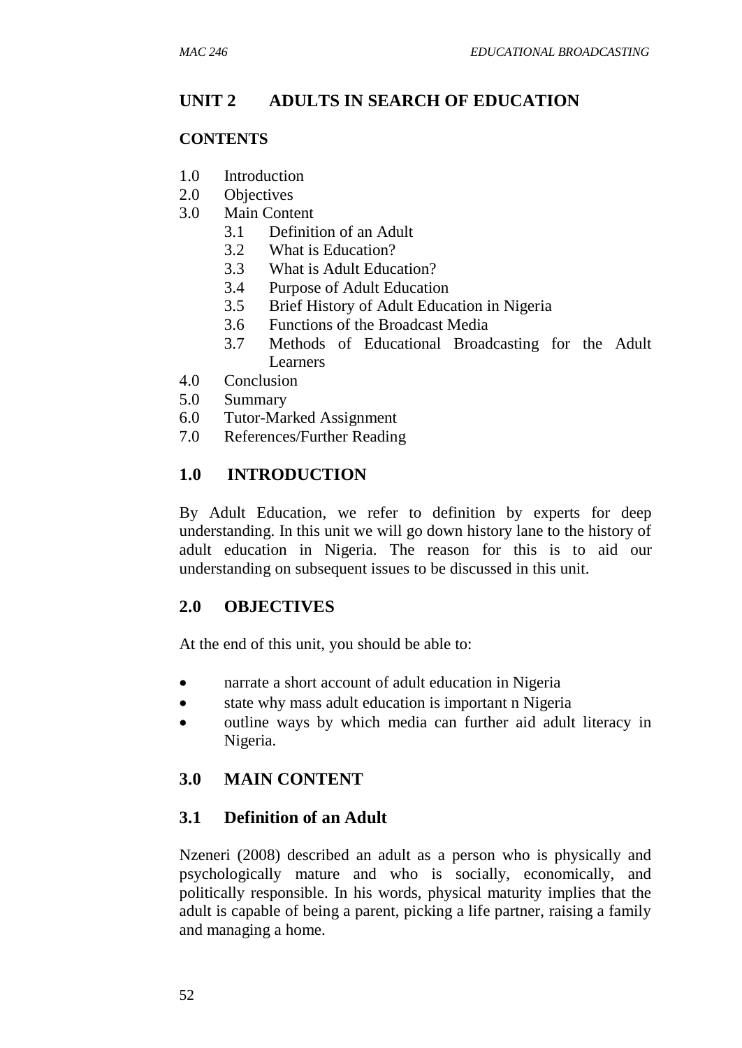## UNIT 2 ADULTS IN SEARCH OF EDUCATION

### CONTENTS

1.0 Introduction
2.0 Objectives
3.0 Main Content
 3.1 Definition of an Adult
 3.2 What is Education?
 3.3 What is Adult Education?
 3.4 Purpose of Adult Education
 3.5 Brief History of Adult Education in Nigeria
 3.6 Functions of the Broadcast Media
 3.7 Methods of Educational Broadcasting for the Adult Learners
4.0 Conclusion
5.0 Summary
6.0 Tutor-Marked Assignment
7.0 References/Further Reading

### 1.0 INTRODUCTION

By Adult Education, we refer to definition by experts for deep understanding. In this unit we will go down history lane to the history of adult education in Nigeria. The reason for this is to aid our understanding on subsequent issues to be discussed in this unit.

### 2.0 OBJECTIVES

At the end of this unit, you should be able to:

- narrate a short account of adult education in Nigeria
- state why mass adult education is important n Nigeria
- outline ways by which media can further aid adult literacy in Nigeria.

### 3.0 MAIN CONTENT

### 3.1 Definition of an Adult

Nzeneri (2008) described an adult as a person who is physically and psychologically mature and who is socially, economically, and politically responsible. In his words, physical maturity implies that the adult is capable of being a parent, picking a life partner, raising a family and managing a home.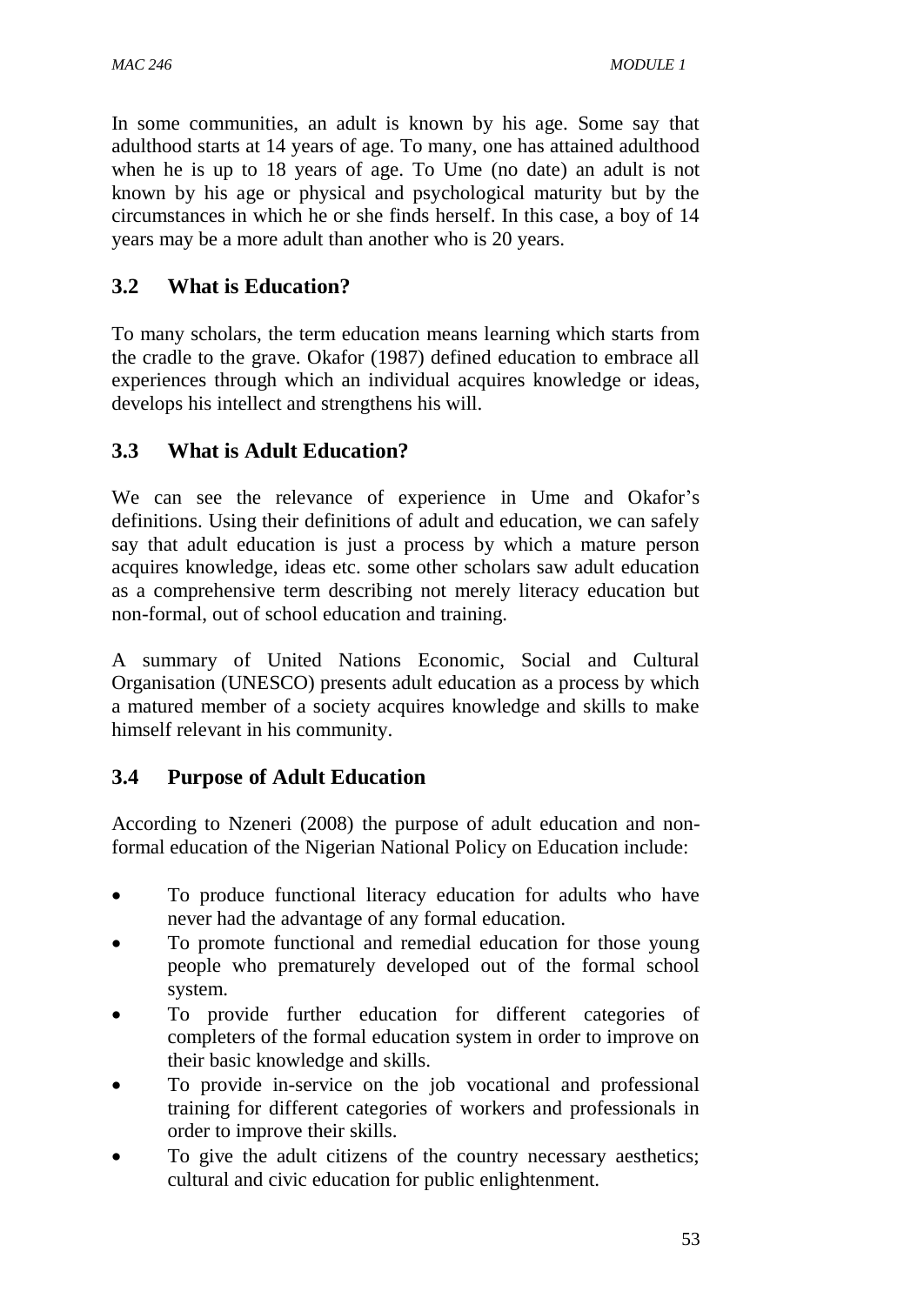In some communities, an adult is known by his age. Some say that adulthood starts at 14 years of age. To many, one has attained adulthood when he is up to 18 years of age. To Ume (no date) an adult is not known by his age or physical and psychological maturity but by the circumstances in which he or she finds herself. In this case, a boy of 14 years may be a more adult than another who is 20 years.

## 3.2 What is Education?

To many scholars, the term education means learning which starts from the cradle to the grave. Okafor (1987) defined education to embrace all experiences through which an individual acquires knowledge or ideas, develops his intellect and strengthens his will.

## 3.3 What is Adult Education?

We can see the relevance of experience in Ume and Okafor's definitions. Using their definitions of adult and education, we can safely say that adult education is just a process by which a mature person acquires knowledge, ideas etc. some other scholars saw adult education as a comprehensive term describing not merely literacy education but non-formal, out of school education and training.

A summary of United Nations Economic, Social and Cultural Organisation (UNESCO) presents adult education as a process by which a matured member of a society acquires knowledge and skills to make himself relevant in his community.

## 3.4 Purpose of Adult Education

According to Nzeneri (2008) the purpose of adult education and non-formal education of the Nigerian National Policy on Education include:

- To produce functional literacy education for adults who have never had the advantage of any formal education.
- To promote functional and remedial education for those young people who prematurely developed out of the formal school system.
- To provide further education for different categories of completers of the formal education system in order to improve on their basic knowledge and skills.
- To provide in-service on the job vocational and professional training for different categories of workers and professionals in order to improve their skills.
- To give the adult citizens of the country necessary aesthetics; cultural and civic education for public enlightenment.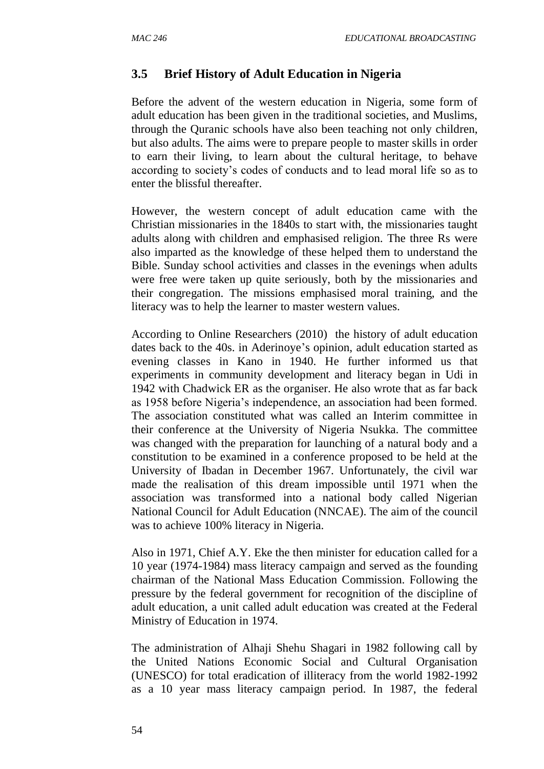## 3.5 Brief History of Adult Education in Nigeria

Before the advent of the western education in Nigeria, some form of adult education has been given in the traditional societies, and Muslims, through the Quranic schools have also been teaching not only children, but also adults. The aims were to prepare people to master skills in order to earn their living, to learn about the cultural heritage, to behave according to society's codes of conducts and to lead moral life so as to enter the blissful thereafter.

However, the western concept of adult education came with the Christian missionaries in the 1840s to start with, the missionaries taught adults along with children and emphasised religion. The three Rs were also imparted as the knowledge of these helped them to understand the Bible. Sunday school activities and classes in the evenings when adults were free were taken up quite seriously, both by the missionaries and their congregation. The missions emphasised moral training, and the literacy was to help the learner to master western values.

According to Online Researchers (2010) the history of adult education dates back to the 40s. in Aderinoye's opinion, adult education started as evening classes in Kano in 1940. He further informed us that experiments in community development and literacy began in Udi in 1942 with Chadwick ER as the organiser. He also wrote that as far back as 1958 before Nigeria's independence, an association had been formed. The association constituted what was called an Interim committee in their conference at the University of Nigeria Nsukka. The committee was changed with the preparation for launching of a natural body and a constitution to be examined in a conference proposed to be held at the University of Ibadan in December 1967. Unfortunately, the civil war made the realisation of this dream impossible until 1971 when the association was transformed into a national body called Nigerian National Council for Adult Education (NNCAE). The aim of the council was to achieve 100% literacy in Nigeria.

Also in 1971, Chief A.Y. Eke the then minister for education called for a 10 year (1974-1984) mass literacy campaign and served as the founding chairman of the National Mass Education Commission. Following the pressure by the federal government for recognition of the discipline of adult education, a unit called adult education was created at the Federal Ministry of Education in 1974.

The administration of Alhaji Shehu Shagari in 1982 following call by the United Nations Economic Social and Cultural Organisation (UNESCO) for total eradication of illiteracy from the world 1982-1992 as a 10 year mass literacy campaign period. In 1987, the federal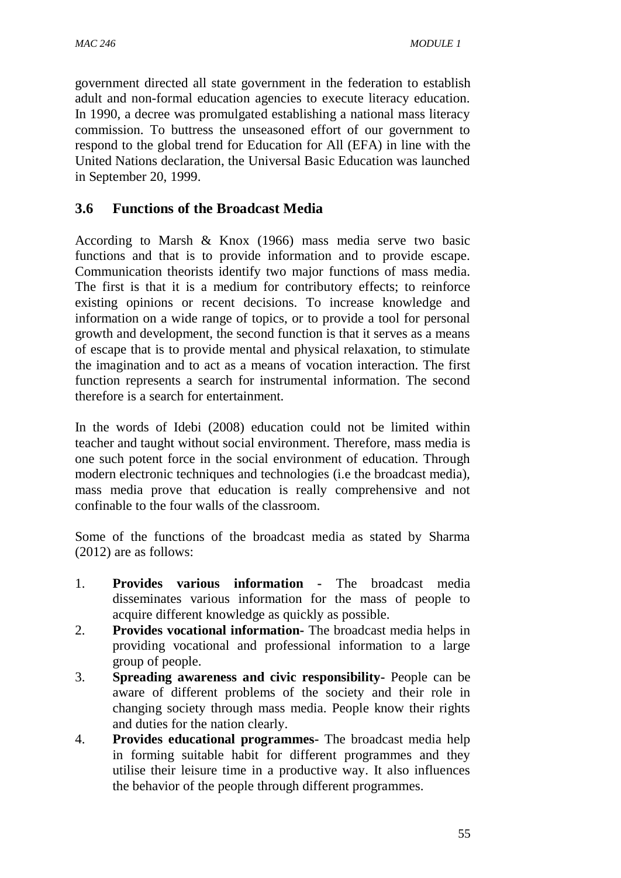government directed all state government in the federation to establish adult and non-formal education agencies to execute literacy education. In 1990, a decree was promulgated establishing a national mass literacy commission. To buttress the unseasoned effort of our government to respond to the global trend for Education for All (EFA) in line with the United Nations declaration, the Universal Basic Education was launched in September 20, 1999.

### 3.6 Functions of the Broadcast Media

According to Marsh & Knox (1966) mass media serve two basic functions and that is to provide information and to provide escape. Communication theorists identify two major functions of mass media. The first is that it is a medium for contributory effects; to reinforce existing opinions or recent decisions. To increase knowledge and information on a wide range of topics, or to provide a tool for personal growth and development, the second function is that it serves as a means of escape that is to provide mental and physical relaxation, to stimulate the imagination and to act as a means of vocation interaction. The first function represents a search for instrumental information. The second therefore is a search for entertainment.

In the words of Idebi (2008) education could not be limited within teacher and taught without social environment. Therefore, mass media is one such potent force in the social environment of education. Through modern electronic techniques and technologies (i.e the broadcast media), mass media prove that education is really comprehensive and not confinable to the four walls of the classroom.

Some of the functions of the broadcast media as stated by Sharma (2012) are as follows:

1. **Provides various information -** The broadcast media disseminates various information for the mass of people to acquire different knowledge as quickly as possible.
2. **Provides vocational information-** The broadcast media helps in providing vocational and professional information to a large group of people.
3. **Spreading awareness and civic responsibility-** People can be aware of different problems of the society and their role in changing society through mass media. People know their rights and duties for the nation clearly.
4. **Provides educational programmes-** The broadcast media help in forming suitable habit for different programmes and they utilise their leisure time in a productive way. It also influences the behavior of the people through different programmes.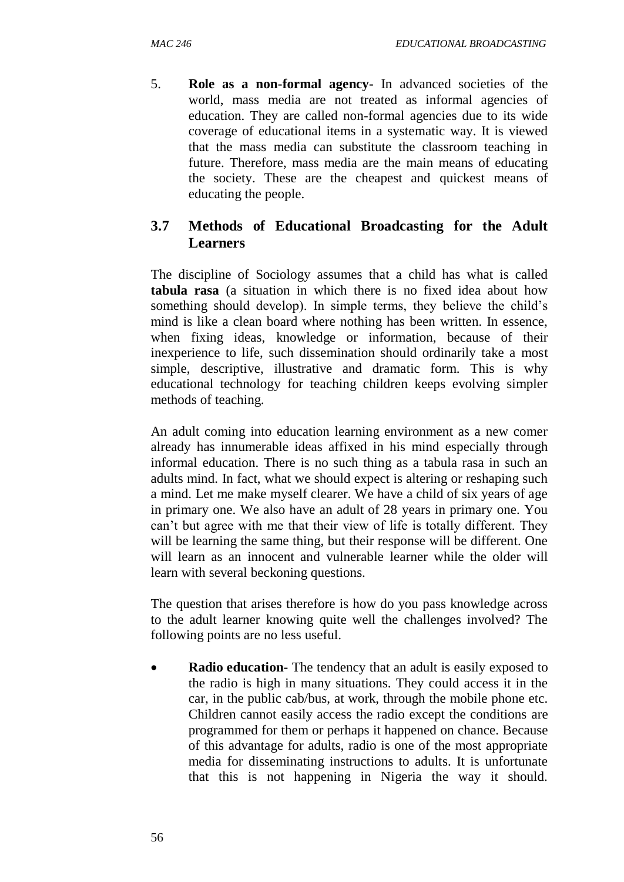5. **Role as a non-formal agency-** In advanced societies of the world, mass media are not treated as informal agencies of education. They are called non-formal agencies due to its wide coverage of educational items in a systematic way. It is viewed that the mass media can substitute the classroom teaching in future. Therefore, mass media are the main means of educating the society. These are the cheapest and quickest means of educating the people.

## 3.7 Methods of Educational Broadcasting for the Adult Learners

The discipline of Sociology assumes that a child has what is called **tabula rasa** (a situation in which there is no fixed idea about how something should develop). In simple terms, they believe the child's mind is like a clean board where nothing has been written. In essence, when fixing ideas, knowledge or information, because of their inexperience to life, such dissemination should ordinarily take a most simple, descriptive, illustrative and dramatic form. This is why educational technology for teaching children keeps evolving simpler methods of teaching.

An adult coming into education learning environment as a new comer already has innumerable ideas affixed in his mind especially through informal education. There is no such thing as a tabula rasa in such an adults mind. In fact, what we should expect is altering or reshaping such a mind. Let me make myself clearer. We have a child of six years of age in primary one. We also have an adult of 28 years in primary one. You can't but agree with me that their view of life is totally different. They will be learning the same thing, but their response will be different. One will learn as an innocent and vulnerable learner while the older will learn with several beckoning questions.

The question that arises therefore is how do you pass knowledge across to the adult learner knowing quite well the challenges involved? The following points are no less useful.

- **Radio education-** The tendency that an adult is easily exposed to the radio is high in many situations. They could access it in the car, in the public cab/bus, at work, through the mobile phone etc. Children cannot easily access the radio except the conditions are programmed for them or perhaps it happened on chance. Because of this advantage for adults, radio is one of the most appropriate media for disseminating instructions to adults. It is unfortunate that this is not happening in Nigeria the way it should.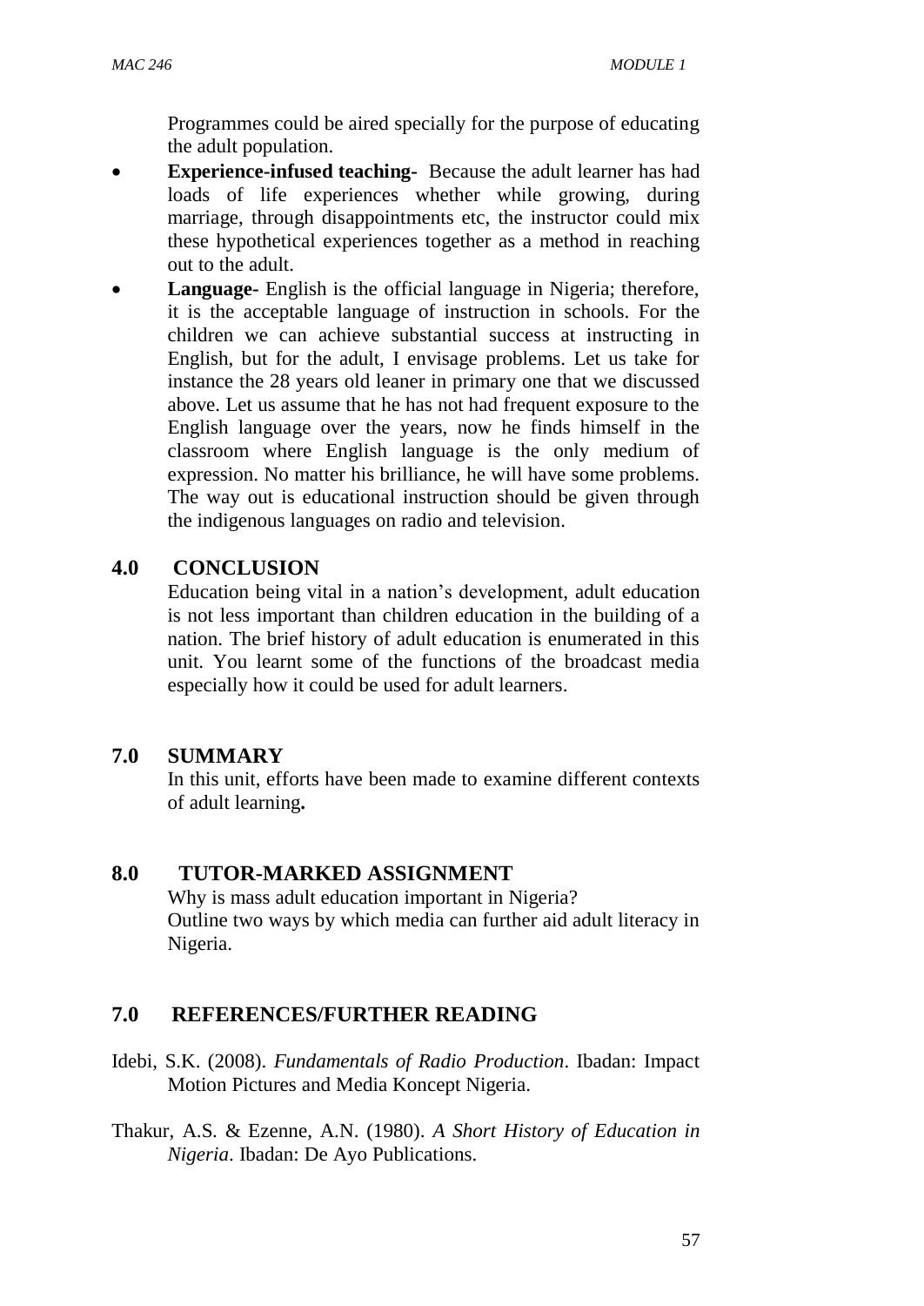Programmes could be aired specially for the purpose of educating the adult population.

- **Experience-infused teaching-** Because the adult learner has had loads of life experiences whether while growing, during marriage, through disappointments etc, the instructor could mix these hypothetical experiences together as a method in reaching out to the adult.
- **Language-** English is the official language in Nigeria; therefore, it is the acceptable language of instruction in schools. For the children we can achieve substantial success at instructing in English, but for the adult, I envisage problems. Let us take for instance the 28 years old leaner in primary one that we discussed above. Let us assume that he has not had frequent exposure to the English language over the years, now he finds himself in the classroom where English language is the only medium of expression. No matter his brilliance, he will have some problems. The way out is educational instruction should be given through the indigenous languages on radio and television.

## 4.0 CONCLUSION

Education being vital in a nation's development, adult education is not less important than children education in the building of a nation. The brief history of adult education is enumerated in this unit. You learnt some of the functions of the broadcast media especially how it could be used for adult learners.

## 7.0 SUMMARY

In this unit, efforts have been made to examine different contexts of adult learning**.**

## 8.0 TUTOR-MARKED ASSIGNMENT

Why is mass adult education important in Nigeria?
Outline two ways by which media can further aid adult literacy in Nigeria.

## 7.0 REFERENCES/FURTHER READING

Idebi, S.K. (2008). *Fundamentals of Radio Production*. Ibadan: Impact Motion Pictures and Media Koncept Nigeria.

Thakur, A.S. & Ezenne, A.N. (1980). *A Short History of Education in Nigeria*. Ibadan: De Ayo Publications.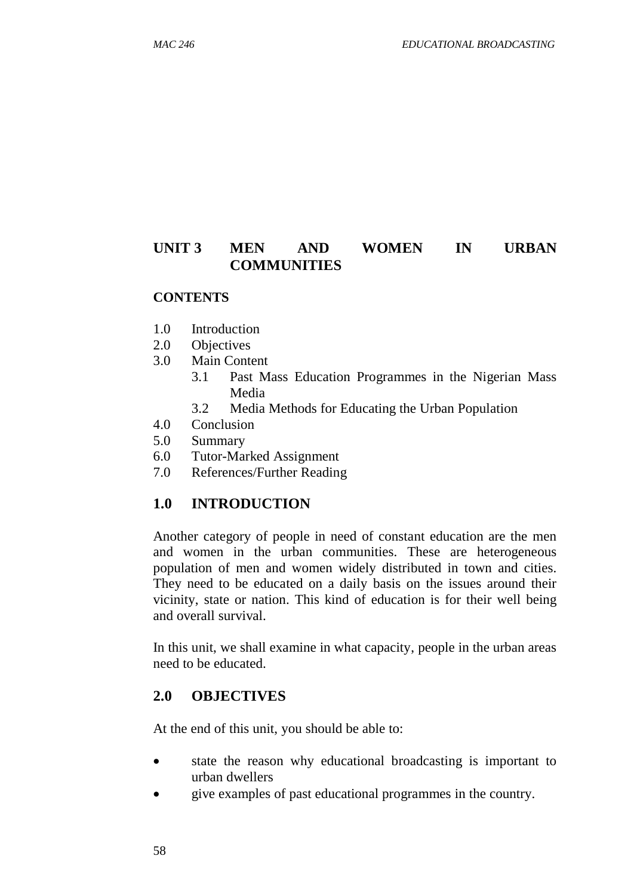# UNIT 3 MEN AND WOMEN IN URBAN COMMUNITIES

**CONTENTS**

1.0 Introduction
2.0 Objectives
3.0 Main Content
 3.1 Past Mass Education Programmes in the Nigerian Mass Media
 3.2 Media Methods for Educating the Urban Population
4.0 Conclusion
5.0 Summary
6.0 Tutor-Marked Assignment
7.0 References/Further Reading

## 1.0 INTRODUCTION

Another category of people in need of constant education are the men and women in the urban communities. These are heterogeneous population of men and women widely distributed in town and cities. They need to be educated on a daily basis on the issues around their vicinity, state or nation. This kind of education is for their well being and overall survival.

In this unit, we shall examine in what capacity, people in the urban areas need to be educated.

## 2.0 OBJECTIVES

At the end of this unit, you should be able to:

- state the reason why educational broadcasting is important to urban dwellers
- give examples of past educational programmes in the country.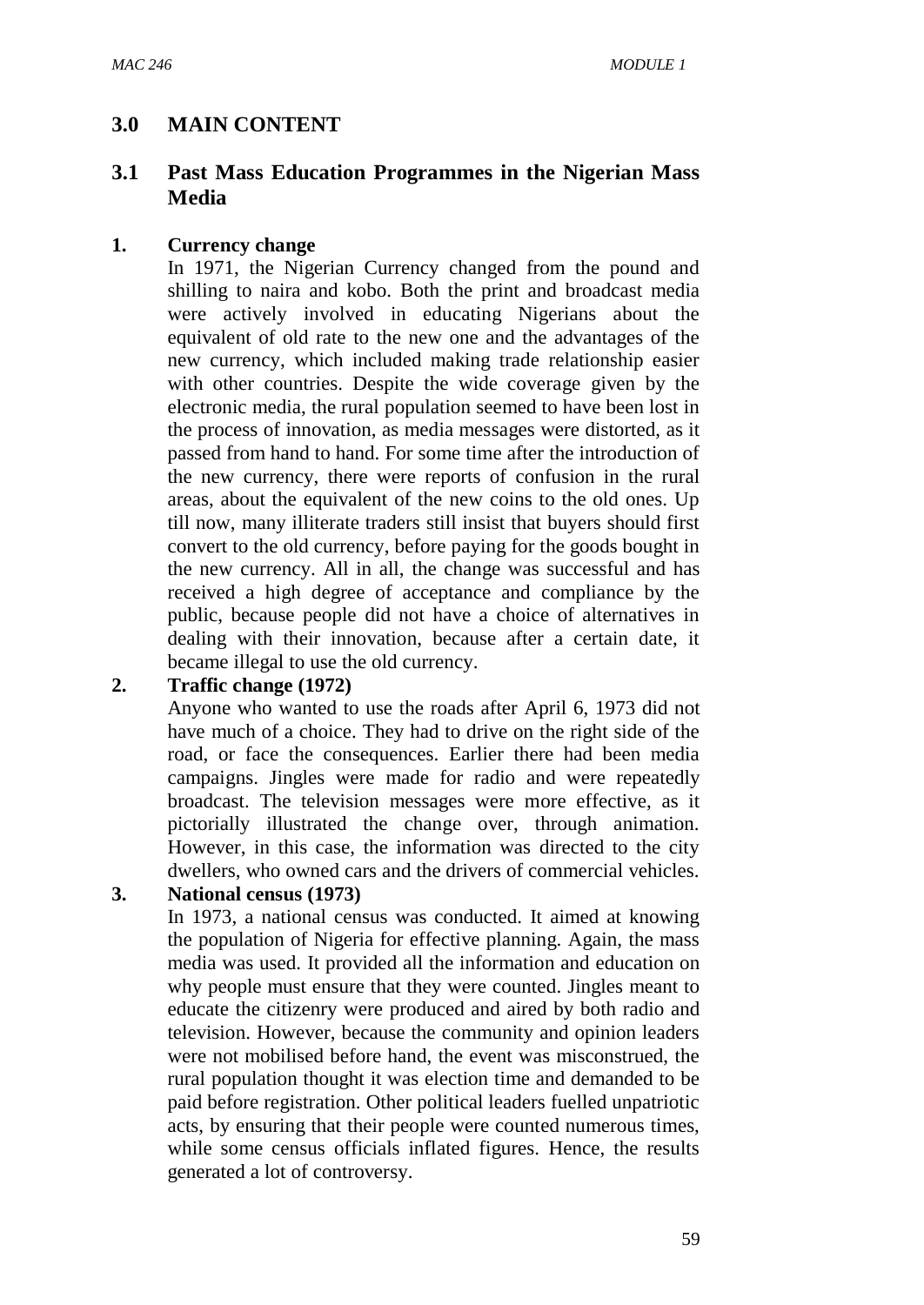## 3.0 MAIN CONTENT

### 3.1 Past Mass Education Programmes in the Nigerian Mass Media

**1. Currency change**

In 1971, the Nigerian Currency changed from the pound and shilling to naira and kobo. Both the print and broadcast media were actively involved in educating Nigerians about the equivalent of old rate to the new one and the advantages of the new currency, which included making trade relationship easier with other countries. Despite the wide coverage given by the electronic media, the rural population seemed to have been lost in the process of innovation, as media messages were distorted, as it passed from hand to hand. For some time after the introduction of the new currency, there were reports of confusion in the rural areas, about the equivalent of the new coins to the old ones. Up till now, many illiterate traders still insist that buyers should first convert to the old currency, before paying for the goods bought in the new currency. All in all, the change was successful and has received a high degree of acceptance and compliance by the public, because people did not have a choice of alternatives in dealing with their innovation, because after a certain date, it became illegal to use the old currency.

**2. Traffic change (1972)**

Anyone who wanted to use the roads after April 6, 1973 did not have much of a choice. They had to drive on the right side of the road, or face the consequences. Earlier there had been media campaigns. Jingles were made for radio and were repeatedly broadcast. The television messages were more effective, as it pictorially illustrated the change over, through animation. However, in this case, the information was directed to the city dwellers, who owned cars and the drivers of commercial vehicles.

**3. National census (1973)**

In 1973, a national census was conducted. It aimed at knowing the population of Nigeria for effective planning. Again, the mass media was used. It provided all the information and education on why people must ensure that they were counted. Jingles meant to educate the citizenry were produced and aired by both radio and television. However, because the community and opinion leaders were not mobilised before hand, the event was misconstrued, the rural population thought it was election time and demanded to be paid before registration. Other political leaders fuelled unpatriotic acts, by ensuring that their people were counted numerous times, while some census officials inflated figures. Hence, the results generated a lot of controversy.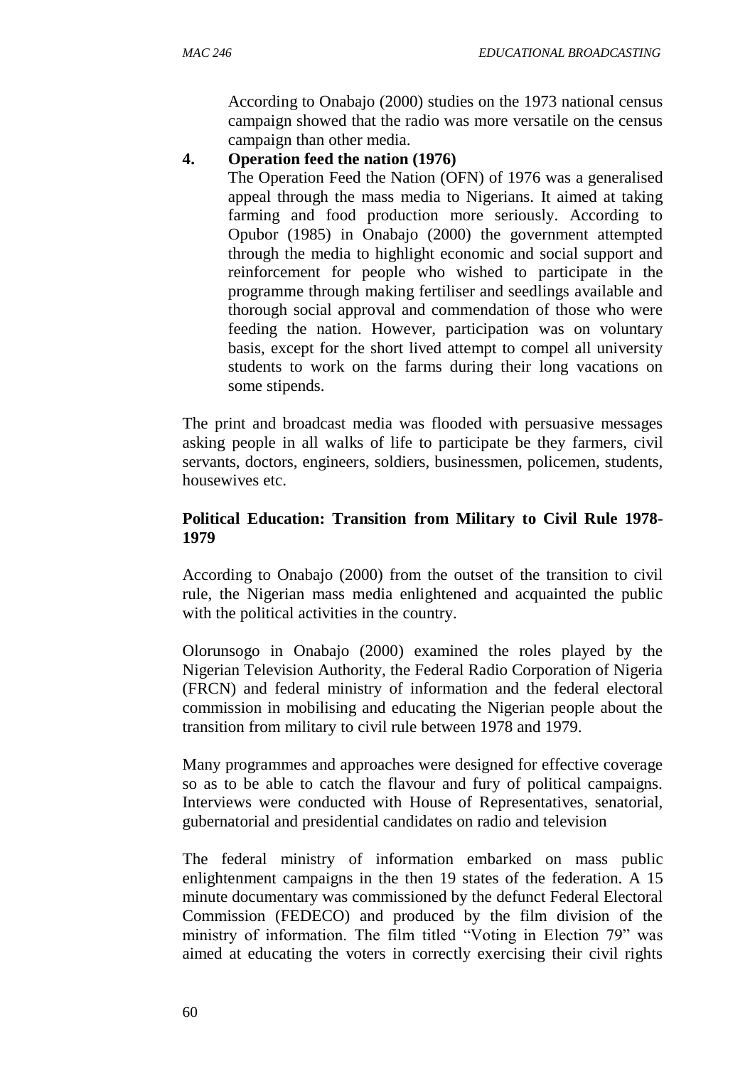According to Onabajo (2000) studies on the 1973 national census campaign showed that the radio was more versatile on the census campaign than other media.

4. **Operation feed the nation (1976)**

   The Operation Feed the Nation (OFN) of 1976 was a generalised appeal through the mass media to Nigerians. It aimed at taking farming and food production more seriously. According to Opubor (1985) in Onabajo (2000) the government attempted through the media to highlight economic and social support and reinforcement for people who wished to participate in the programme through making fertiliser and seedlings available and thorough social approval and commendation of those who were feeding the nation. However, participation was on voluntary basis, except for the short lived attempt to compel all university students to work on the farms during their long vacations on some stipends.

The print and broadcast media was flooded with persuasive messages asking people in all walks of life to participate be they farmers, civil servants, doctors, engineers, soldiers, businessmen, policemen, students, housewives etc.

**Political Education: Transition from Military to Civil Rule 1978-1979**

According to Onabajo (2000) from the outset of the transition to civil rule, the Nigerian mass media enlightened and acquainted the public with the political activities in the country.

Olorunsogo in Onabajo (2000) examined the roles played by the Nigerian Television Authority, the Federal Radio Corporation of Nigeria (FRCN) and federal ministry of information and the federal electoral commission in mobilising and educating the Nigerian people about the transition from military to civil rule between 1978 and 1979.

Many programmes and approaches were designed for effective coverage so as to be able to catch the flavour and fury of political campaigns. Interviews were conducted with House of Representatives, senatorial, gubernatorial and presidential candidates on radio and television

The federal ministry of information embarked on mass public enlightenment campaigns in the then 19 states of the federation. A 15 minute documentary was commissioned by the defunct Federal Electoral Commission (FEDECO) and produced by the film division of the ministry of information. The film titled "Voting in Election 79" was aimed at educating the voters in correctly exercising their civil rights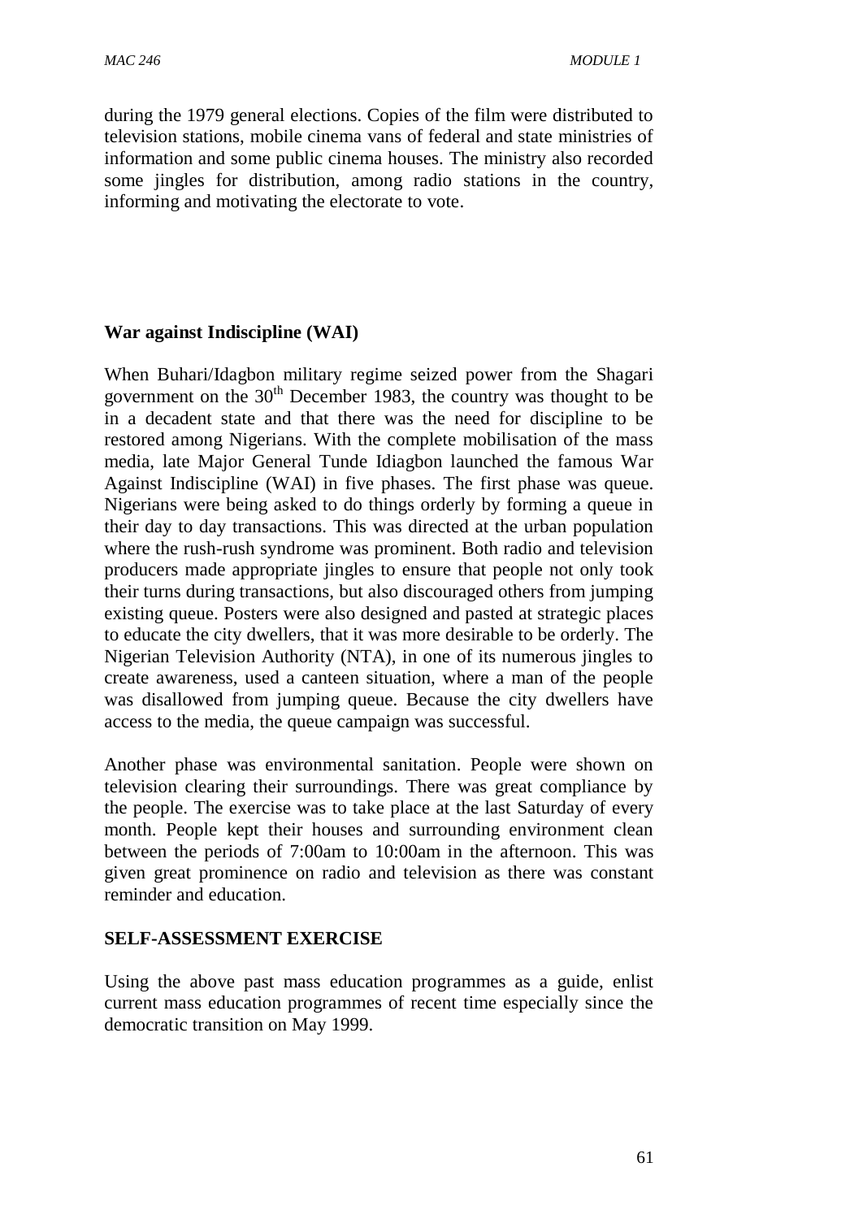during the 1979 general elections. Copies of the film were distributed to television stations, mobile cinema vans of federal and state ministries of information and some public cinema houses. The ministry also recorded some jingles for distribution, among radio stations in the country, informing and motivating the electorate to vote.

**War against Indiscipline (WAI)**

When Buhari/Idagbon military regime seized power from the Shagari government on the 30th December 1983, the country was thought to be in a decadent state and that there was the need for discipline to be restored among Nigerians. With the complete mobilisation of the mass media, late Major General Tunde Idiagbon launched the famous War Against Indiscipline (WAI) in five phases. The first phase was queue. Nigerians were being asked to do things orderly by forming a queue in their day to day transactions. This was directed at the urban population where the rush-rush syndrome was prominent. Both radio and television producers made appropriate jingles to ensure that people not only took their turns during transactions, but also discouraged others from jumping existing queue. Posters were also designed and pasted at strategic places to educate the city dwellers, that it was more desirable to be orderly. The Nigerian Television Authority (NTA), in one of its numerous jingles to create awareness, used a canteen situation, where a man of the people was disallowed from jumping queue. Because the city dwellers have access to the media, the queue campaign was successful.

Another phase was environmental sanitation. People were shown on television clearing their surroundings. There was great compliance by the people. The exercise was to take place at the last Saturday of every month. People kept their houses and surrounding environment clean between the periods of 7:00am to 10:00am in the afternoon. This was given great prominence on radio and television as there was constant reminder and education.

**SELF-ASSESSMENT EXERCISE**

Using the above past mass education programmes as a guide, enlist current mass education programmes of recent time especially since the democratic transition on May 1999.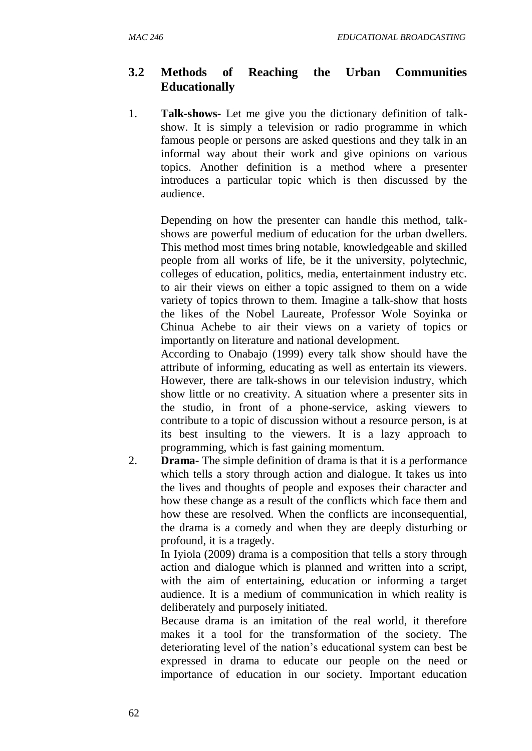## 3.2 Methods of Reaching the Urban Communities Educationally

1. **Talk-shows**- Let me give you the dictionary definition of talk-show. It is simply a television or radio programme in which famous people or persons are asked questions and they talk in an informal way about their work and give opinions on various topics. Another definition is a method where a presenter introduces a particular topic which is then discussed by the audience.

   Depending on how the presenter can handle this method, talk-shows are powerful medium of education for the urban dwellers. This method most times bring notable, knowledgeable and skilled people from all works of life, be it the university, polytechnic, colleges of education, politics, media, entertainment industry etc. to air their views on either a topic assigned to them on a wide variety of topics thrown to them. Imagine a talk-show that hosts the likes of the Nobel Laureate, Professor Wole Soyinka or Chinua Achebe to air their views on a variety of topics or importantly on literature and national development.

   According to Onabajo (1999) every talk show should have the attribute of informing, educating as well as entertain its viewers. However, there are talk-shows in our television industry, which show little or no creativity. A situation where a presenter sits in the studio, in front of a phone-service, asking viewers to contribute to a topic of discussion without a resource person, is at its best insulting to the viewers. It is a lazy approach to programming, which is fast gaining momentum.

2. **Drama**- The simple definition of drama is that it is a performance which tells a story through action and dialogue. It takes us into the lives and thoughts of people and exposes their character and how these change as a result of the conflicts which face them and how these are resolved. When the conflicts are inconsequential, the drama is a comedy and when they are deeply disturbing or profound, it is a tragedy.

   In Iyiola (2009) drama is a composition that tells a story through action and dialogue which is planned and written into a script, with the aim of entertaining, education or informing a target audience. It is a medium of communication in which reality is deliberately and purposely initiated.

   Because drama is an imitation of the real world, it therefore makes it a tool for the transformation of the society. The deteriorating level of the nation's educational system can best be expressed in drama to educate our people on the need or importance of education in our society. Important education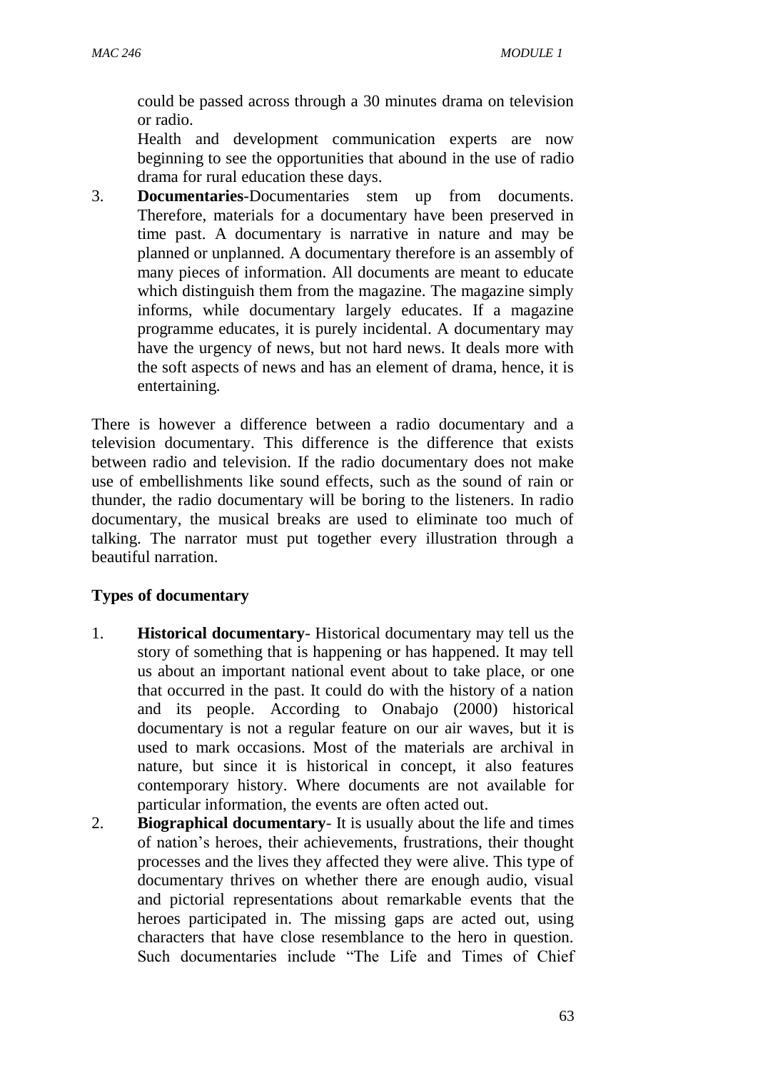could be passed across through a 30 minutes drama on television or radio.

Health and development communication experts are now beginning to see the opportunities that abound in the use of radio drama for rural education these days.

3. **Documentaries**-Documentaries stem up from documents. Therefore, materials for a documentary have been preserved in time past. A documentary is narrative in nature and may be planned or unplanned. A documentary therefore is an assembly of many pieces of information. All documents are meant to educate which distinguish them from the magazine. The magazine simply informs, while documentary largely educates. If a magazine programme educates, it is purely incidental. A documentary may have the urgency of news, but not hard news. It deals more with the soft aspects of news and has an element of drama, hence, it is entertaining.

There is however a difference between a radio documentary and a television documentary. This difference is the difference that exists between radio and television. If the radio documentary does not make use of embellishments like sound effects, such as the sound of rain or thunder, the radio documentary will be boring to the listeners. In radio documentary, the musical breaks are used to eliminate too much of talking. The narrator must put together every illustration through a beautiful narration.

**Types of documentary**

1. **Historical documentary**- Historical documentary may tell us the story of something that is happening or has happened. It may tell us about an important national event about to take place, or one that occurred in the past. It could do with the history of a nation and its people. According to Onabajo (2000) historical documentary is not a regular feature on our air waves, but it is used to mark occasions. Most of the materials are archival in nature, but since it is historical in concept, it also features contemporary history. Where documents are not available for particular information, the events are often acted out.
2. **Biographical documentary**- It is usually about the life and times of nation's heroes, their achievements, frustrations, their thought processes and the lives they affected they were alive. This type of documentary thrives on whether there are enough audio, visual and pictorial representations about remarkable events that the heroes participated in. The missing gaps are acted out, using characters that have close resemblance to the hero in question. Such documentaries include "The Life and Times of Chief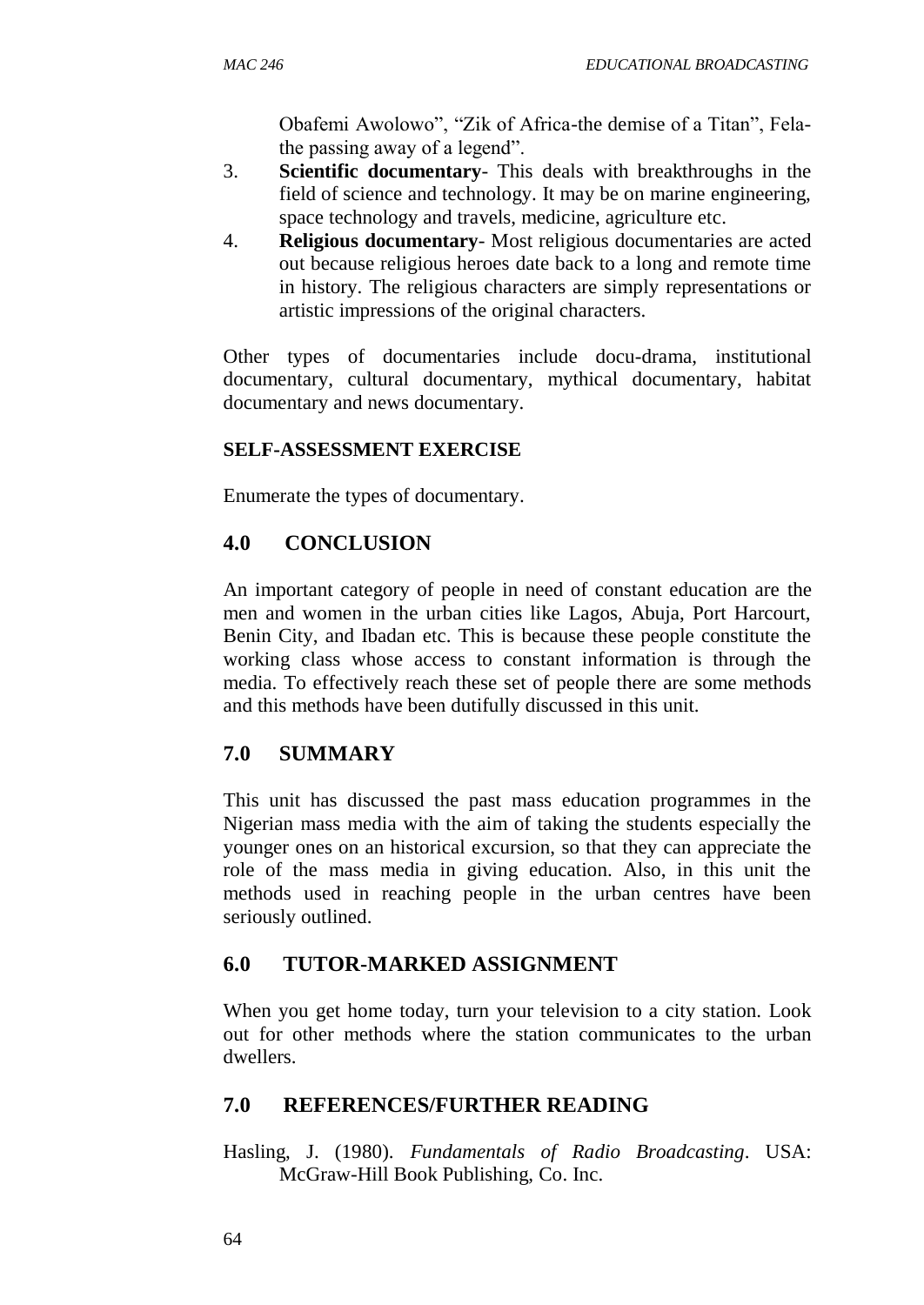Obafemi Awolowo", "Zik of Africa-the demise of a Titan", Fela-the passing away of a legend".

3. **Scientific documentary**- This deals with breakthroughs in the field of science and technology. It may be on marine engineering, space technology and travels, medicine, agriculture etc.
4. **Religious documentary**- Most religious documentaries are acted out because religious heroes date back to a long and remote time in history. The religious characters are simply representations or artistic impressions of the original characters.

Other types of documentaries include docu-drama, institutional documentary, cultural documentary, mythical documentary, habitat documentary and news documentary.

#### SELF-ASSESSMENT EXERCISE

Enumerate the types of documentary.

## 4.0 CONCLUSION

An important category of people in need of constant education are the men and women in the urban cities like Lagos, Abuja, Port Harcourt, Benin City, and Ibadan etc. This is because these people constitute the working class whose access to constant information is through the media. To effectively reach these set of people there are some methods and this methods have been dutifully discussed in this unit.

## 7.0 SUMMARY

This unit has discussed the past mass education programmes in the Nigerian mass media with the aim of taking the students especially the younger ones on an historical excursion, so that they can appreciate the role of the mass media in giving education. Also, in this unit the methods used in reaching people in the urban centres have been seriously outlined.

## 6.0 TUTOR-MARKED ASSIGNMENT

When you get home today, turn your television to a city station. Look out for other methods where the station communicates to the urban dwellers.

## 7.0 REFERENCES/FURTHER READING

Hasling, J. (1980). *Fundamentals of Radio Broadcasting*. USA: McGraw-Hill Book Publishing, Co. Inc.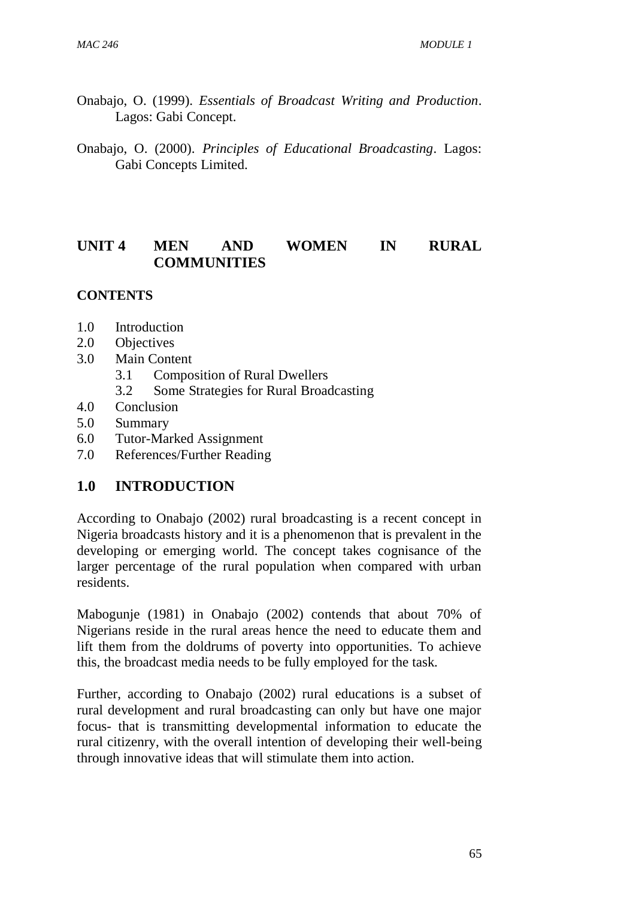Onabajo, O. (1999). *Essentials of Broadcast Writing and Production*. Lagos: Gabi Concept.

Onabajo, O. (2000). *Principles of Educational Broadcasting*. Lagos: Gabi Concepts Limited.

## UNIT 4 MEN AND WOMEN IN RURAL COMMUNITIES

**CONTENTS**

- 1.0 Introduction
- 2.0 Objectives
- 3.0 Main Content
    - 3.1 Composition of Rural Dwellers
    - 3.2 Some Strategies for Rural Broadcasting
- 4.0 Conclusion
- 5.0 Summary
- 6.0 Tutor-Marked Assignment
- 7.0 References/Further Reading

## 1.0 INTRODUCTION

According to Onabajo (2002) rural broadcasting is a recent concept in Nigeria broadcasts history and it is a phenomenon that is prevalent in the developing or emerging world. The concept takes cognisance of the larger percentage of the rural population when compared with urban residents.

Mabogunje (1981) in Onabajo (2002) contends that about 70% of Nigerians reside in the rural areas hence the need to educate them and lift them from the doldrums of poverty into opportunities. To achieve this, the broadcast media needs to be fully employed for the task.

Further, according to Onabajo (2002) rural educations is a subset of rural development and rural broadcasting can only but have one major focus- that is transmitting developmental information to educate the rural citizenry, with the overall intention of developing their well-being through innovative ideas that will stimulate them into action.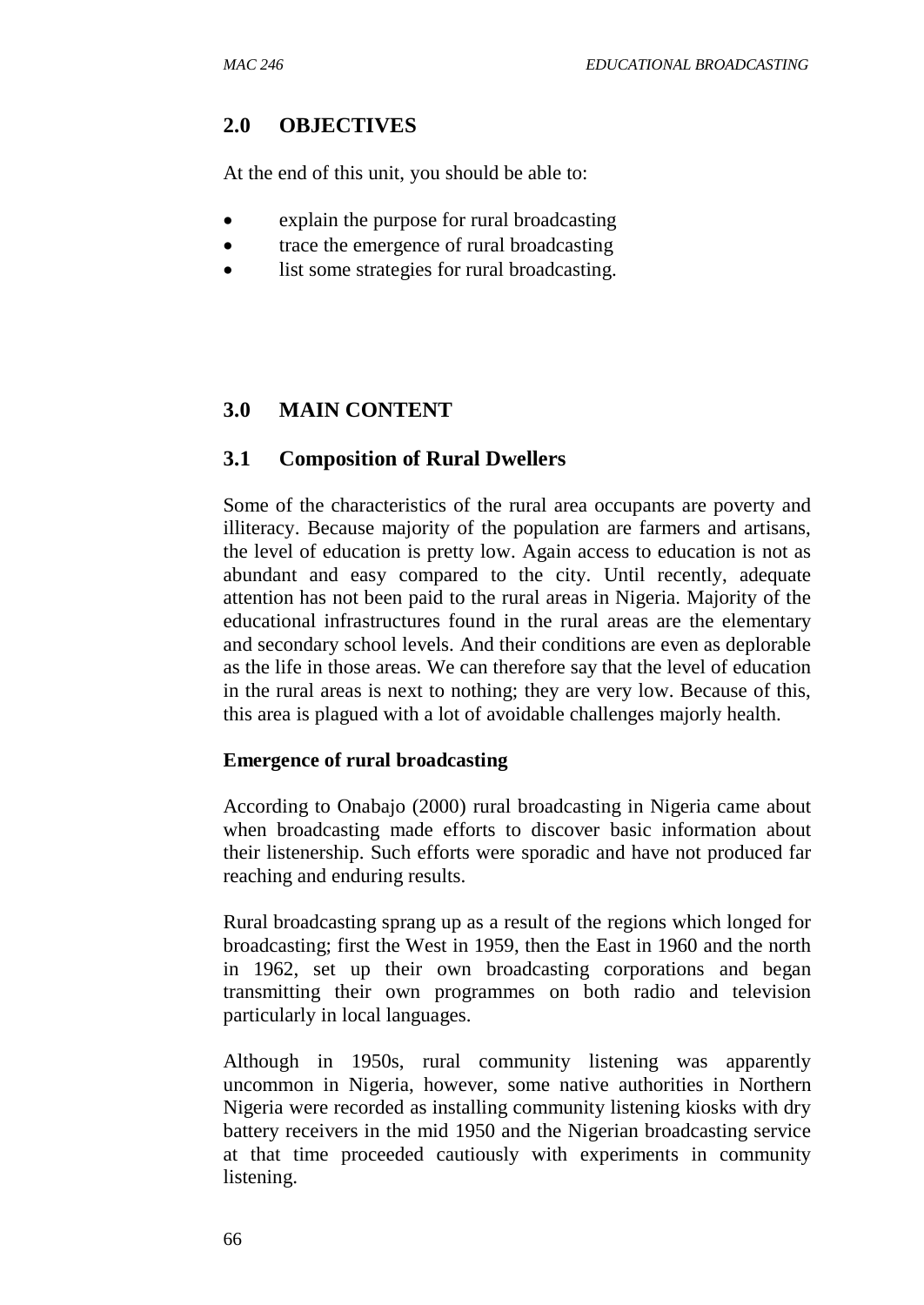## 2.0 OBJECTIVES

At the end of this unit, you should be able to:

- explain the purpose for rural broadcasting
- trace the emergence of rural broadcasting
- list some strategies for rural broadcasting.

## 3.0 MAIN CONTENT

### 3.1 Composition of Rural Dwellers

Some of the characteristics of the rural area occupants are poverty and illiteracy. Because majority of the population are farmers and artisans, the level of education is pretty low. Again access to education is not as abundant and easy compared to the city. Until recently, adequate attention has not been paid to the rural areas in Nigeria. Majority of the educational infrastructures found in the rural areas are the elementary and secondary school levels. And their conditions are even as deplorable as the life in those areas. We can therefore say that the level of education in the rural areas is next to nothing; they are very low. Because of this, this area is plagued with a lot of avoidable challenges majorly health.

**Emergence of rural broadcasting**

According to Onabajo (2000) rural broadcasting in Nigeria came about when broadcasting made efforts to discover basic information about their listenership. Such efforts were sporadic and have not produced far reaching and enduring results.

Rural broadcasting sprang up as a result of the regions which longed for broadcasting; first the West in 1959, then the East in 1960 and the north in 1962, set up their own broadcasting corporations and began transmitting their own programmes on both radio and television particularly in local languages.

Although in 1950s, rural community listening was apparently uncommon in Nigeria, however, some native authorities in Northern Nigeria were recorded as installing community listening kiosks with dry battery receivers in the mid 1950 and the Nigerian broadcasting service at that time proceeded cautiously with experiments in community listening.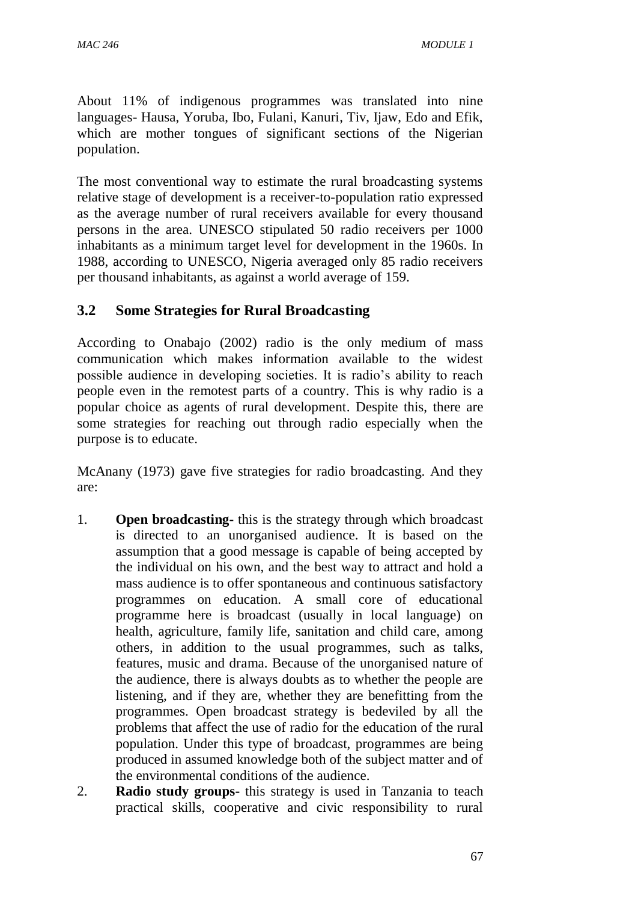About 11% of indigenous programmes was translated into nine languages- Hausa, Yoruba, Ibo, Fulani, Kanuri, Tiv, Ijaw, Edo and Efik, which are mother tongues of significant sections of the Nigerian population.

The most conventional way to estimate the rural broadcasting systems relative stage of development is a receiver-to-population ratio expressed as the average number of rural receivers available for every thousand persons in the area. UNESCO stipulated 50 radio receivers per 1000 inhabitants as a minimum target level for development in the 1960s. In 1988, according to UNESCO, Nigeria averaged only 85 radio receivers per thousand inhabitants, as against a world average of 159.

### 3.2 Some Strategies for Rural Broadcasting

According to Onabajo (2002) radio is the only medium of mass communication which makes information available to the widest possible audience in developing societies. It is radio's ability to reach people even in the remotest parts of a country. This is why radio is a popular choice as agents of rural development. Despite this, there are some strategies for reaching out through radio especially when the purpose is to educate.

McAnany (1973) gave five strategies for radio broadcasting. And they are:

1. **Open broadcasting-** this is the strategy through which broadcast is directed to an unorganised audience. It is based on the assumption that a good message is capable of being accepted by the individual on his own, and the best way to attract and hold a mass audience is to offer spontaneous and continuous satisfactory programmes on education. A small core of educational programme here is broadcast (usually in local language) on health, agriculture, family life, sanitation and child care, among others, in addition to the usual programmes, such as talks, features, music and drama. Because of the unorganised nature of the audience, there is always doubts as to whether the people are listening, and if they are, whether they are benefitting from the programmes. Open broadcast strategy is bedeviled by all the problems that affect the use of radio for the education of the rural population. Under this type of broadcast, programmes are being produced in assumed knowledge both of the subject matter and of the environmental conditions of the audience.
2. **Radio study groups-** this strategy is used in Tanzania to teach practical skills, cooperative and civic responsibility to rural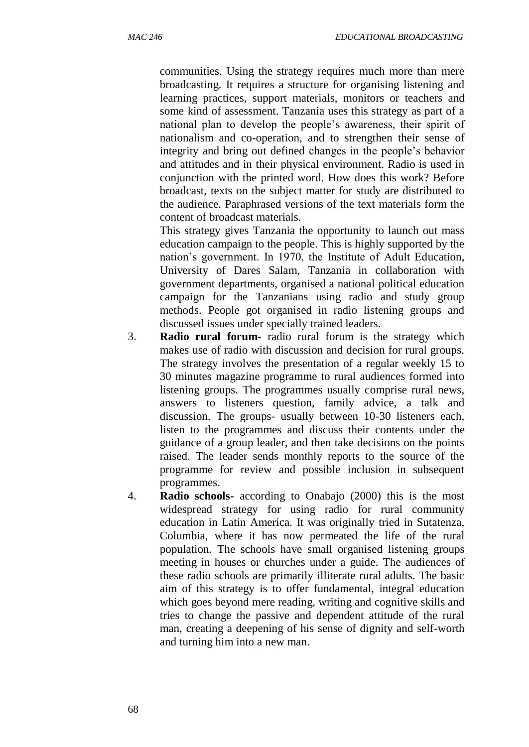communities. Using the strategy requires much more than mere broadcasting. It requires a structure for organising listening and learning practices, support materials, monitors or teachers and some kind of assessment. Tanzania uses this strategy as part of a national plan to develop the people's awareness, their spirit of nationalism and co-operation, and to strengthen their sense of integrity and bring out defined changes in the people's behavior and attitudes and in their physical environment. Radio is used in conjunction with the printed word. How does this work? Before broadcast, texts on the subject matter for study are distributed to the audience. Paraphrased versions of the text materials form the content of broadcast materials.

This strategy gives Tanzania the opportunity to launch out mass education campaign to the people. This is highly supported by the nation's government. In 1970, the Institute of Adult Education, University of Dares Salam, Tanzania in collaboration with government departments, organised a national political education campaign for the Tanzanians using radio and study group methods. People got organised in radio listening groups and discussed issues under specially trained leaders.

3. **Radio rural forum-** radio rural forum is the strategy which makes use of radio with discussion and decision for rural groups. The strategy involves the presentation of a regular weekly 15 to 30 minutes magazine programme to rural audiences formed into listening groups. The programmes usually comprise rural news, answers to listeners question, family advice, a talk and discussion. The groups- usually between 10-30 listeners each, listen to the programmes and discuss their contents under the guidance of a group leader, and then take decisions on the points raised. The leader sends monthly reports to the source of the programme for review and possible inclusion in subsequent programmes.
4. **Radio schools-** according to Onabajo (2000) this is the most widespread strategy for using radio for rural community education in Latin America. It was originally tried in Sutatenza, Columbia, where it has now permeated the life of the rural population. The schools have small organised listening groups meeting in houses or churches under a guide. The audiences of these radio schools are primarily illiterate rural adults. The basic aim of this strategy is to offer fundamental, integral education which goes beyond mere reading, writing and cognitive skills and tries to change the passive and dependent attitude of the rural man, creating a deepening of his sense of dignity and self-worth and turning him into a new man.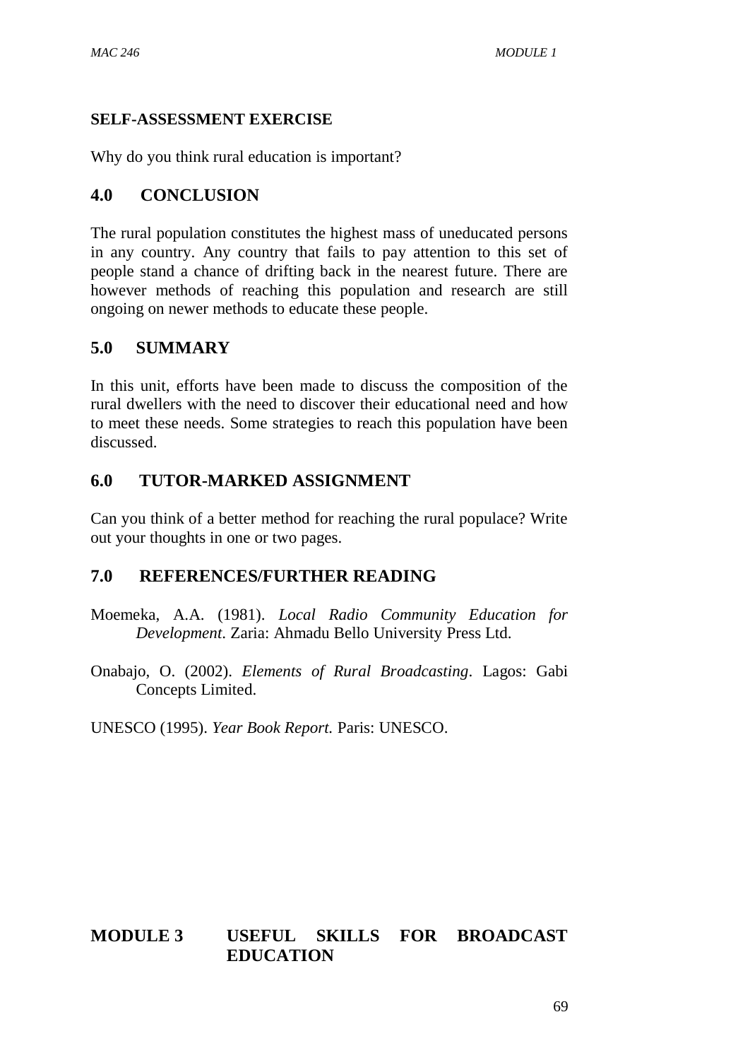### SELF-ASSESSMENT EXERCISE

Why do you think rural education is important?

## 4.0 CONCLUSION

The rural population constitutes the highest mass of uneducated persons in any country. Any country that fails to pay attention to this set of people stand a chance of drifting back in the nearest future. There are however methods of reaching this population and research are still ongoing on newer methods to educate these people.

## 5.0 SUMMARY

In this unit, efforts have been made to discuss the composition of the rural dwellers with the need to discover their educational need and how to meet these needs. Some strategies to reach this population have been discussed.

## 6.0 TUTOR-MARKED ASSIGNMENT

Can you think of a better method for reaching the rural populace? Write out your thoughts in one or two pages.

## 7.0 REFERENCES/FURTHER READING

Moemeka, A.A. (1981). *Local Radio Community Education for Development*. Zaria: Ahmadu Bello University Press Ltd.

Onabajo, O. (2002). *Elements of Rural Broadcasting*. Lagos: Gabi Concepts Limited.

UNESCO (1995). *Year Book Report.* Paris: UNESCO.

# MODULE 3 USEFUL SKILLS FOR BROADCAST EDUCATION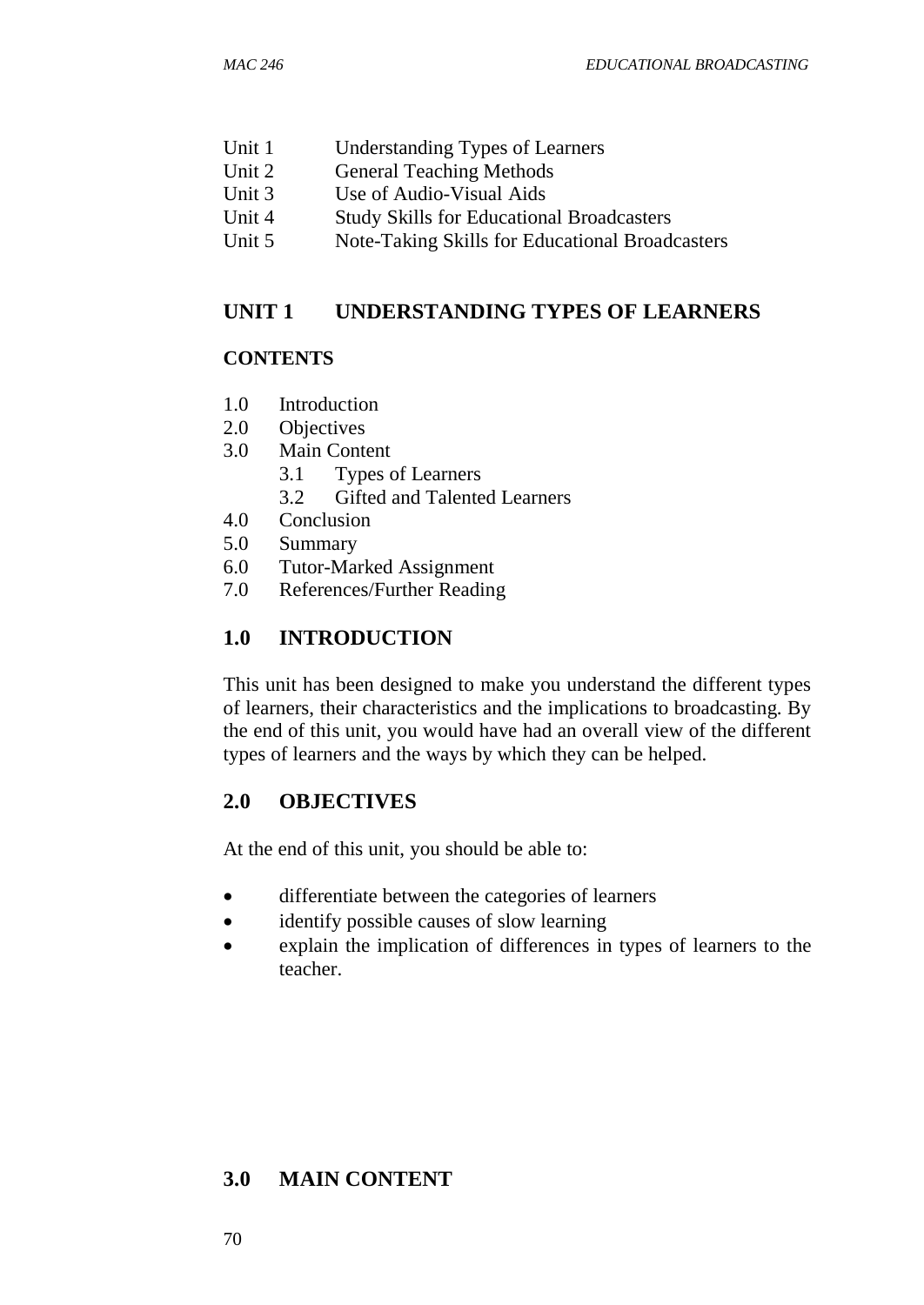Unit 1 Understanding Types of Learners
Unit 2 General Teaching Methods
Unit 3 Use of Audio-Visual Aids
Unit 4 Study Skills for Educational Broadcasters
Unit 5 Note-Taking Skills for Educational Broadcasters

## UNIT 1 UNDERSTANDING TYPES OF LEARNERS

### CONTENTS

1.0 Introduction
2.0 Objectives
3.0 Main Content
  3.1 Types of Learners
  3.2 Gifted and Talented Learners
4.0 Conclusion
5.0 Summary
6.0 Tutor-Marked Assignment
7.0 References/Further Reading

## 1.0 INTRODUCTION

This unit has been designed to make you understand the different types of learners, their characteristics and the implications to broadcasting. By the end of this unit, you would have had an overall view of the different types of learners and the ways by which they can be helped.

## 2.0 OBJECTIVES

At the end of this unit, you should be able to:

- differentiate between the categories of learners
- identify possible causes of slow learning
- explain the implication of differences in types of learners to the teacher.

## 3.0 MAIN CONTENT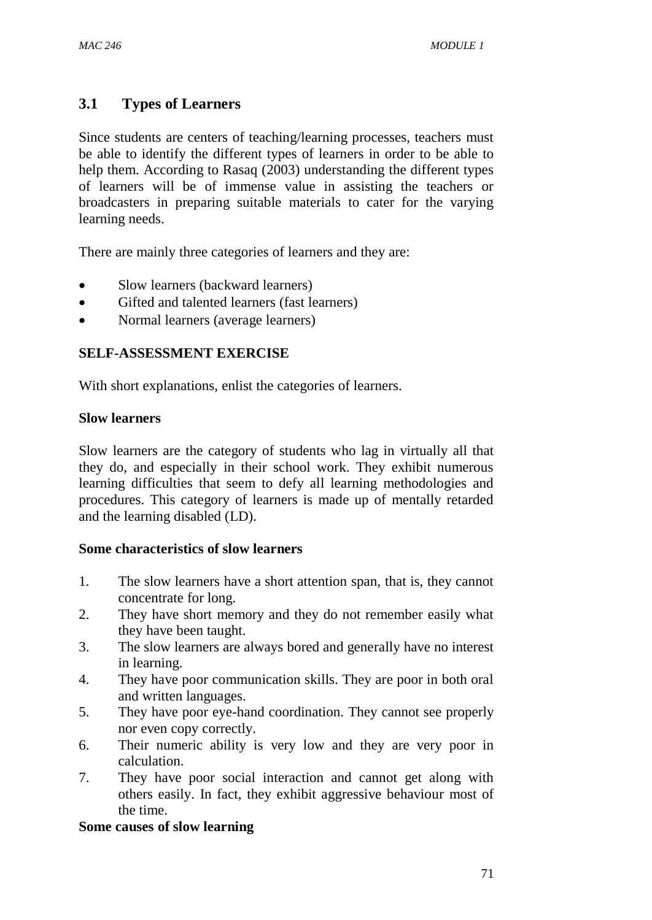## 3.1 Types of Learners

Since students are centers of teaching/learning processes, teachers must be able to identify the different types of learners in order to be able to help them. According to Rasaq (2003) understanding the different types of learners will be of immense value in assisting the teachers or broadcasters in preparing suitable materials to cater for the varying learning needs.

There are mainly three categories of learners and they are:

- Slow learners (backward learners)
- Gifted and talented learners (fast learners)
- Normal learners (average learners)

**SELF-ASSESSMENT EXERCISE**

With short explanations, enlist the categories of learners.

**Slow learners**

Slow learners are the category of students who lag in virtually all that they do, and especially in their school work. They exhibit numerous learning difficulties that seem to defy all learning methodologies and procedures. This category of learners is made up of mentally retarded and the learning disabled (LD).

**Some characteristics of slow learners**

1. The slow learners have a short attention span, that is, they cannot concentrate for long.
2. They have short memory and they do not remember easily what they have been taught.
3. The slow learners are always bored and generally have no interest in learning.
4. They have poor communication skills. They are poor in both oral and written languages.
5. They have poor eye-hand coordination. They cannot see properly nor even copy correctly.
6. Their numeric ability is very low and they are very poor in calculation.
7. They have poor social interaction and cannot get along with others easily. In fact, they exhibit aggressive behaviour most of the time.

**Some causes of slow learning**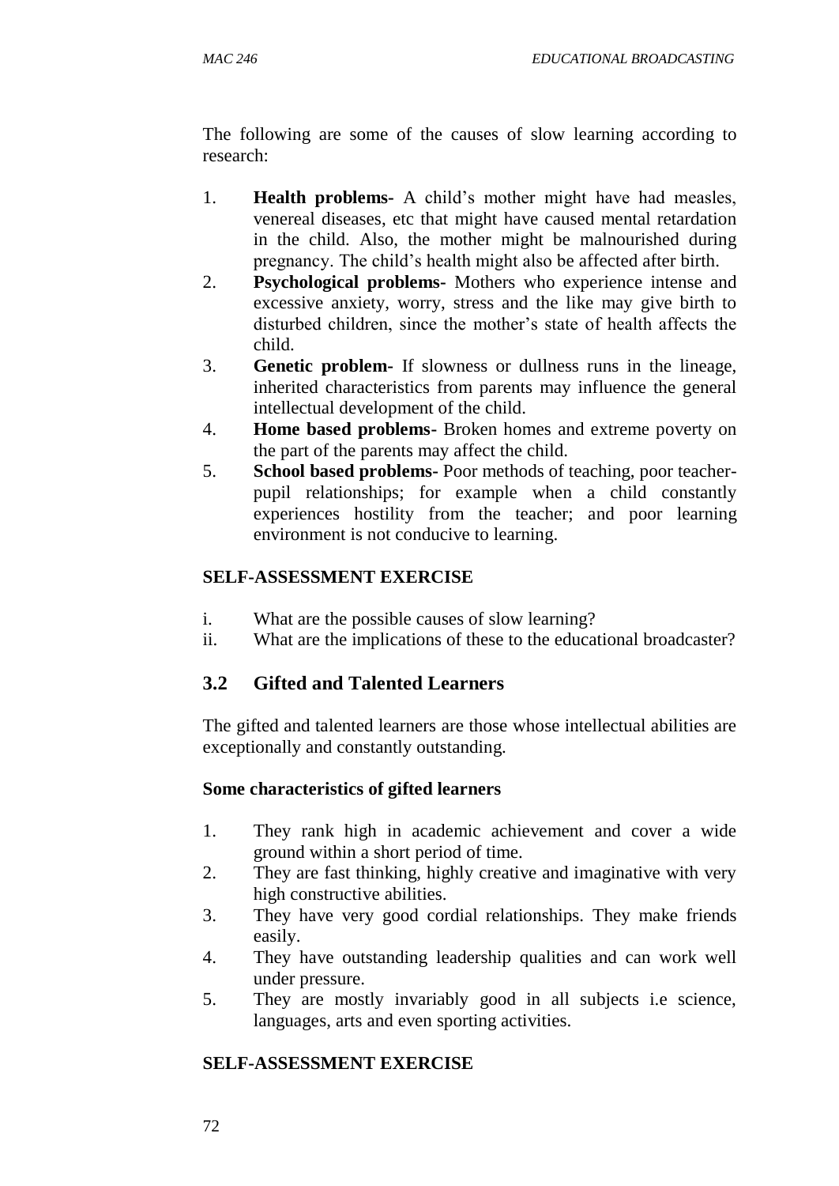The following are some of the causes of slow learning according to research:

1. **Health problems-** A child's mother might have had measles, venereal diseases, etc that might have caused mental retardation in the child. Also, the mother might be malnourished during pregnancy. The child's health might also be affected after birth.
2. **Psychological problems-** Mothers who experience intense and excessive anxiety, worry, stress and the like may give birth to disturbed children, since the mother's state of health affects the child.
3. **Genetic problem-** If slowness or dullness runs in the lineage, inherited characteristics from parents may influence the general intellectual development of the child.
4. **Home based problems-** Broken homes and extreme poverty on the part of the parents may affect the child.
5. **School based problems-** Poor methods of teaching, poor teacher-pupil relationships; for example when a child constantly experiences hostility from the teacher; and poor learning environment is not conducive to learning.

#### SELF-ASSESSMENT EXERCISE

i. What are the possible causes of slow learning?
ii. What are the implications of these to the educational broadcaster?

## 3.2 Gifted and Talented Learners

The gifted and talented learners are those whose intellectual abilities are exceptionally and constantly outstanding.

#### Some characteristics of gifted learners

1. They rank high in academic achievement and cover a wide ground within a short period of time.
2. They are fast thinking, highly creative and imaginative with very high constructive abilities.
3. They have very good cordial relationships. They make friends easily.
4. They have outstanding leadership qualities and can work well under pressure.
5. They are mostly invariably good in all subjects i.e science, languages, arts and even sporting activities.

#### SELF-ASSESSMENT EXERCISE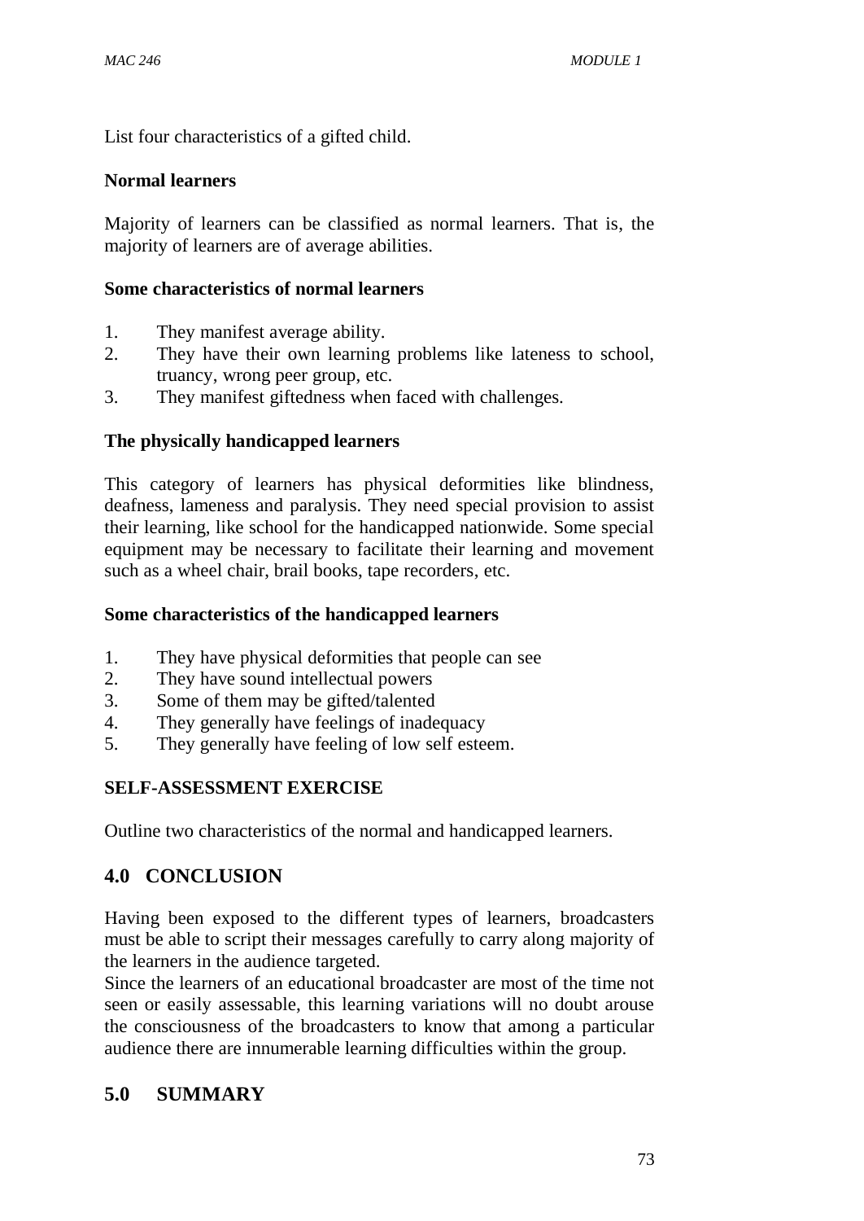List four characteristics of a gifted child.

**Normal learners**

Majority of learners can be classified as normal learners. That is, the majority of learners are of average abilities.

**Some characteristics of normal learners**

1. They manifest average ability.
2. They have their own learning problems like lateness to school, truancy, wrong peer group, etc.
3. They manifest giftedness when faced with challenges.

**The physically handicapped learners**

This category of learners has physical deformities like blindness, deafness, lameness and paralysis. They need special provision to assist their learning, like school for the handicapped nationwide. Some special equipment may be necessary to facilitate their learning and movement such as a wheel chair, brail books, tape recorders, etc.

**Some characteristics of the handicapped learners**

1. They have physical deformities that people can see
2. They have sound intellectual powers
3. Some of them may be gifted/talented
4. They generally have feelings of inadequacy
5. They generally have feeling of low self esteem.

**SELF-ASSESSMENT EXERCISE**

Outline two characteristics of the normal and handicapped learners.

## 4.0 CONCLUSION

Having been exposed to the different types of learners, broadcasters must be able to script their messages carefully to carry along majority of the learners in the audience targeted.
Since the learners of an educational broadcaster are most of the time not seen or easily assessable, this learning variations will no doubt arouse the consciousness of the broadcasters to know that among a particular audience there are innumerable learning difficulties within the group.

## 5.0 SUMMARY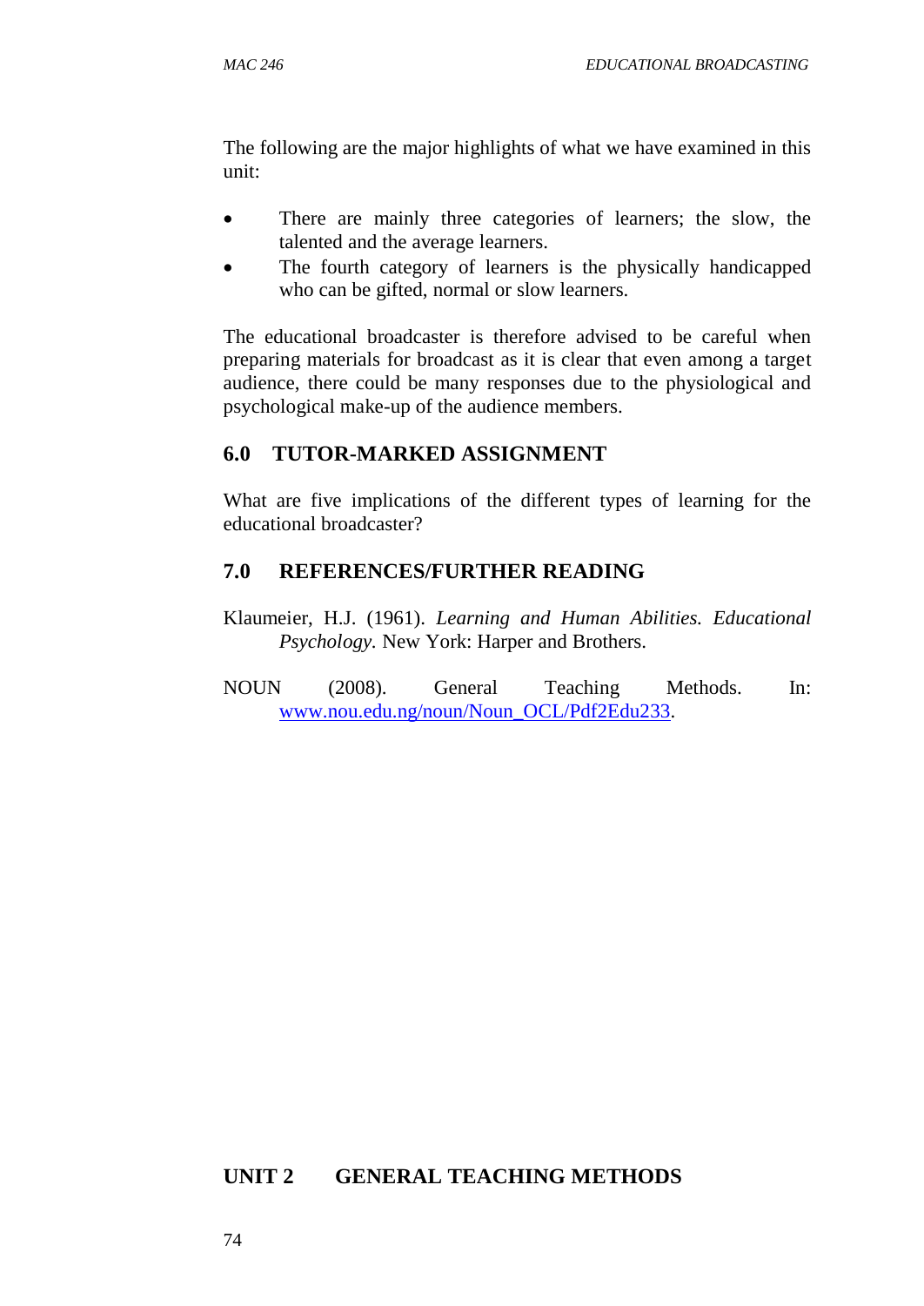The following are the major highlights of what we have examined in this unit:

- There are mainly three categories of learners; the slow, the talented and the average learners.
- The fourth category of learners is the physically handicapped who can be gifted, normal or slow learners.

The educational broadcaster is therefore advised to be careful when preparing materials for broadcast as it is clear that even among a target audience, there could be many responses due to the physiological and psychological make-up of the audience members.

## 6.0 TUTOR-MARKED ASSIGNMENT

What are five implications of the different types of learning for the educational broadcaster?

## 7.0 REFERENCES/FURTHER READING

Klaumeier, H.J. (1961). *Learning and Human Abilities. Educational Psychology.* New York: Harper and Brothers.

NOUN (2008). General Teaching Methods. In: www.nou.edu.ng/noun/Noun_OCL/Pdf2Edu233.

# UNIT 2 GENERAL TEACHING METHODS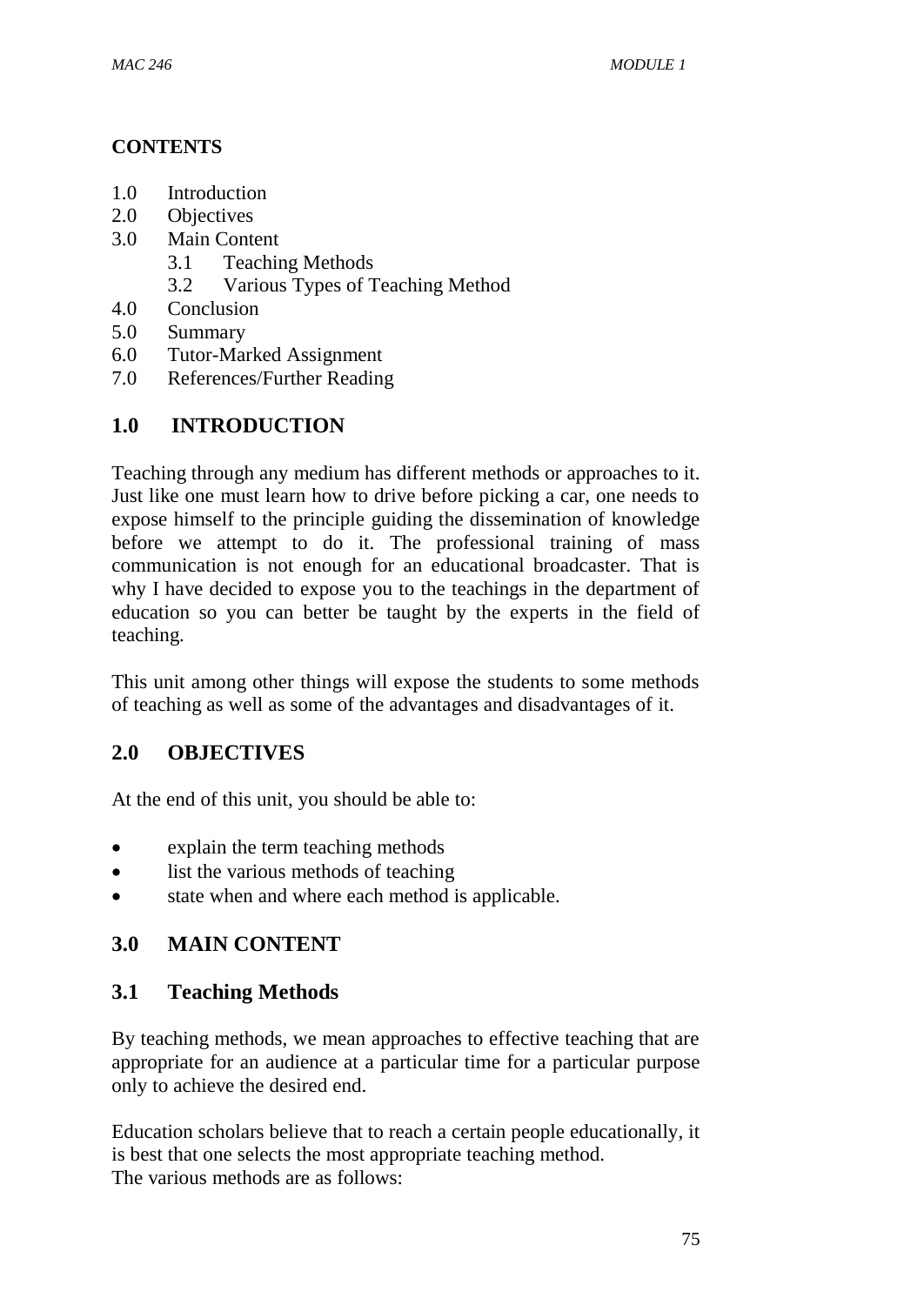## CONTENTS

1.0 Introduction
2.0 Objectives
3.0 Main Content
    3.1 Teaching Methods
    3.2 Various Types of Teaching Method
4.0 Conclusion
5.0 Summary
6.0 Tutor-Marked Assignment
7.0 References/Further Reading

## 1.0 INTRODUCTION

Teaching through any medium has different methods or approaches to it. Just like one must learn how to drive before picking a car, one needs to expose himself to the principle guiding the dissemination of knowledge before we attempt to do it. The professional training of mass communication is not enough for an educational broadcaster. That is why I have decided to expose you to the teachings in the department of education so you can better be taught by the experts in the field of teaching.

This unit among other things will expose the students to some methods of teaching as well as some of the advantages and disadvantages of it.

## 2.0 OBJECTIVES

At the end of this unit, you should be able to:

- explain the term teaching methods
- list the various methods of teaching
- state when and where each method is applicable.

## 3.0 MAIN CONTENT

### 3.1 Teaching Methods

By teaching methods, we mean approaches to effective teaching that are appropriate for an audience at a particular time for a particular purpose only to achieve the desired end.

Education scholars believe that to reach a certain people educationally, it is best that one selects the most appropriate teaching method.
The various methods are as follows: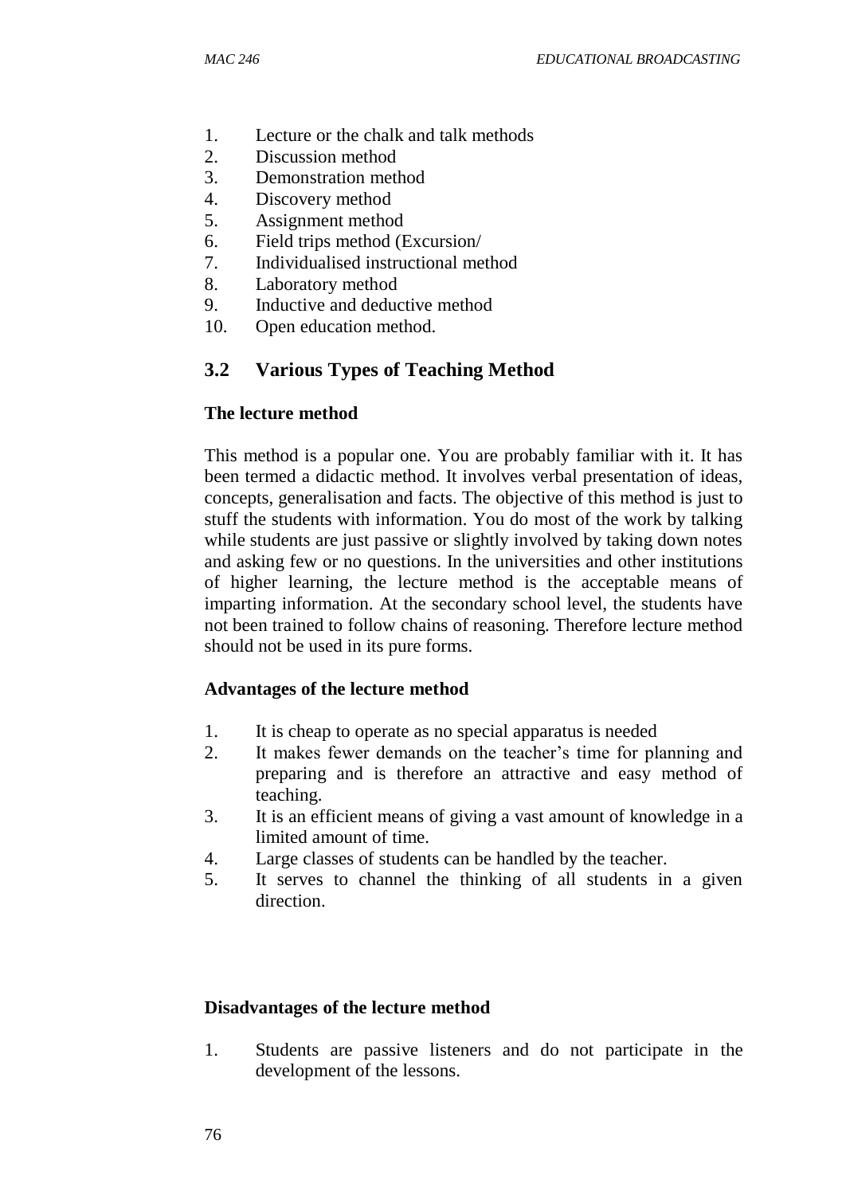1. Lecture or the chalk and talk methods
2. Discussion method
3. Demonstration method
4. Discovery method
5. Assignment method
6. Field trips method (Excursion/
7. Individualised instructional method
8. Laboratory method
9. Inductive and deductive method
10. Open education method.

## 3.2 Various Types of Teaching Method

**The lecture method**

This method is a popular one. You are probably familiar with it. It has been termed a didactic method. It involves verbal presentation of ideas, concepts, generalisation and facts. The objective of this method is just to stuff the students with information. You do most of the work by talking while students are just passive or slightly involved by taking down notes and asking few or no questions. In the universities and other institutions of higher learning, the lecture method is the acceptable means of imparting information. At the secondary school level, the students have not been trained to follow chains of reasoning. Therefore lecture method should not be used in its pure forms.

**Advantages of the lecture method**

1. It is cheap to operate as no special apparatus is needed
2. It makes fewer demands on the teacher's time for planning and preparing and is therefore an attractive and easy method of teaching.
3. It is an efficient means of giving a vast amount of knowledge in a limited amount of time.
4. Large classes of students can be handled by the teacher.
5. It serves to channel the thinking of all students in a given direction.

**Disadvantages of the lecture method**

1. Students are passive listeners and do not participate in the development of the lessons.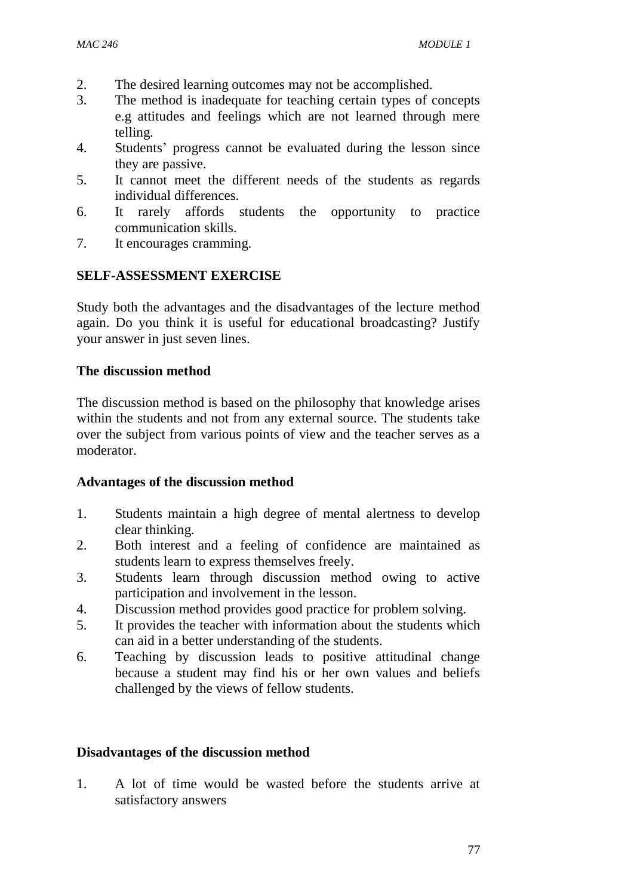2. The desired learning outcomes may not be accomplished.
3. The method is inadequate for teaching certain types of concepts e.g attitudes and feelings which are not learned through mere telling.
4. Students' progress cannot be evaluated during the lesson since they are passive.
5. It cannot meet the different needs of the students as regards individual differences.
6. It rarely affords students the opportunity to practice communication skills.
7. It encourages cramming.

**SELF-ASSESSMENT EXERCISE**

Study both the advantages and the disadvantages of the lecture method again. Do you think it is useful for educational broadcasting? Justify your answer in just seven lines.

**The discussion method**

The discussion method is based on the philosophy that knowledge arises within the students and not from any external source. The students take over the subject from various points of view and the teacher serves as a moderator.

**Advantages of the discussion method**

1. Students maintain a high degree of mental alertness to develop clear thinking.
2. Both interest and a feeling of confidence are maintained as students learn to express themselves freely.
3. Students learn through discussion method owing to active participation and involvement in the lesson.
4. Discussion method provides good practice for problem solving.
5. It provides the teacher with information about the students which can aid in a better understanding of the students.
6. Teaching by discussion leads to positive attitudinal change because a student may find his or her own values and beliefs challenged by the views of fellow students.

**Disadvantages of the discussion method**

1. A lot of time would be wasted before the students arrive at satisfactory answers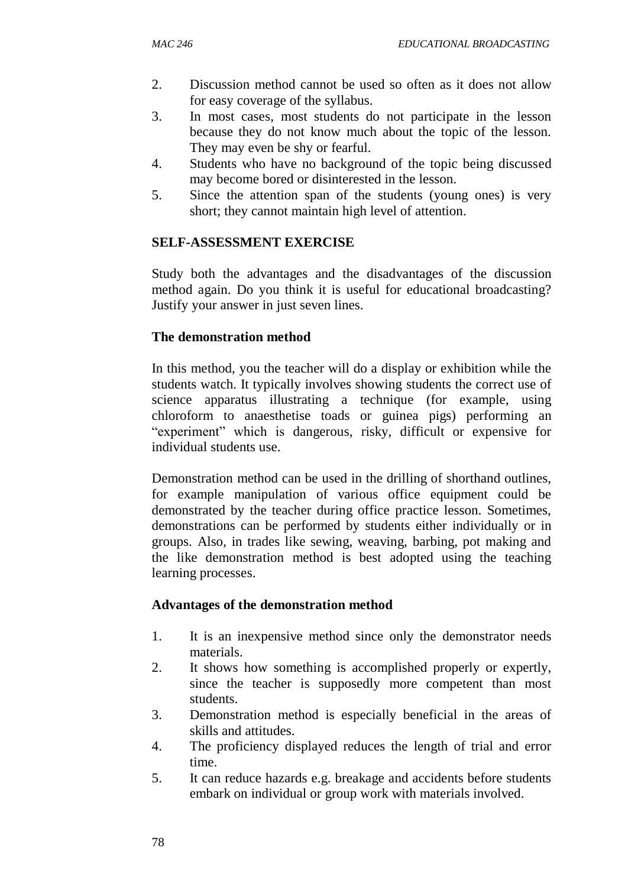2. Discussion method cannot be used so often as it does not allow for easy coverage of the syllabus.
3. In most cases, most students do not participate in the lesson because they do not know much about the topic of the lesson. They may even be shy or fearful.
4. Students who have no background of the topic being discussed may become bored or disinterested in the lesson.
5. Since the attention span of the students (young ones) is very short; they cannot maintain high level of attention.

**SELF-ASSESSMENT EXERCISE**

Study both the advantages and the disadvantages of the discussion method again. Do you think it is useful for educational broadcasting? Justify your answer in just seven lines.

**The demonstration method**

In this method, you the teacher will do a display or exhibition while the students watch. It typically involves showing students the correct use of science apparatus illustrating a technique (for example, using chloroform to anaesthetise toads or guinea pigs) performing an "experiment" which is dangerous, risky, difficult or expensive for individual students use.

Demonstration method can be used in the drilling of shorthand outlines, for example manipulation of various office equipment could be demonstrated by the teacher during office practice lesson. Sometimes, demonstrations can be performed by students either individually or in groups. Also, in trades like sewing, weaving, barbing, pot making and the like demonstration method is best adopted using the teaching learning processes.

**Advantages of the demonstration method**

1. It is an inexpensive method since only the demonstrator needs materials.
2. It shows how something is accomplished properly or expertly, since the teacher is supposedly more competent than most students.
3. Demonstration method is especially beneficial in the areas of skills and attitudes.
4. The proficiency displayed reduces the length of trial and error time.
5. It can reduce hazards e.g. breakage and accidents before students embark on individual or group work with materials involved.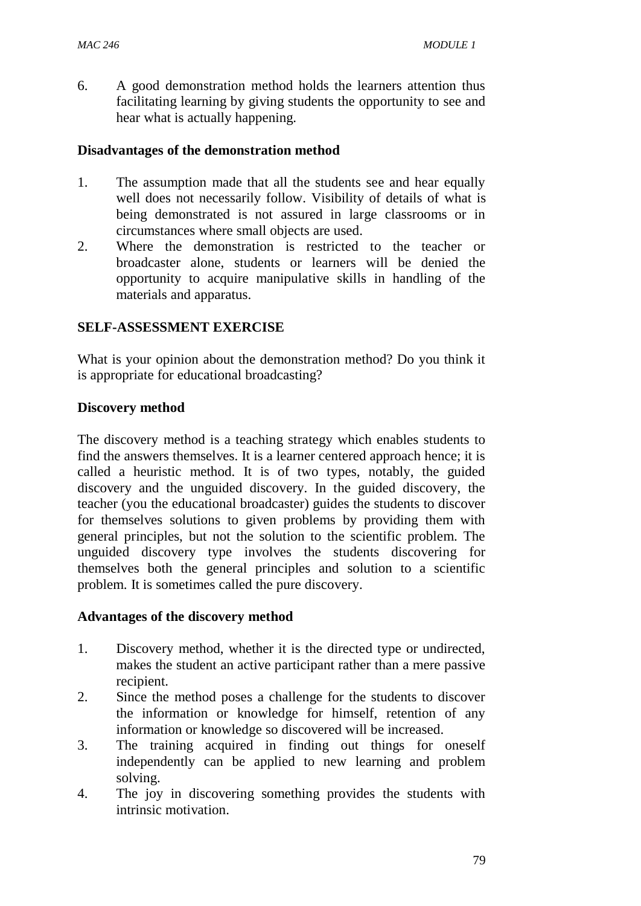6. A good demonstration method holds the learners attention thus facilitating learning by giving students the opportunity to see and hear what is actually happening.

**Disadvantages of the demonstration method**

1. The assumption made that all the students see and hear equally well does not necessarily follow. Visibility of details of what is being demonstrated is not assured in large classrooms or in circumstances where small objects are used.
2. Where the demonstration is restricted to the teacher or broadcaster alone, students or learners will be denied the opportunity to acquire manipulative skills in handling of the materials and apparatus.

**SELF-ASSESSMENT EXERCISE**

What is your opinion about the demonstration method? Do you think it is appropriate for educational broadcasting?

**Discovery method**

The discovery method is a teaching strategy which enables students to find the answers themselves. It is a learner centered approach hence; it is called a heuristic method. It is of two types, notably, the guided discovery and the unguided discovery. In the guided discovery, the teacher (you the educational broadcaster) guides the students to discover for themselves solutions to given problems by providing them with general principles, but not the solution to the scientific problem. The unguided discovery type involves the students discovering for themselves both the general principles and solution to a scientific problem. It is sometimes called the pure discovery.

**Advantages of the discovery method**

1. Discovery method, whether it is the directed type or undirected, makes the student an active participant rather than a mere passive recipient.
2. Since the method poses a challenge for the students to discover the information or knowledge for himself, retention of any information or knowledge so discovered will be increased.
3. The training acquired in finding out things for oneself independently can be applied to new learning and problem solving.
4. The joy in discovering something provides the students with intrinsic motivation.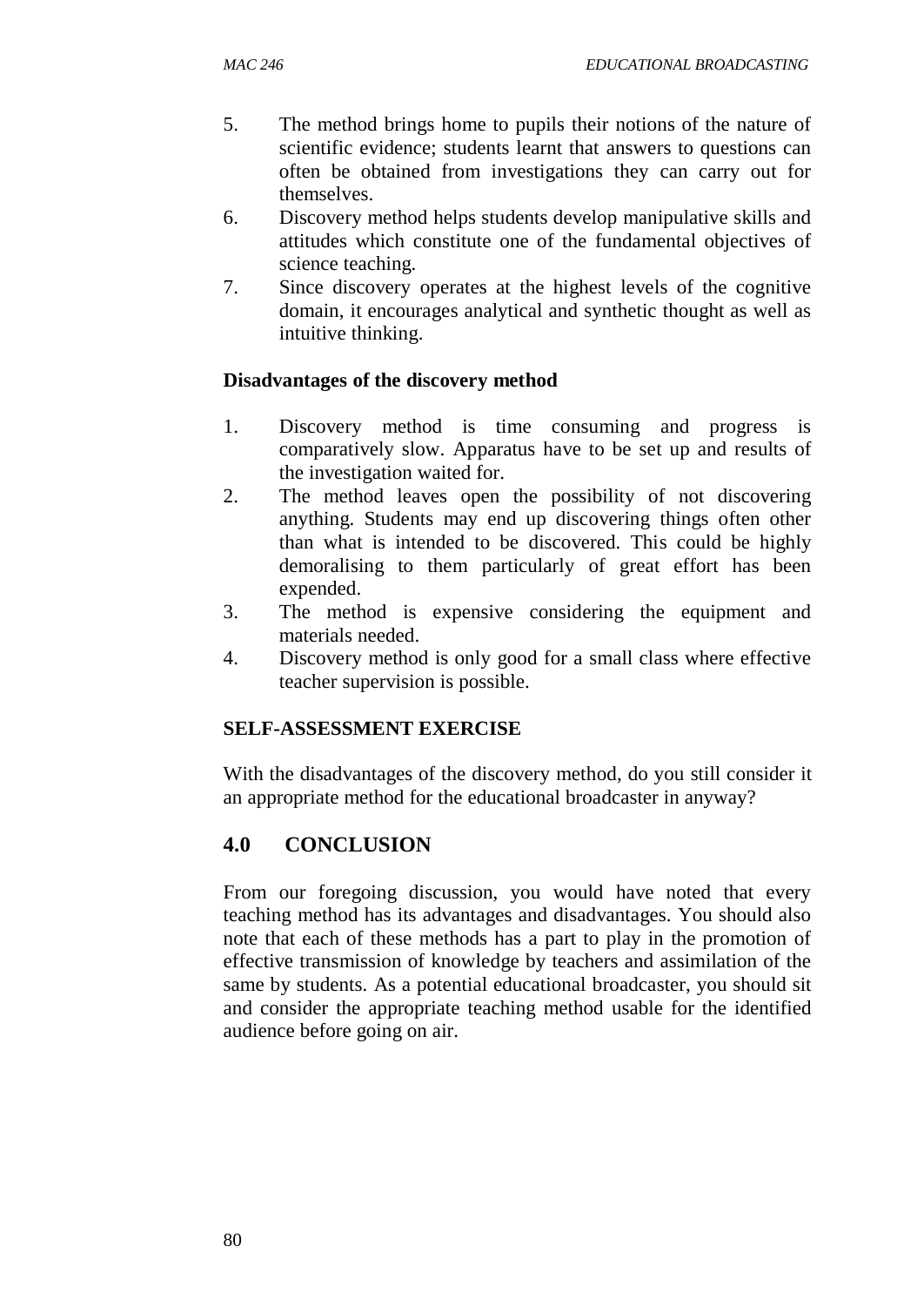5. The method brings home to pupils their notions of the nature of scientific evidence; students learnt that answers to questions can often be obtained from investigations they can carry out for themselves.
6. Discovery method helps students develop manipulative skills and attitudes which constitute one of the fundamental objectives of science teaching.
7. Since discovery operates at the highest levels of the cognitive domain, it encourages analytical and synthetic thought as well as intuitive thinking.

**Disadvantages of the discovery method**

1. Discovery method is time consuming and progress is comparatively slow. Apparatus have to be set up and results of the investigation waited for.
2. The method leaves open the possibility of not discovering anything. Students may end up discovering things often other than what is intended to be discovered. This could be highly demoralising to them particularly of great effort has been expended.
3. The method is expensive considering the equipment and materials needed.
4. Discovery method is only good for a small class where effective teacher supervision is possible.

**SELF-ASSESSMENT EXERCISE**

With the disadvantages of the discovery method, do you still consider it an appropriate method for the educational broadcaster in anyway?

## 4.0 CONCLUSION

From our foregoing discussion, you would have noted that every teaching method has its advantages and disadvantages. You should also note that each of these methods has a part to play in the promotion of effective transmission of knowledge by teachers and assimilation of the same by students. As a potential educational broadcaster, you should sit and consider the appropriate teaching method usable for the identified audience before going on air.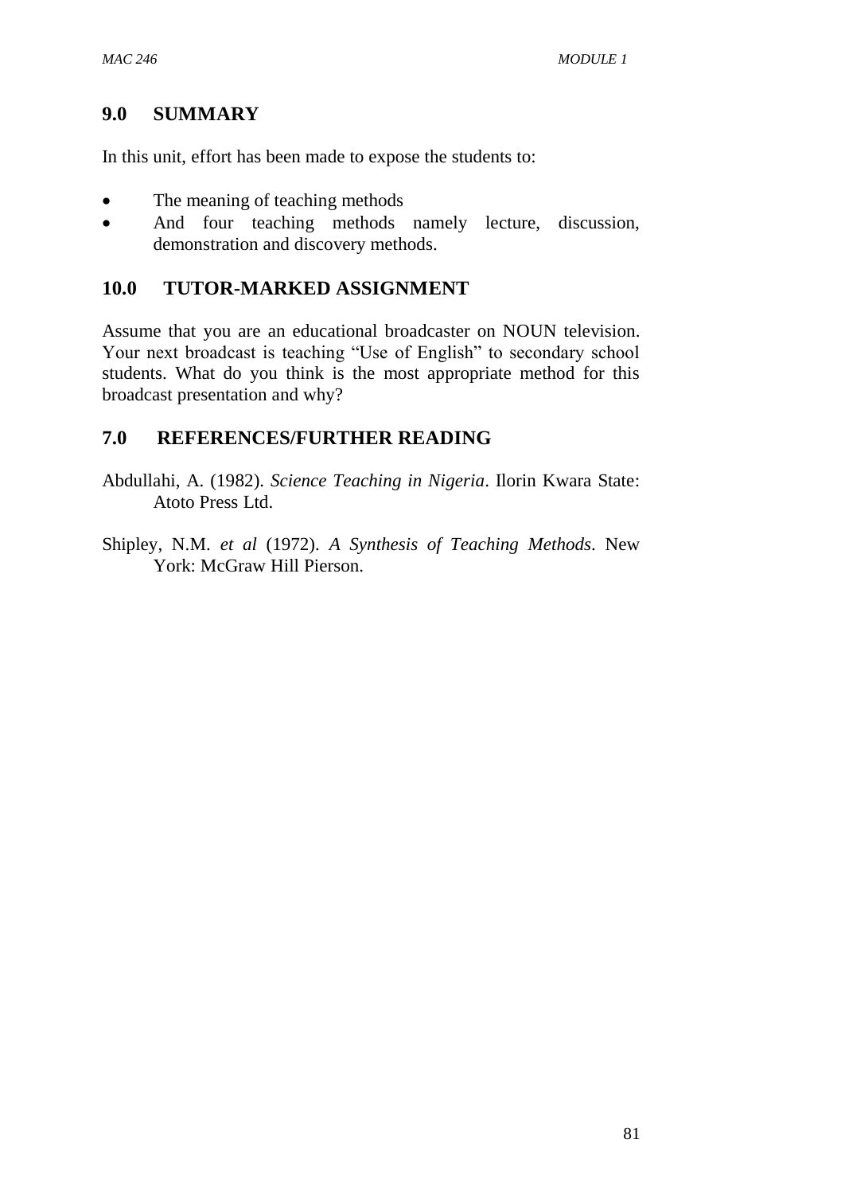## 9.0 SUMMARY

In this unit, effort has been made to expose the students to:

- The meaning of teaching methods
- And four teaching methods namely lecture, discussion, demonstration and discovery methods.

## 10.0 TUTOR-MARKED ASSIGNMENT

Assume that you are an educational broadcaster on NOUN television. Your next broadcast is teaching "Use of English" to secondary school students. What do you think is the most appropriate method for this broadcast presentation and why?

## 7.0 REFERENCES/FURTHER READING

Abdullahi, A. (1982). *Science Teaching in Nigeria*. Ilorin Kwara State: Atoto Press Ltd.

Shipley, N.M. *et al* (1972). *A Synthesis of Teaching Methods*. New York: McGraw Hill Pierson.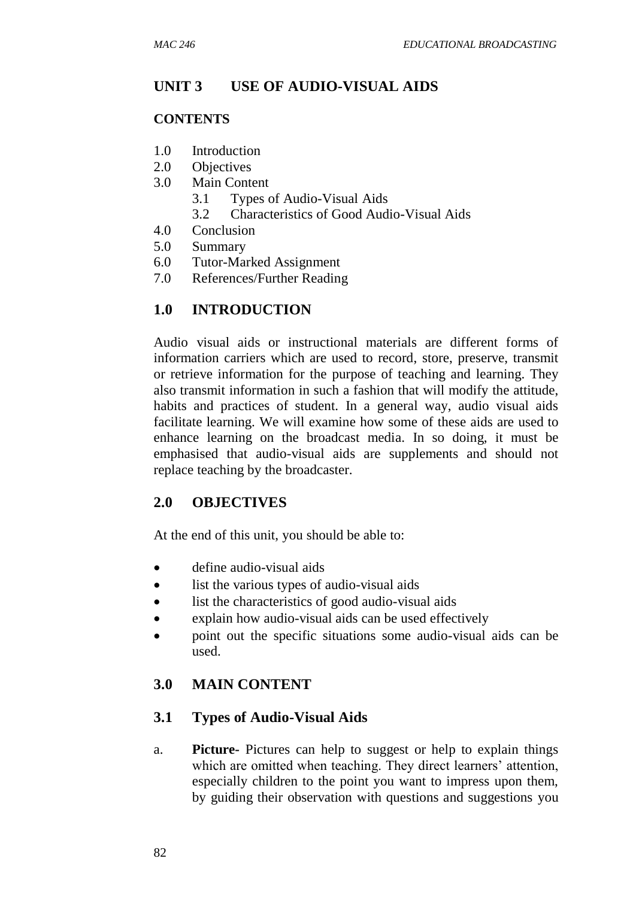## UNIT 3 USE OF AUDIO-VISUAL AIDS

### CONTENTS

1.0 Introduction
2.0 Objectives
3.0 Main Content
  3.1 Types of Audio-Visual Aids
  3.2 Characteristics of Good Audio-Visual Aids
4.0 Conclusion
5.0 Summary
6.0 Tutor-Marked Assignment
7.0 References/Further Reading

## 1.0 INTRODUCTION

Audio visual aids or instructional materials are different forms of information carriers which are used to record, store, preserve, transmit or retrieve information for the purpose of teaching and learning. They also transmit information in such a fashion that will modify the attitude, habits and practices of student. In a general way, audio visual aids facilitate learning. We will examine how some of these aids are used to enhance learning on the broadcast media. In so doing, it must be emphasised that audio-visual aids are supplements and should not replace teaching by the broadcaster.

## 2.0 OBJECTIVES

At the end of this unit, you should be able to:

- define audio-visual aids
- list the various types of audio-visual aids
- list the characteristics of good audio-visual aids
- explain how audio-visual aids can be used effectively
- point out the specific situations some audio-visual aids can be used.

## 3.0 MAIN CONTENT

### 3.1 Types of Audio-Visual Aids

a. **Picture-** Pictures can help to suggest or help to explain things which are omitted when teaching. They direct learners' attention, especially children to the point you want to impress upon them, by guiding their observation with questions and suggestions you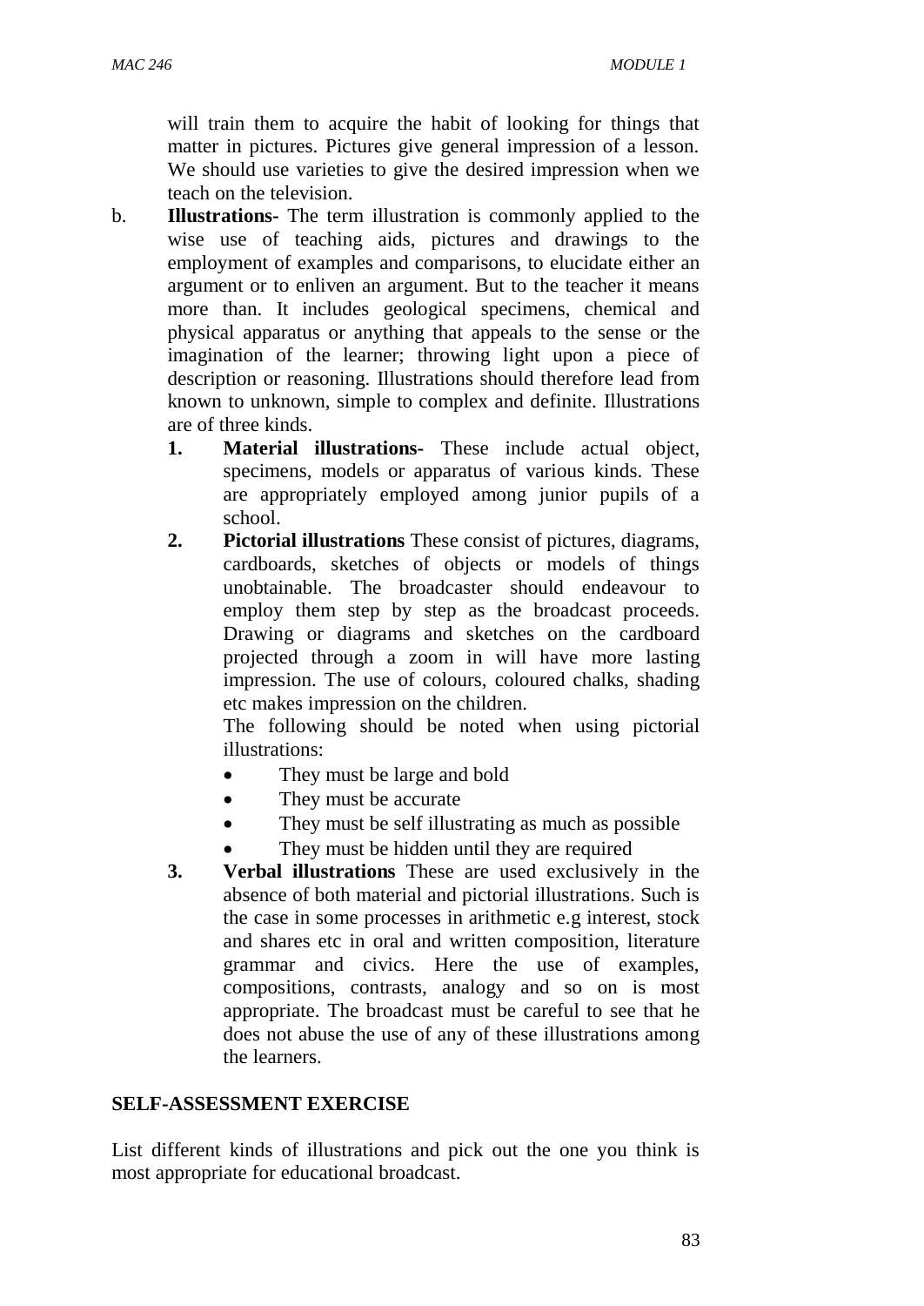will train them to acquire the habit of looking for things that matter in pictures. Pictures give general impression of a lesson. We should use varieties to give the desired impression when we teach on the television.

b. **Illustrations-** The term illustration is commonly applied to the wise use of teaching aids, pictures and drawings to the employment of examples and comparisons, to elucidate either an argument or to enliven an argument. But to the teacher it means more than. It includes geological specimens, chemical and physical apparatus or anything that appeals to the sense or the imagination of the learner; throwing light upon a piece of description or reasoning. Illustrations should therefore lead from known to unknown, simple to complex and definite. Illustrations are of three kinds.

   1. **Material illustrations-** These include actual object, specimens, models or apparatus of various kinds. These are appropriately employed among junior pupils of a school.
   2. **Pictorial illustrations** These consist of pictures, diagrams, cardboards, sketches of objects or models of things unobtainable. The broadcaster should endeavour to employ them step by step as the broadcast proceeds. Drawing or diagrams and sketches on the cardboard projected through a zoom in will have more lasting impression. The use of colours, coloured chalks, shading etc makes impression on the children.

      The following should be noted when using pictorial illustrations:

      - They must be large and bold
      - They must be accurate
      - They must be self illustrating as much as possible
      - They must be hidden until they are required
   3. **Verbal illustrations** These are used exclusively in the absence of both material and pictorial illustrations. Such is the case in some processes in arithmetic e.g interest, stock and shares etc in oral and written composition, literature grammar and civics. Here the use of examples, compositions, contrasts, analogy and so on is most appropriate. The broadcast must be careful to see that he does not abuse the use of any of these illustrations among the learners.

## SELF-ASSESSMENT EXERCISE

List different kinds of illustrations and pick out the one you think is most appropriate for educational broadcast.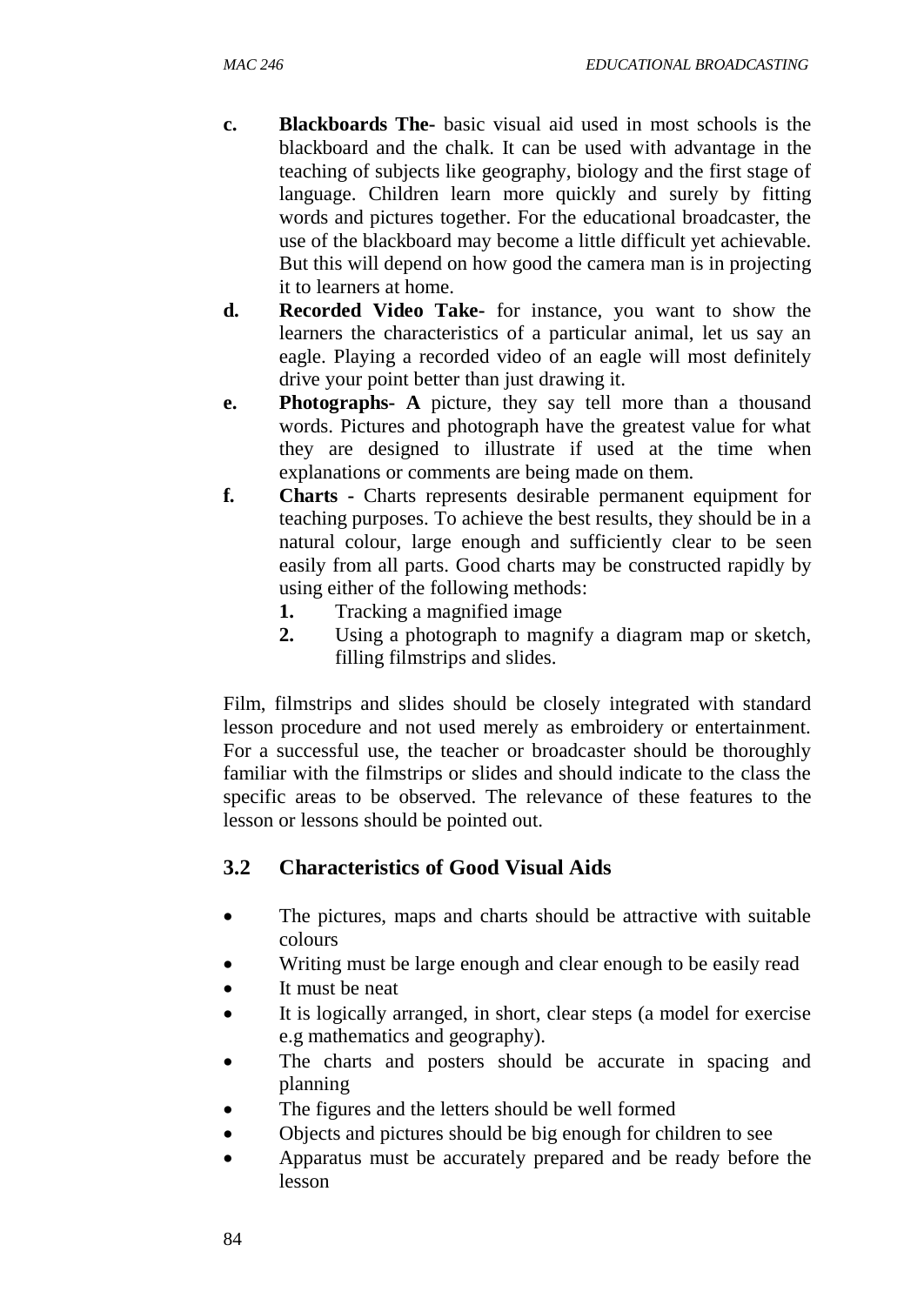c. **Blackboards The-** basic visual aid used in most schools is the blackboard and the chalk. It can be used with advantage in the teaching of subjects like geography, biology and the first stage of language. Children learn more quickly and surely by fitting words and pictures together. For the educational broadcaster, the use of the blackboard may become a little difficult yet achievable. But this will depend on how good the camera man is in projecting it to learners at home.

d. **Recorded Video Take-** for instance, you want to show the learners the characteristics of a particular animal, let us say an eagle. Playing a recorded video of an eagle will most definitely drive your point better than just drawing it.

e. **Photographs- A** picture, they say tell more than a thousand words. Pictures and photograph have the greatest value for what they are designed to illustrate if used at the time when explanations or comments are being made on them.

f. **Charts -** Charts represents desirable permanent equipment for teaching purposes. To achieve the best results, they should be in a natural colour, large enough and sufficiently clear to be seen easily from all parts. Good charts may be constructed rapidly by using either of the following methods:

   1. Tracking a magnified image
   2. Using a photograph to magnify a diagram map or sketch, filling filmstrips and slides.

Film, filmstrips and slides should be closely integrated with standard lesson procedure and not used merely as embroidery or entertainment. For a successful use, the teacher or broadcaster should be thoroughly familiar with the filmstrips or slides and should indicate to the class the specific areas to be observed. The relevance of these features to the lesson or lessons should be pointed out.

## 3.2 Characteristics of Good Visual Aids

- The pictures, maps and charts should be attractive with suitable colours
- Writing must be large enough and clear enough to be easily read
- It must be neat
- It is logically arranged, in short, clear steps (a model for exercise e.g mathematics and geography).
- The charts and posters should be accurate in spacing and planning
- The figures and the letters should be well formed
- Objects and pictures should be big enough for children to see
- Apparatus must be accurately prepared and be ready before the lesson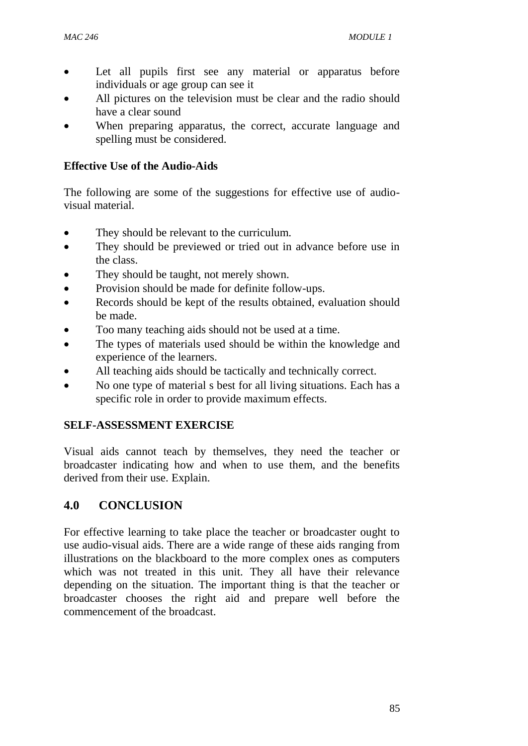- Let all pupils first see any material or apparatus before individuals or age group can see it
- All pictures on the television must be clear and the radio should have a clear sound
- When preparing apparatus, the correct, accurate language and spelling must be considered.

**Effective Use of the Audio-Aids**

The following are some of the suggestions for effective use of audio-visual material.

- They should be relevant to the curriculum.
- They should be previewed or tried out in advance before use in the class.
- They should be taught, not merely shown.
- Provision should be made for definite follow-ups.
- Records should be kept of the results obtained, evaluation should be made.
- Too many teaching aids should not be used at a time.
- The types of materials used should be within the knowledge and experience of the learners.
- All teaching aids should be tactically and technically correct.
- No one type of material s best for all living situations. Each has a specific role in order to provide maximum effects.

**SELF-ASSESSMENT EXERCISE**

Visual aids cannot teach by themselves, they need the teacher or broadcaster indicating how and when to use them, and the benefits derived from their use. Explain.

## 4.0 CONCLUSION

For effective learning to take place the teacher or broadcaster ought to use audio-visual aids. There are a wide range of these aids ranging from illustrations on the blackboard to the more complex ones as computers which was not treated in this unit. They all have their relevance depending on the situation. The important thing is that the teacher or broadcaster chooses the right aid and prepare well before the commencement of the broadcast.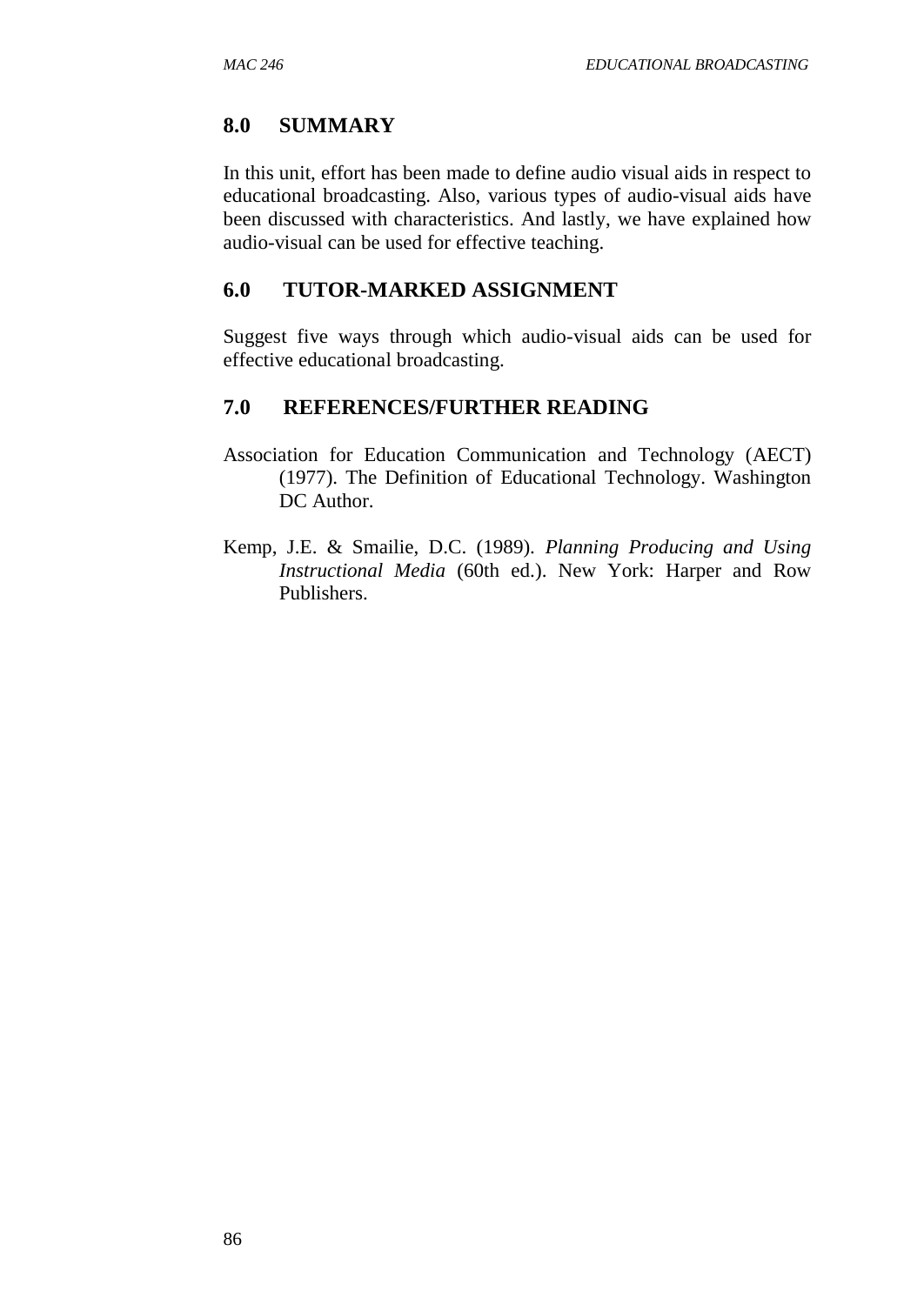## 8.0 SUMMARY

In this unit, effort has been made to define audio visual aids in respect to educational broadcasting. Also, various types of audio-visual aids have been discussed with characteristics. And lastly, we have explained how audio-visual can be used for effective teaching.

## 6.0 TUTOR-MARKED ASSIGNMENT

Suggest five ways through which audio-visual aids can be used for effective educational broadcasting.

## 7.0 REFERENCES/FURTHER READING

Association for Education Communication and Technology (AECT) (1977). The Definition of Educational Technology. Washington DC Author.

Kemp, J.E. & Smailie, D.C. (1989). *Planning Producing and Using Instructional Media* (60th ed.). New York: Harper and Row Publishers.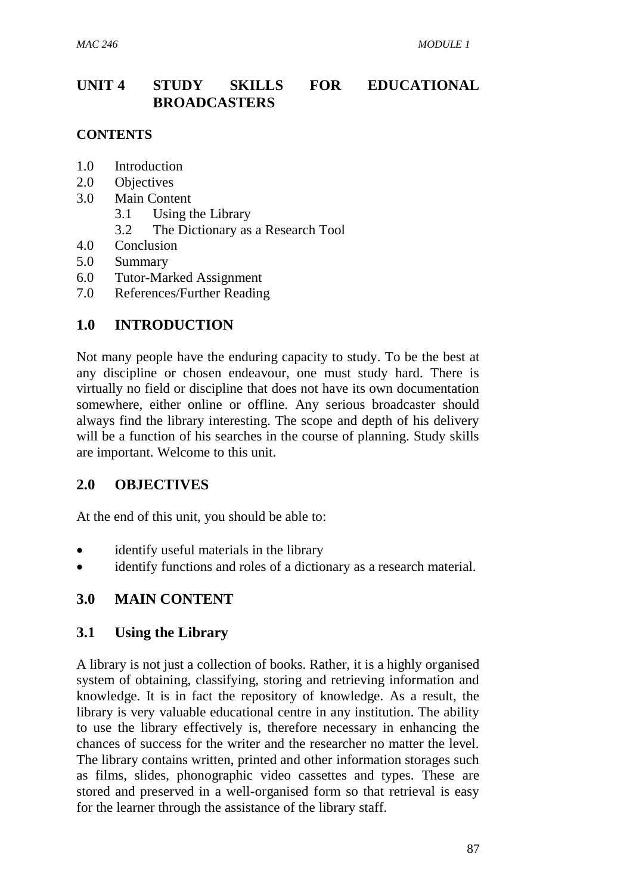# UNIT 4 STUDY SKILLS FOR EDUCATIONAL BROADCASTERS

**CONTENTS**

1.0 Introduction
2.0 Objectives
3.0 Main Content
    3.1 Using the Library
    3.2 The Dictionary as a Research Tool
4.0 Conclusion
5.0 Summary
6.0 Tutor-Marked Assignment
7.0 References/Further Reading

## 1.0 INTRODUCTION

Not many people have the enduring capacity to study. To be the best at any discipline or chosen endeavour, one must study hard. There is virtually no field or discipline that does not have its own documentation somewhere, either online or offline. Any serious broadcaster should always find the library interesting. The scope and depth of his delivery will be a function of his searches in the course of planning. Study skills are important. Welcome to this unit.

## 2.0 OBJECTIVES

At the end of this unit, you should be able to:

- identify useful materials in the library
- identify functions and roles of a dictionary as a research material.

## 3.0 MAIN CONTENT

### 3.1 Using the Library

A library is not just a collection of books. Rather, it is a highly organised system of obtaining, classifying, storing and retrieving information and knowledge. It is in fact the repository of knowledge. As a result, the library is very valuable educational centre in any institution. The ability to use the library effectively is, therefore necessary in enhancing the chances of success for the writer and the researcher no matter the level. The library contains written, printed and other information storages such as films, slides, phonographic video cassettes and types. These are stored and preserved in a well-organised form so that retrieval is easy for the learner through the assistance of the library staff.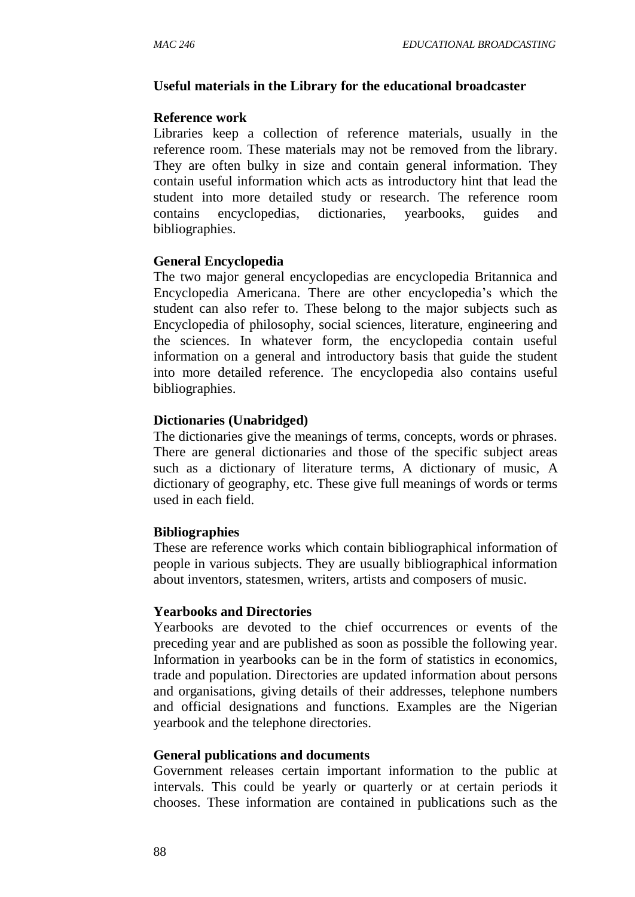**Useful materials in the Library for the educational broadcaster**

**Reference work**

Libraries keep a collection of reference materials, usually in the reference room. These materials may not be removed from the library. They are often bulky in size and contain general information. They contain useful information which acts as introductory hint that lead the student into more detailed study or research. The reference room contains encyclopedias, dictionaries, yearbooks, guides and bibliographies.

**General Encyclopedia**

The two major general encyclopedias are encyclopedia Britannica and Encyclopedia Americana. There are other encyclopedia's which the student can also refer to. These belong to the major subjects such as Encyclopedia of philosophy, social sciences, literature, engineering and the sciences. In whatever form, the encyclopedia contain useful information on a general and introductory basis that guide the student into more detailed reference. The encyclopedia also contains useful bibliographies.

**Dictionaries (Unabridged)**

The dictionaries give the meanings of terms, concepts, words or phrases. There are general dictionaries and those of the specific subject areas such as a dictionary of literature terms, A dictionary of music, A dictionary of geography, etc. These give full meanings of words or terms used in each field.

**Bibliographies**

These are reference works which contain bibliographical information of people in various subjects. They are usually bibliographical information about inventors, statesmen, writers, artists and composers of music.

**Yearbooks and Directories**

Yearbooks are devoted to the chief occurrences or events of the preceding year and are published as soon as possible the following year. Information in yearbooks can be in the form of statistics in economics, trade and population. Directories are updated information about persons and organisations, giving details of their addresses, telephone numbers and official designations and functions. Examples are the Nigerian yearbook and the telephone directories.

**General publications and documents**

Government releases certain important information to the public at intervals. This could be yearly or quarterly or at certain periods it chooses. These information are contained in publications such as the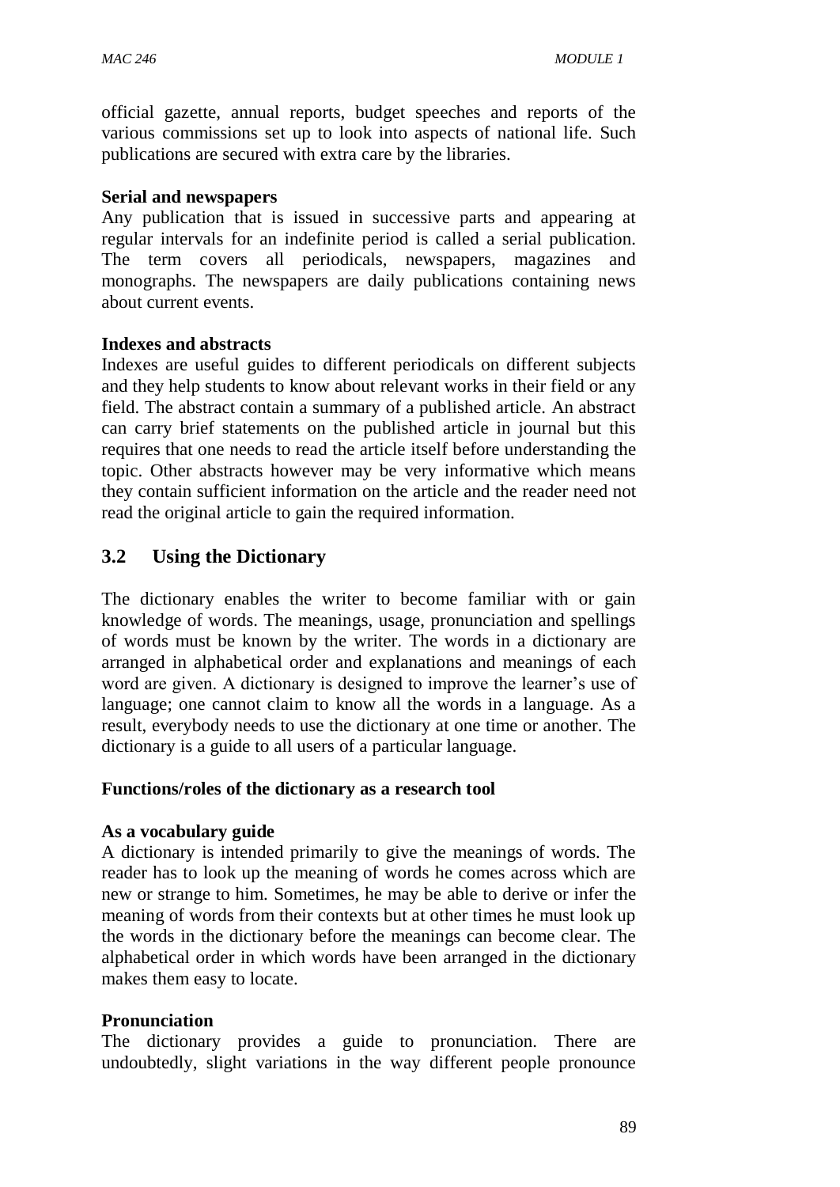official gazette, annual reports, budget speeches and reports of the various commissions set up to look into aspects of national life. Such publications are secured with extra care by the libraries.

**Serial and newspapers**

Any publication that is issued in successive parts and appearing at regular intervals for an indefinite period is called a serial publication. The term covers all periodicals, newspapers, magazines and monographs. The newspapers are daily publications containing news about current events.

**Indexes and abstracts**

Indexes are useful guides to different periodicals on different subjects and they help students to know about relevant works in their field or any field. The abstract contain a summary of a published article. An abstract can carry brief statements on the published article in journal but this requires that one needs to read the article itself before understanding the topic. Other abstracts however may be very informative which means they contain sufficient information on the article and the reader need not read the original article to gain the required information.

## 3.2 Using the Dictionary

The dictionary enables the writer to become familiar with or gain knowledge of words. The meanings, usage, pronunciation and spellings of words must be known by the writer. The words in a dictionary are arranged in alphabetical order and explanations and meanings of each word are given. A dictionary is designed to improve the learner's use of language; one cannot claim to know all the words in a language. As a result, everybody needs to use the dictionary at one time or another. The dictionary is a guide to all users of a particular language.

**Functions/roles of the dictionary as a research tool**

**As a vocabulary guide**

A dictionary is intended primarily to give the meanings of words. The reader has to look up the meaning of words he comes across which are new or strange to him. Sometimes, he may be able to derive or infer the meaning of words from their contexts but at other times he must look up the words in the dictionary before the meanings can become clear. The alphabetical order in which words have been arranged in the dictionary makes them easy to locate.

**Pronunciation**

The dictionary provides a guide to pronunciation. There are undoubtedly, slight variations in the way different people pronounce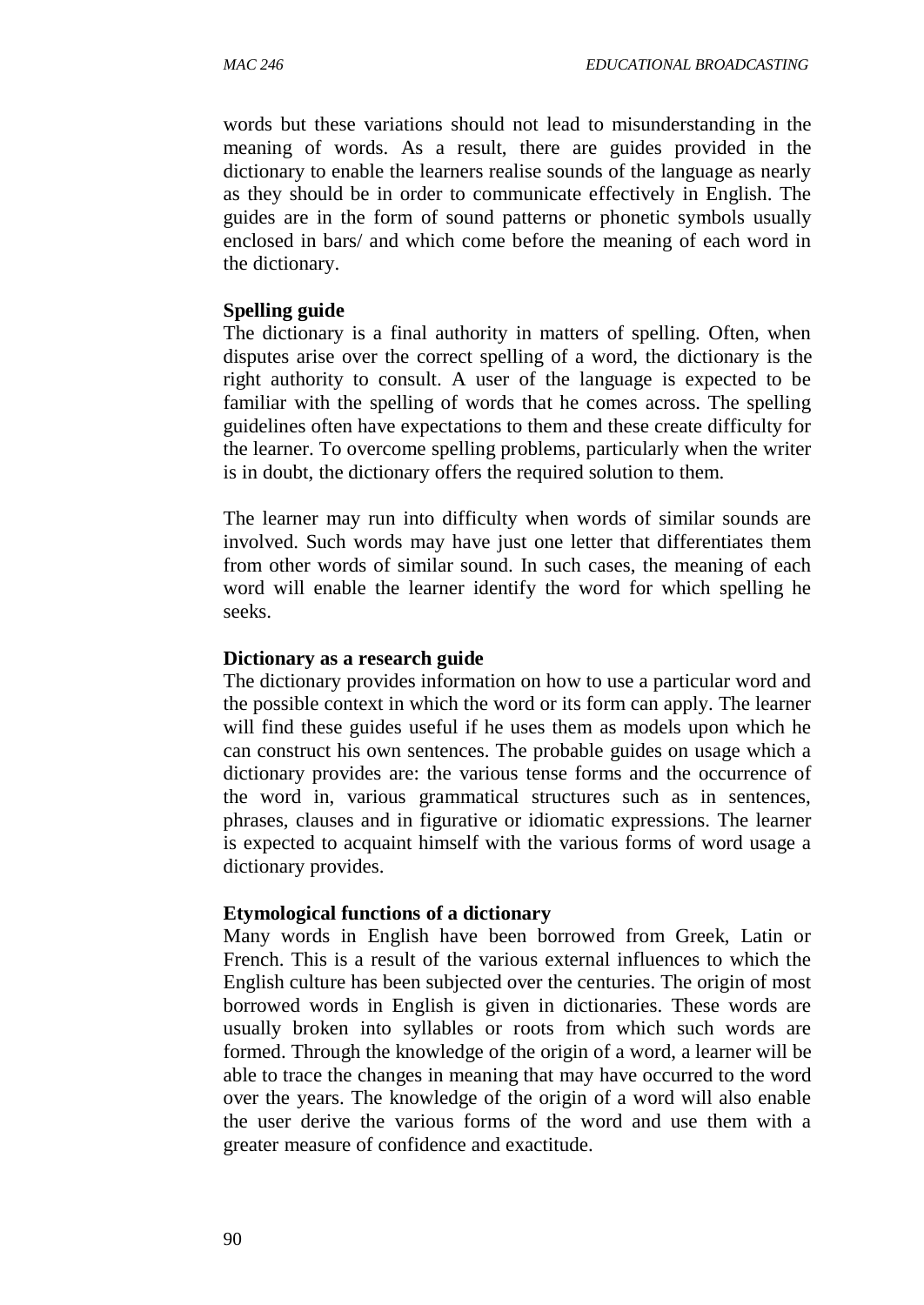words but these variations should not lead to misunderstanding in the meaning of words. As a result, there are guides provided in the dictionary to enable the learners realise sounds of the language as nearly as they should be in order to communicate effectively in English. The guides are in the form of sound patterns or phonetic symbols usually enclosed in bars/ and which come before the meaning of each word in the dictionary.

**Spelling guide**

The dictionary is a final authority in matters of spelling. Often, when disputes arise over the correct spelling of a word, the dictionary is the right authority to consult. A user of the language is expected to be familiar with the spelling of words that he comes across. The spelling guidelines often have expectations to them and these create difficulty for the learner. To overcome spelling problems, particularly when the writer is in doubt, the dictionary offers the required solution to them.

The learner may run into difficulty when words of similar sounds are involved. Such words may have just one letter that differentiates them from other words of similar sound. In such cases, the meaning of each word will enable the learner identify the word for which spelling he seeks.

**Dictionary as a research guide**

The dictionary provides information on how to use a particular word and the possible context in which the word or its form can apply. The learner will find these guides useful if he uses them as models upon which he can construct his own sentences. The probable guides on usage which a dictionary provides are: the various tense forms and the occurrence of the word in, various grammatical structures such as in sentences, phrases, clauses and in figurative or idiomatic expressions. The learner is expected to acquaint himself with the various forms of word usage a dictionary provides.

**Etymological functions of a dictionary**

Many words in English have been borrowed from Greek, Latin or French. This is a result of the various external influences to which the English culture has been subjected over the centuries. The origin of most borrowed words in English is given in dictionaries. These words are usually broken into syllables or roots from which such words are formed. Through the knowledge of the origin of a word, a learner will be able to trace the changes in meaning that may have occurred to the word over the years. The knowledge of the origin of a word will also enable the user derive the various forms of the word and use them with a greater measure of confidence and exactitude.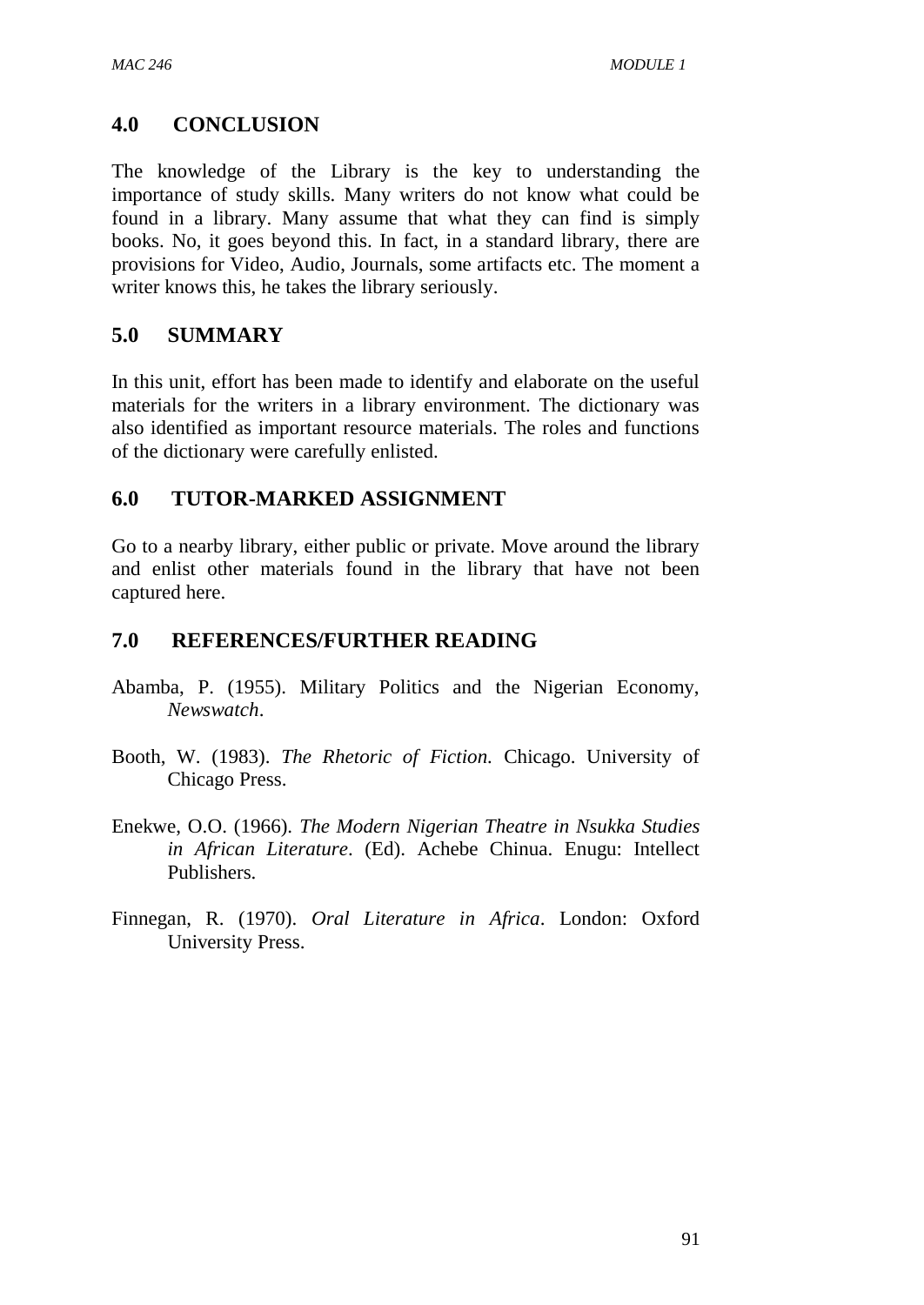## 4.0 CONCLUSION

The knowledge of the Library is the key to understanding the importance of study skills. Many writers do not know what could be found in a library. Many assume that what they can find is simply books. No, it goes beyond this. In fact, in a standard library, there are provisions for Video, Audio, Journals, some artifacts etc. The moment a writer knows this, he takes the library seriously.

## 5.0 SUMMARY

In this unit, effort has been made to identify and elaborate on the useful materials for the writers in a library environment. The dictionary was also identified as important resource materials. The roles and functions of the dictionary were carefully enlisted.

## 6.0 TUTOR-MARKED ASSIGNMENT

Go to a nearby library, either public or private. Move around the library and enlist other materials found in the library that have not been captured here.

## 7.0 REFERENCES/FURTHER READING

Abamba, P. (1955). Military Politics and the Nigerian Economy, *Newswatch*.

Booth, W. (1983). *The Rhetoric of Fiction.* Chicago. University of Chicago Press.

Enekwe, O.O. (1966). *The Modern Nigerian Theatre in Nsukka Studies in African Literature*. (Ed). Achebe Chinua. Enugu: Intellect Publishers.

Finnegan, R. (1970). *Oral Literature in Africa*. London: Oxford University Press.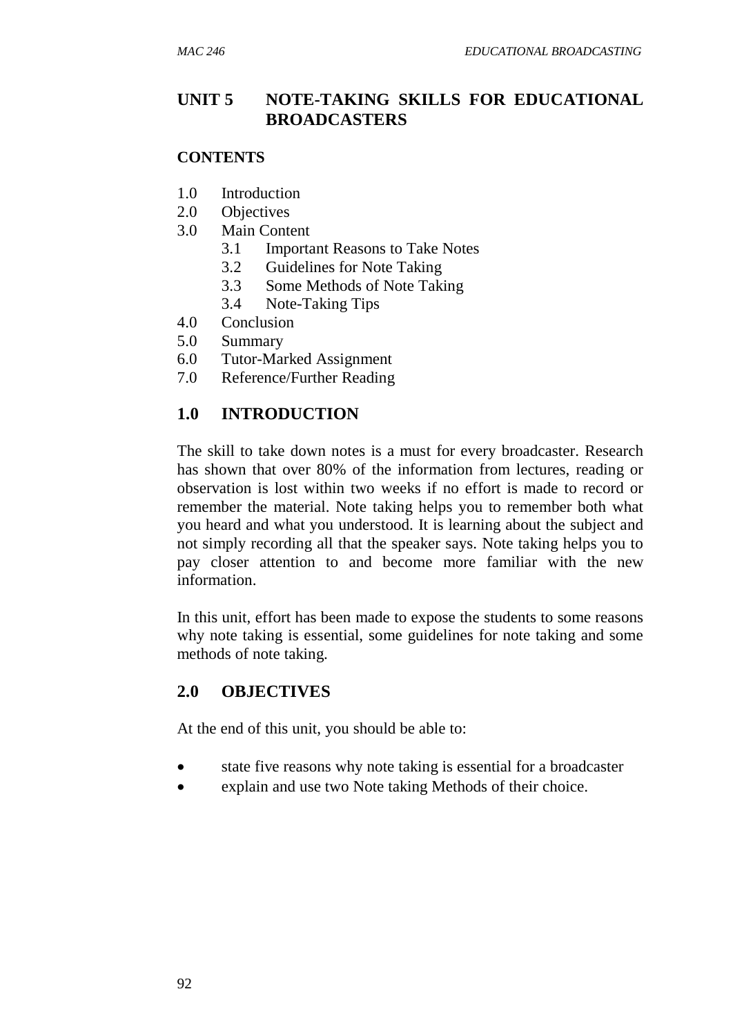## UNIT 5 NOTE-TAKING SKILLS FOR EDUCATIONAL BROADCASTERS

**CONTENTS**

1.0 Introduction
2.0 Objectives
3.0 Main Content
   3.1 Important Reasons to Take Notes
   3.2 Guidelines for Note Taking
   3.3 Some Methods of Note Taking
   3.4 Note-Taking Tips
4.0 Conclusion
5.0 Summary
6.0 Tutor-Marked Assignment
7.0 Reference/Further Reading

### 1.0 INTRODUCTION

The skill to take down notes is a must for every broadcaster. Research has shown that over 80% of the information from lectures, reading or observation is lost within two weeks if no effort is made to record or remember the material. Note taking helps you to remember both what you heard and what you understood. It is learning about the subject and not simply recording all that the speaker says. Note taking helps you to pay closer attention to and become more familiar with the new information.

In this unit, effort has been made to expose the students to some reasons why note taking is essential, some guidelines for note taking and some methods of note taking.

### 2.0 OBJECTIVES

At the end of this unit, you should be able to:

- state five reasons why note taking is essential for a broadcaster
- explain and use two Note taking Methods of their choice.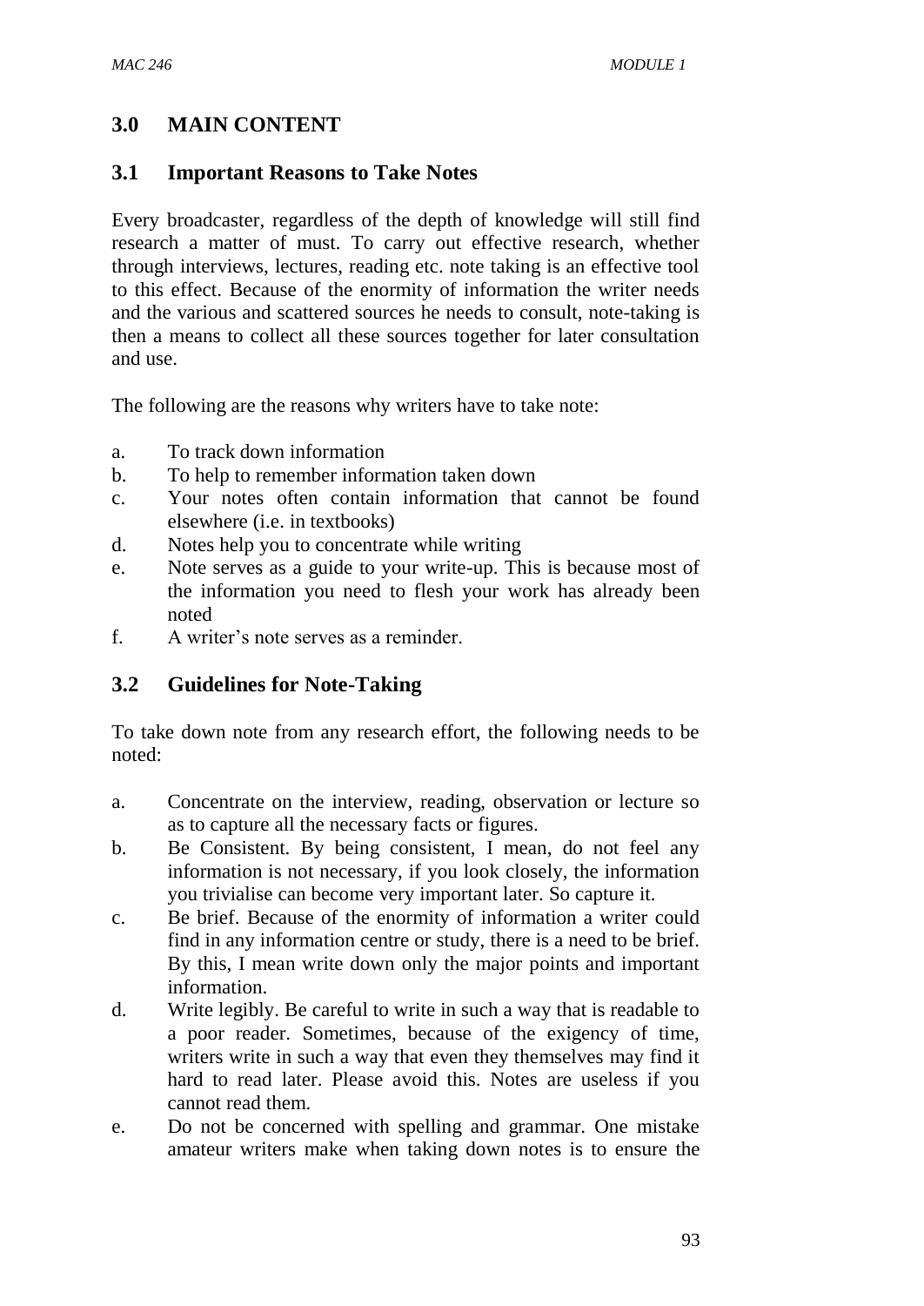## 3.0 MAIN CONTENT

### 3.1 Important Reasons to Take Notes

Every broadcaster, regardless of the depth of knowledge will still find research a matter of must. To carry out effective research, whether through interviews, lectures, reading etc. note taking is an effective tool to this effect. Because of the enormity of information the writer needs and the various and scattered sources he needs to consult, note-taking is then a means to collect all these sources together for later consultation and use.

The following are the reasons why writers have to take note:

a. To track down information
b. To help to remember information taken down
c. Your notes often contain information that cannot be found elsewhere (i.e. in textbooks)
d. Notes help you to concentrate while writing
e. Note serves as a guide to your write-up. This is because most of the information you need to flesh your work has already been noted
f. A writer's note serves as a reminder.

### 3.2 Guidelines for Note-Taking

To take down note from any research effort, the following needs to be noted:

a. Concentrate on the interview, reading, observation or lecture so as to capture all the necessary facts or figures.
b. Be Consistent. By being consistent, I mean, do not feel any information is not necessary, if you look closely, the information you trivialise can become very important later. So capture it.
c. Be brief. Because of the enormity of information a writer could find in any information centre or study, there is a need to be brief. By this, I mean write down only the major points and important information.
d. Write legibly. Be careful to write in such a way that is readable to a poor reader. Sometimes, because of the exigency of time, writers write in such a way that even they themselves may find it hard to read later. Please avoid this. Notes are useless if you cannot read them.
e. Do not be concerned with spelling and grammar. One mistake amateur writers make when taking down notes is to ensure the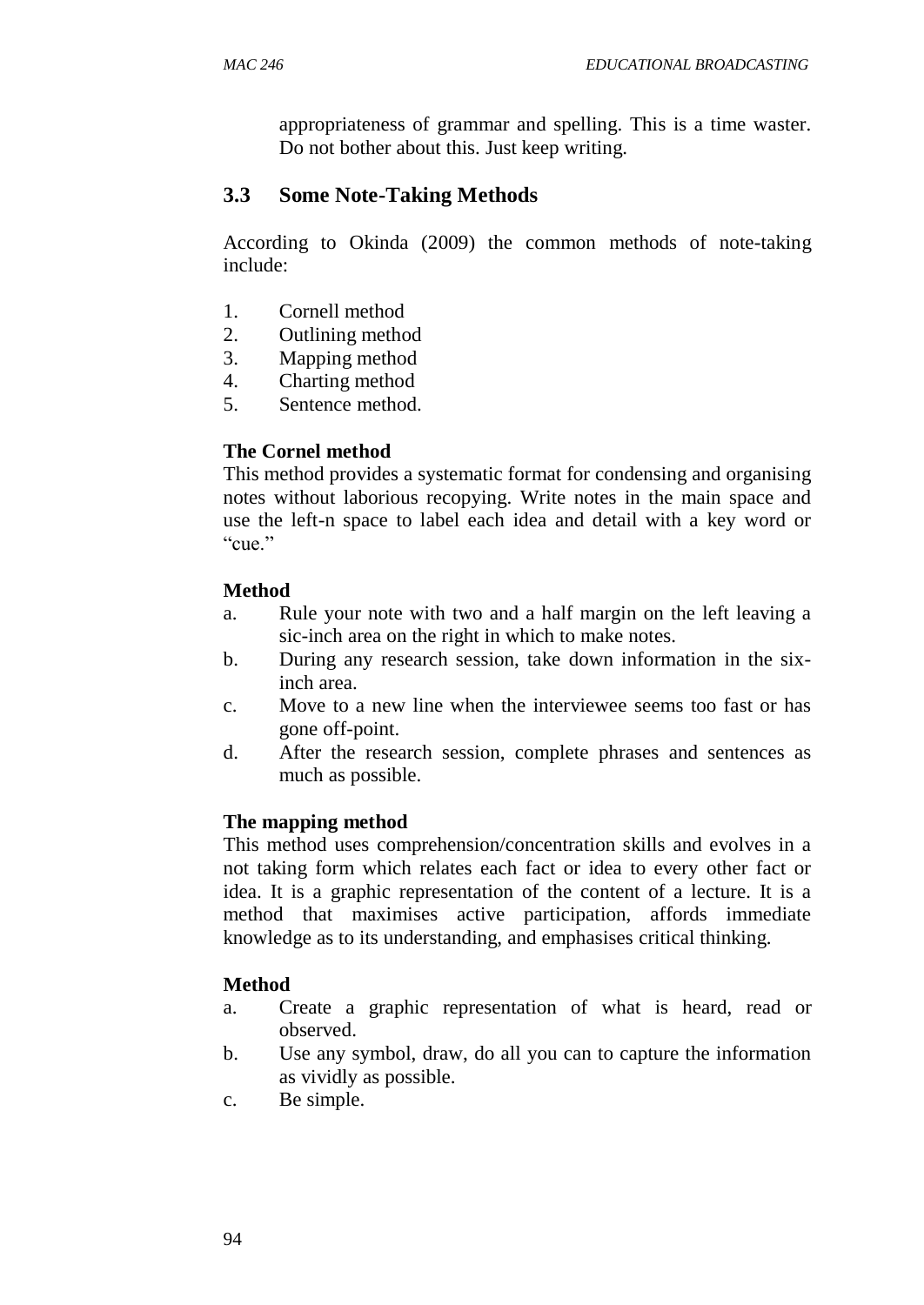appropriateness of grammar and spelling. This is a time waster. Do not bother about this. Just keep writing.

## 3.3 Some Note-Taking Methods

According to Okinda (2009) the common methods of note-taking include:

1. Cornell method
2. Outlining method
3. Mapping method
4. Charting method
5. Sentence method.

**The Cornel method**

This method provides a systematic format for condensing and organising notes without laborious recopying. Write notes in the main space and use the left-n space to label each idea and detail with a key word or "cue."

**Method**

a. Rule your note with two and a half margin on the left leaving a sic-inch area on the right in which to make notes.
b. During any research session, take down information in the six-inch area.
c. Move to a new line when the interviewee seems too fast or has gone off-point.
d. After the research session, complete phrases and sentences as much as possible.

**The mapping method**

This method uses comprehension/concentration skills and evolves in a not taking form which relates each fact or idea to every other fact or idea. It is a graphic representation of the content of a lecture. It is a method that maximises active participation, affords immediate knowledge as to its understanding, and emphasises critical thinking.

**Method**

a. Create a graphic representation of what is heard, read or observed.
b. Use any symbol, draw, do all you can to capture the information as vividly as possible.
c. Be simple.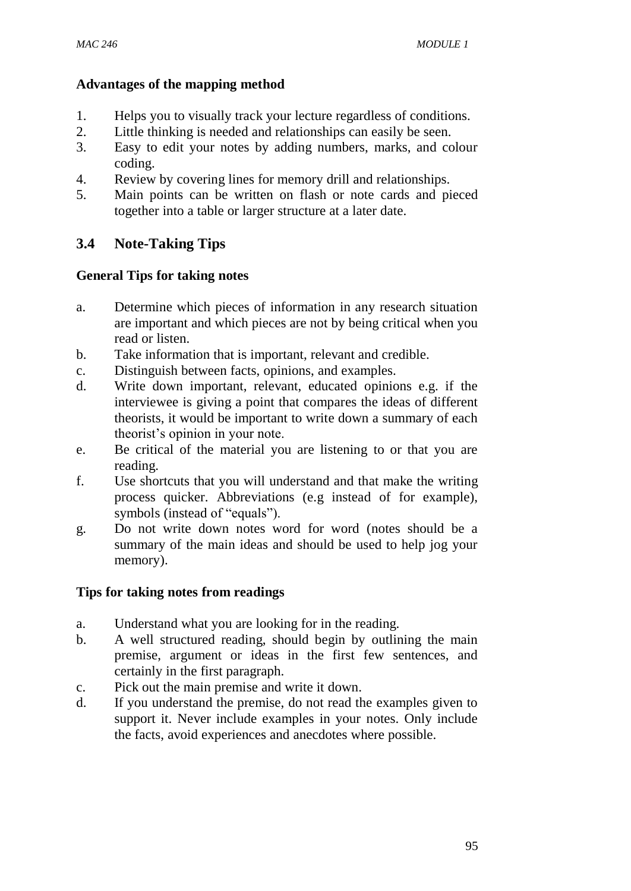**Advantages of the mapping method**

1. Helps you to visually track your lecture regardless of conditions.
2. Little thinking is needed and relationships can easily be seen.
3. Easy to edit your notes by adding numbers, marks, and colour coding.
4. Review by covering lines for memory drill and relationships.
5. Main points can be written on flash or note cards and pieced together into a table or larger structure at a later date.

## 3.4 Note-Taking Tips

**General Tips for taking notes**

a. Determine which pieces of information in any research situation are important and which pieces are not by being critical when you read or listen.
b. Take information that is important, relevant and credible.
c. Distinguish between facts, opinions, and examples.
d. Write down important, relevant, educated opinions e.g. if the interviewee is giving a point that compares the ideas of different theorists, it would be important to write down a summary of each theorist's opinion in your note.
e. Be critical of the material you are listening to or that you are reading.
f. Use shortcuts that you will understand and that make the writing process quicker. Abbreviations (e.g instead of for example), symbols (instead of "equals").
g. Do not write down notes word for word (notes should be a summary of the main ideas and should be used to help jog your memory).

**Tips for taking notes from readings**

a. Understand what you are looking for in the reading.
b. A well structured reading, should begin by outlining the main premise, argument or ideas in the first few sentences, and certainly in the first paragraph.
c. Pick out the main premise and write it down.
d. If you understand the premise, do not read the examples given to support it. Never include examples in your notes. Only include the facts, avoid experiences and anecdotes where possible.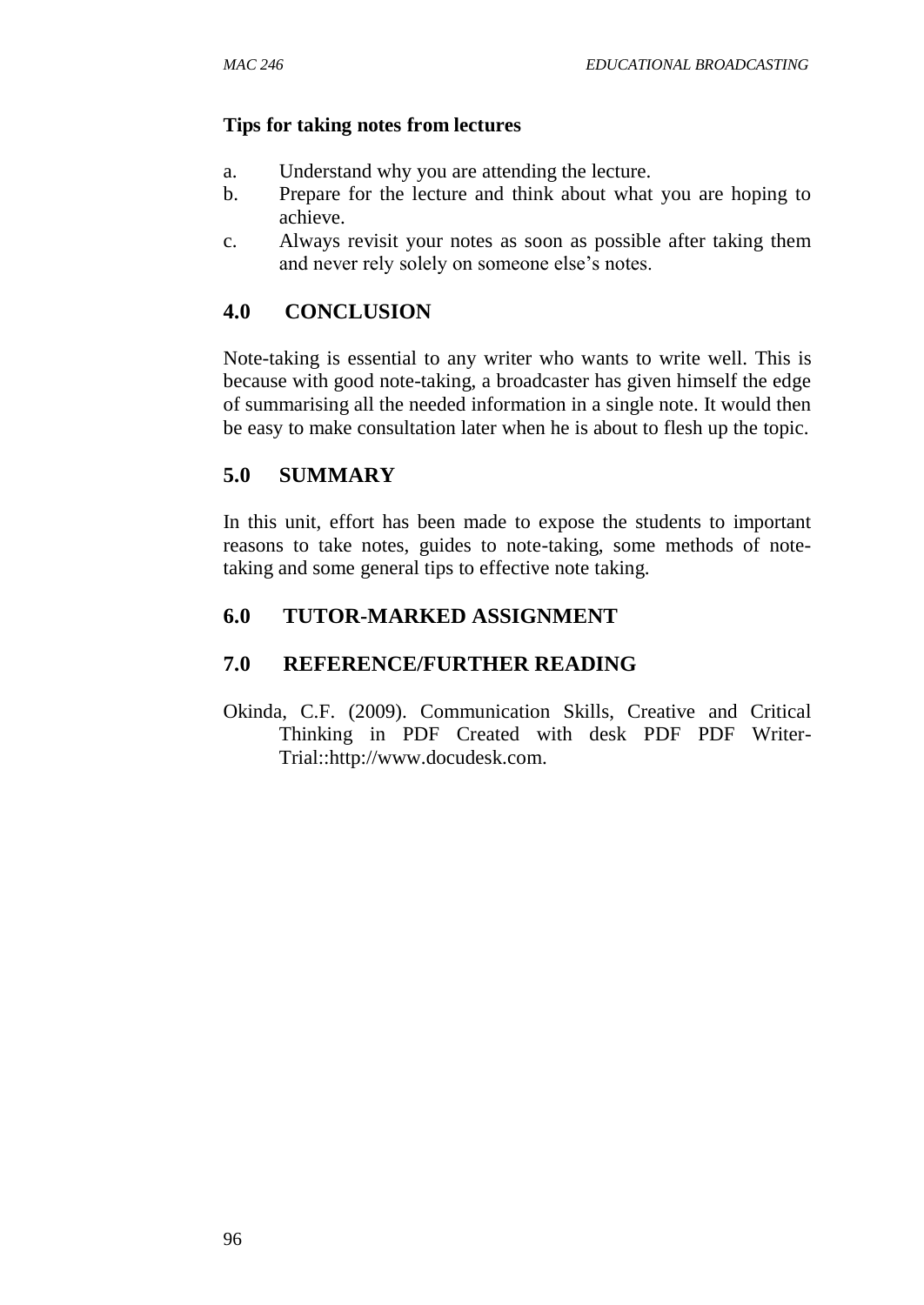**Tips for taking notes from lectures**

a. Understand why you are attending the lecture.
b. Prepare for the lecture and think about what you are hoping to achieve.
c. Always revisit your notes as soon as possible after taking them and never rely solely on someone else's notes.

## 4.0 CONCLUSION

Note-taking is essential to any writer who wants to write well. This is because with good note-taking, a broadcaster has given himself the edge of summarising all the needed information in a single note. It would then be easy to make consultation later when he is about to flesh up the topic.

## 5.0 SUMMARY

In this unit, effort has been made to expose the students to important reasons to take notes, guides to note-taking, some methods of note-taking and some general tips to effective note taking.

## 6.0 TUTOR-MARKED ASSIGNMENT

## 7.0 REFERENCE/FURTHER READING

Okinda, C.F. (2009). Communication Skills, Creative and Critical Thinking in PDF Created with desk PDF PDF Writer-Trial::http://www.docudesk.com.